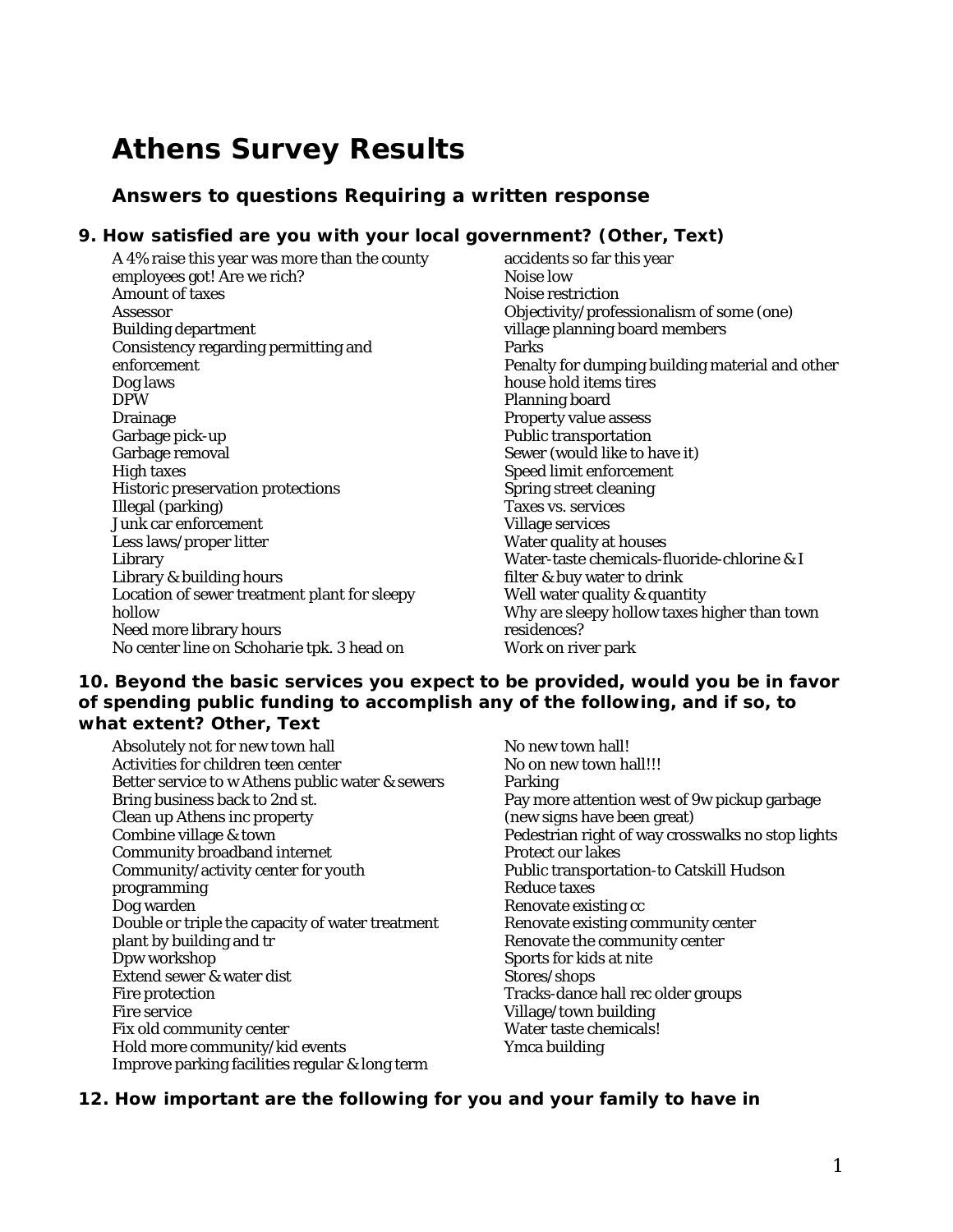# Athens Survey Results

## Answers to questions Requiring a written response

### 9. How satisfied are you with your local government? (Other, Text)

A 4% raise this year was more than the county employees got! Are we rich?
Amount of taxes
Assessor
Building department
Consistency regarding permitting and enforcement
Dog laws
DPW
Drainage
Garbage pick-up
Garbage removal
High taxes
Historic preservation protections
Illegal (parking)
Junk car enforcement
Less laws/proper litter
Library
Library & building hours
Location of sewer treatment plant for sleepy hollow
Need more library hours
No center line on Schoharie tpk. 3 head on accidents so far this year
Noise low
Noise restriction
Objectivity/professionalism of some (one) village planning board members
Parks
Penalty for dumping building material and other house hold items tires
Planning board
Property value assess
Public transportation
Sewer (would like to have it)
Speed limit enforcement
Spring street cleaning
Taxes vs. services
Village services
Water quality at houses
Water-taste chemicals-fluoride-chlorine & I filter & buy water to drink
Well water quality & quantity
Why are sleepy hollow taxes higher than town residences?
Work on river park

### 10. Beyond the basic services you expect to be provided, would you be in favor of spending public funding to accomplish any of the following, and if so, to what extent? Other, Text

Absolutely not for new town hall
Activities for children teen center
Better service to w Athens public water & sewers
Bring business back to 2nd st.
Clean up Athens inc property
Combine village & town
Community broadband internet
Community/activity center for youth programming
Dog warden
Double or triple the capacity of water treatment plant by building and tr
Dpw workshop
Extend sewer & water dist
Fire protection
Fire service
Fix old community center
Hold more community/kid events
Improve parking facilities regular & long term
No new town hall!
No on new town hall!!!
Parking
Pay more attention west of 9w pickup garbage (new signs have been great)
Pedestrian right of way crosswalks no stop lights
Protect our lakes
Public transportation-to Catskill Hudson
Reduce taxes
Renovate existing cc
Renovate existing community center
Renovate the community center
Sports for kids at nite
Stores/shops
Tracks-dance hall rec older groups
Village/town building
Water taste chemicals!
Ymca building

### 12. How important are the following for you and your family to have in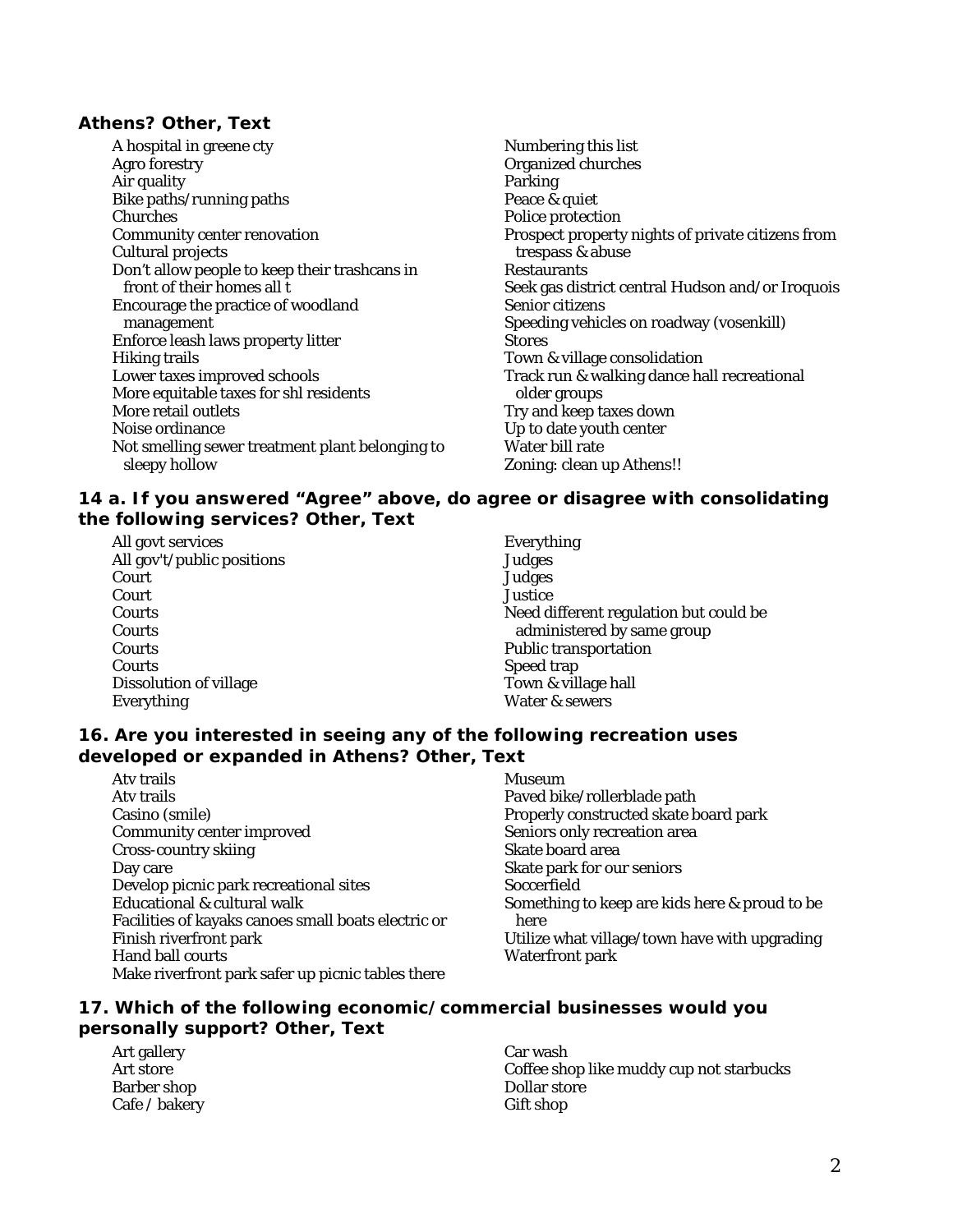### Athens? Other, Text

- A hospital in greene cty
- Agro forestry
- Air quality
- Bike paths/running paths
- Churches
- Community center renovation
- Cultural projects
- Don't allow people to keep their trashcans in front of their homes all t
- Encourage the practice of woodland management
- Enforce leash laws property litter
- Hiking trails
- Lower taxes improved schools
- More equitable taxes for shl residents
- More retail outlets
- Noise ordinance
- Not smelling sewer treatment plant belonging to sleepy hollow
- Numbering this list
- Organized churches
- Parking
- Peace & quiet
- Police protection
- Prospect property nights of private citizens from trespass & abuse
- Restaurants
- Seek gas district central Hudson and/or Iroquois
- Senior citizens
- Speeding vehicles on roadway (vosenkill)
- Stores
- Town & village consolidation
- Track run & walking dance hall recreational older groups
- Try and keep taxes down
- Up to date youth center
- Water bill rate
- Zoning: clean up Athens!!

### 14 a. If you answered "Agree" above, do agree or disagree with consolidating the following services? Other, Text

- All govt services
- All gov't/public positions
- Court
- Court
- Courts
- Courts
- Courts
- Courts
- Dissolution of village
- Everything
- Everything
- Judges
- Judges
- Justice
- Need different regulation but could be administered by same group
- Public transportation
- Speed trap
- Town & village hall
- Water & sewers

### 16. Are you interested in seeing any of the following recreation uses developed or expanded in Athens? Other, Text

- Atv trails
- Atv trails
- Casino (smile)
- Community center improved
- Cross-country skiing
- Day care
- Develop picnic park recreational sites
- Educational & cultural walk
- Facilities of kayaks canoes small boats electric or
- Finish riverfront park
- Hand ball courts
- Make riverfront park safer up picnic tables there
- Museum
- Paved bike/rollerblade path
- Properly constructed skate board park
- Seniors only recreation area
- Skate board area
- Skate park for our seniors
- Soccerfield
- Something to keep are kids here & proud to be here
- Utilize what village/town have with upgrading
- Waterfront park

### 17. Which of the following economic/commercial businesses would you personally support? Other, Text

- Art gallery
- Art store
- Barber shop
- Cafe / bakery
- Car wash
- Coffee shop like muddy cup not starbucks
- Dollar store
- Gift shop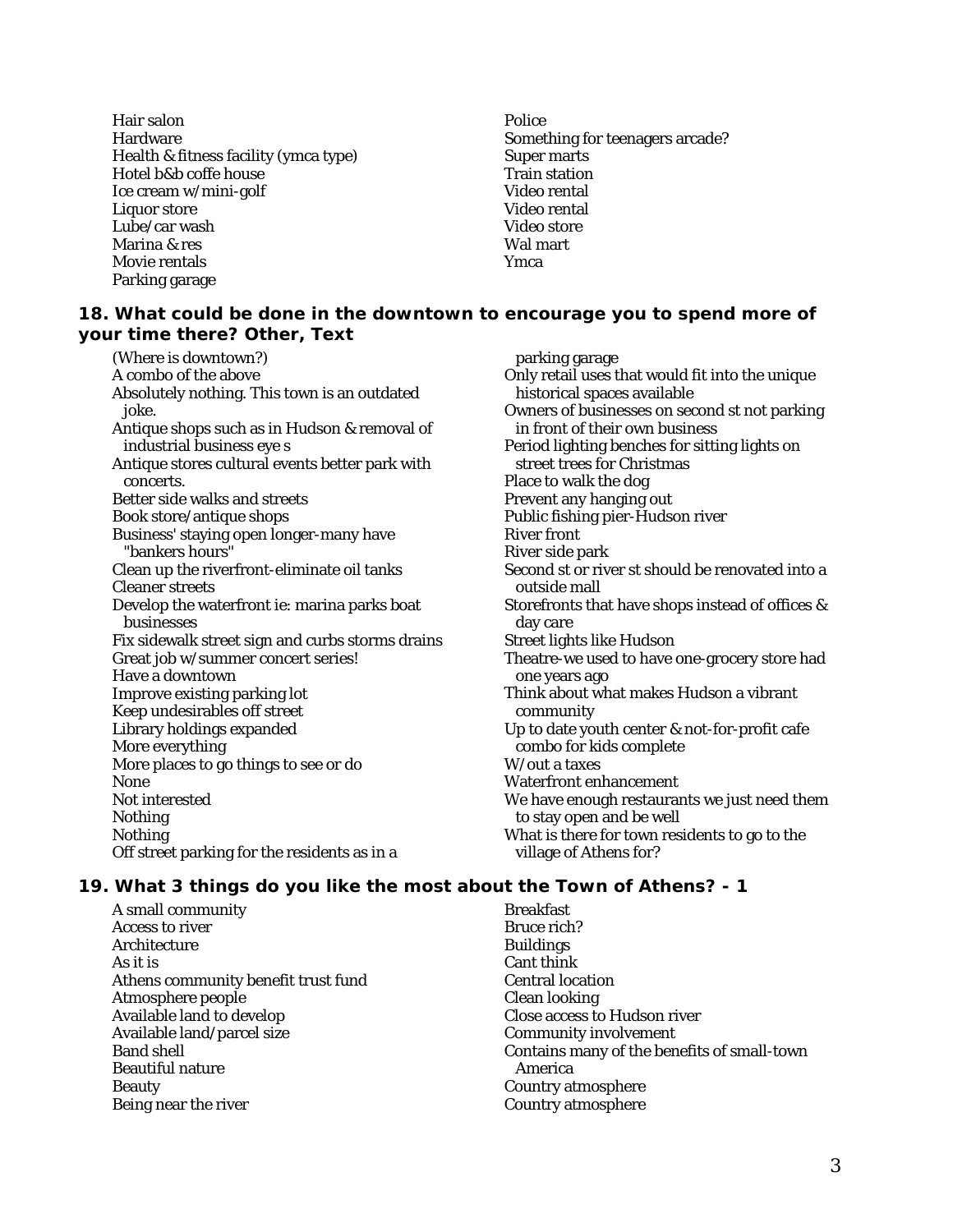Hair salon
Hardware
Health & fitness facility (ymca type)
Hotel b&b coffe house
Ice cream w/mini-golf
Liquor store
Lube/car wash
Marina & res
Movie rentals
Parking garage
Police
Something for teenagers arcade?
Super marts
Train station
Video rental
Video rental
Video store
Wal mart
Ymca

### 18. What could be done in the downtown to encourage you to spend more of your time there? Other, Text

(Where is downtown?)
A combo of the above
Absolutely nothing. This town is an outdated joke.
Antique shops such as in Hudson & removal of industrial business eye s
Antique stores cultural events better park with concerts.
Better side walks and streets
Book store/antique shops
Business' staying open longer-many have "bankers hours"
Clean up the riverfront-eliminate oil tanks
Cleaner streets
Develop the waterfront ie: marina parks boat businesses
Fix sidewalk street sign and curbs storms drains
Great job w/summer concert series!
Have a downtown
Improve existing parking lot
Keep undesirables off street
Library holdings expanded
More everything
More places to go things to see or do
None
Not interested
Nothing
Nothing
Off street parking for the residents as in a parking garage
Only retail uses that would fit into the unique historical spaces available
Owners of businesses on second st not parking in front of their own business
Period lighting benches for sitting lights on street trees for Christmas
Place to walk the dog
Prevent any hanging out
Public fishing pier-Hudson river
River front
River side park
Second st or river st should be renovated into a outside mall
Storefronts that have shops instead of offices & day care
Street lights like Hudson
Theatre-we used to have one-grocery store had one years ago
Think about what makes Hudson a vibrant community
Up to date youth center & not-for-profit cafe combo for kids complete
W/out a taxes
Waterfront enhancement
We have enough restaurants we just need them to stay open and be well
What is there for town residents to go to the village of Athens for?

### 19. What 3 things do you like the most about the Town of Athens? - 1

A small community
Access to river
Architecture
As it is
Athens community benefit trust fund
Atmosphere people
Available land to develop
Available land/parcel size
Band shell
Beautiful nature
Beauty
Being near the river
Breakfast
Bruce rich?
Buildings
Cant think
Central location
Clean looking
Close access to Hudson river
Community involvement
Contains many of the benefits of small-town America
Country atmosphere
Country atmosphere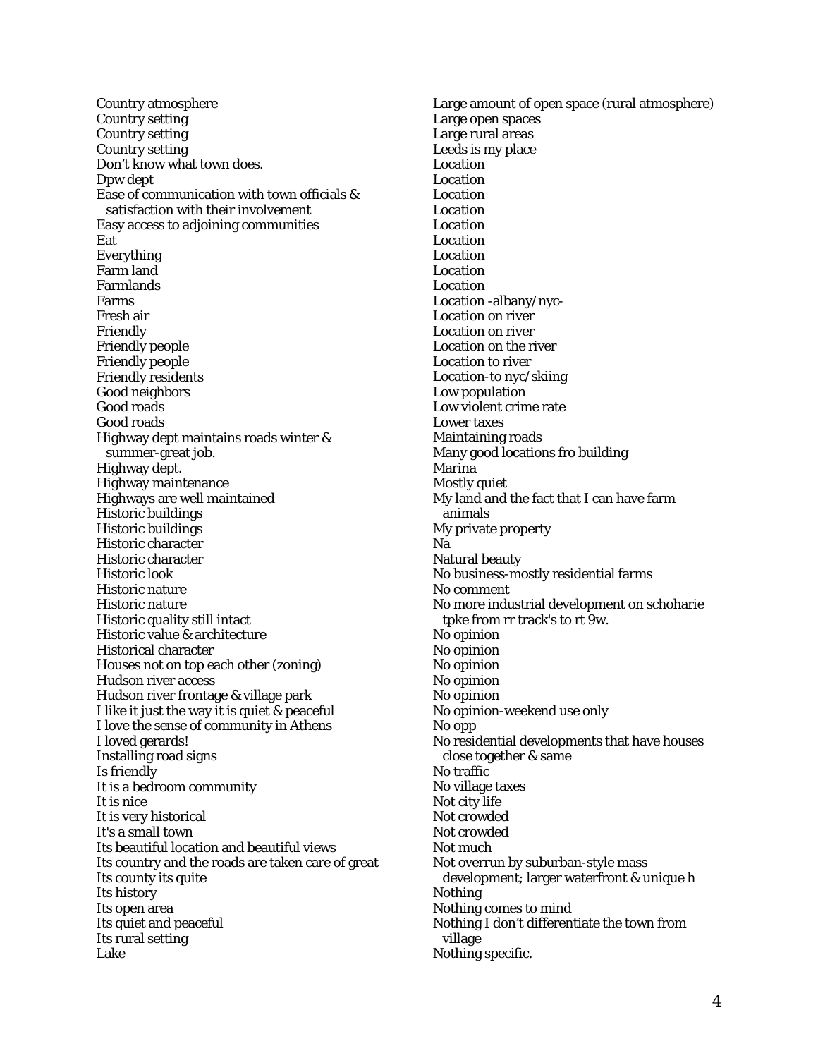Country atmosphere
Country setting
Country setting
Country setting
Don't know what town does.
Dpw dept
Ease of communication with town officials & satisfaction with their involvement
Easy access to adjoining communities
Eat
Everything
Farm land
Farmlands
Farms
Fresh air
Friendly
Friendly people
Friendly people
Friendly residents
Good neighbors
Good roads
Good roads
Highway dept maintains roads winter & summer-great job.
Highway dept.
Highway maintenance
Highways are well maintained
Historic buildings
Historic buildings
Historic character
Historic character
Historic look
Historic nature
Historic nature
Historic quality still intact
Historic value & architecture
Historical character
Houses not on top each other (zoning)
Hudson river access
Hudson river frontage & village park
I like it just the way it is quiet & peaceful
I love the sense of community in Athens
I loved gerards!
Installing road signs
Is friendly
It is a bedroom community
It is nice
It is very historical
It's a small town
Its beautiful location and beautiful views
Its country and the roads are taken care of great
Its county its quite
Its history
Its open area
Its quiet and peaceful
Its rural setting
Lake
Large amount of open space (rural atmosphere)
Large open spaces
Large rural areas
Leeds is my place
Location
Location
Location
Location
Location
Location
Location
Location
Location
Location -albany/nyc-
Location on river
Location on river
Location on the river
Location to river
Location-to nyc/skiing
Low population
Low violent crime rate
Lower taxes
Maintaining roads
Many good locations fro building
Marina
Mostly quiet
My land and the fact that I can have farm animals
My private property
Na
Natural beauty
No business-mostly residential farms
No comment
No more industrial development on schoharie tpke from rr track's to rt 9w.
No opinion
No opinion
No opinion
No opinion
No opinion
No opinion-weekend use only
No opp
No residential developments that have houses close together & same
No traffic
No village taxes
Not city life
Not crowded
Not crowded
Not much
Not overrun by suburban-style mass development; larger waterfront & unique h
Nothing
Nothing comes to mind
Nothing I don't differentiate the town from village
Nothing specific.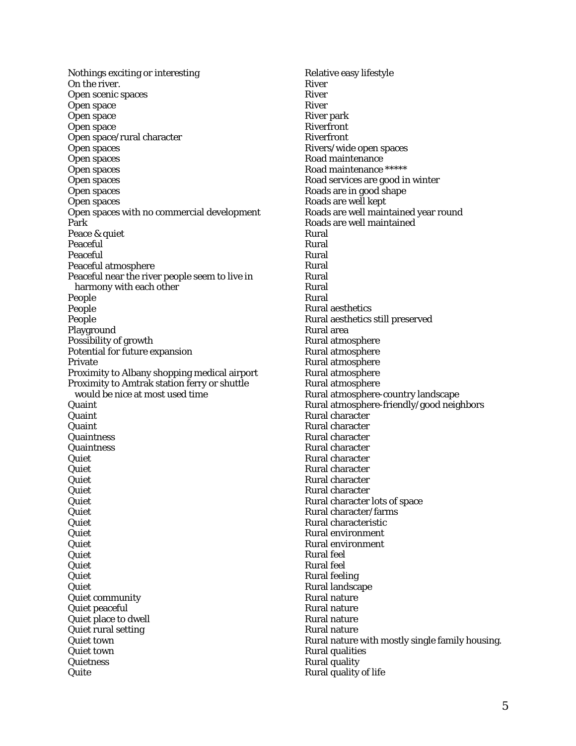Nothings exciting or interesting
On the river.
Open scenic spaces
Open space
Open space
Open space
Open space/rural character
Open spaces
Open spaces
Open spaces
Open spaces
Open spaces
Open spaces
Open spaces with no commercial development
Park
Peace & quiet
Peaceful
Peaceful
Peaceful atmosphere
Peaceful near the river people seem to live in harmony with each other
People
People
People
Playground
Possibility of growth
Potential for future expansion
Private
Proximity to Albany shopping medical airport
Proximity to Amtrak station ferry or shuttle would be nice at most used time
Quaint
Quaint
Quaint
Quaintness
Quaintness
Quiet
Quiet
Quiet
Quiet
Quiet
Quiet
Quiet
Quiet
Quiet
Quiet
Quiet
Quiet
Quiet
Quiet community
Quiet peaceful
Quiet place to dwell
Quiet rural setting
Quiet town
Quiet town
Quietness
Quite
Relative easy lifestyle
River
River
River
River park
Riverfront
Riverfront
Rivers/wide open spaces
Road maintenance
Road maintenance *****
Road services are good in winter
Roads are in good shape
Roads are well kept
Roads are well maintained year round
Roads are well maintained
Rural
Rural
Rural
Rural
Rural
Rural
Rural
Rural aesthetics
Rural aesthetics still preserved
Rural area
Rural atmosphere
Rural atmosphere
Rural atmosphere
Rural atmosphere
Rural atmosphere
Rural atmosphere-country landscape
Rural atmosphere-friendly/good neighbors
Rural character
Rural character
Rural character
Rural character
Rural character
Rural character
Rural character
Rural character
Rural character lots of space
Rural character/farms
Rural characteristic
Rural environment
Rural environment
Rural feel
Rural feel
Rural feeling
Rural landscape
Rural nature
Rural nature
Rural nature
Rural nature
Rural nature with mostly single family housing.
Rural qualities
Rural quality
Rural quality of life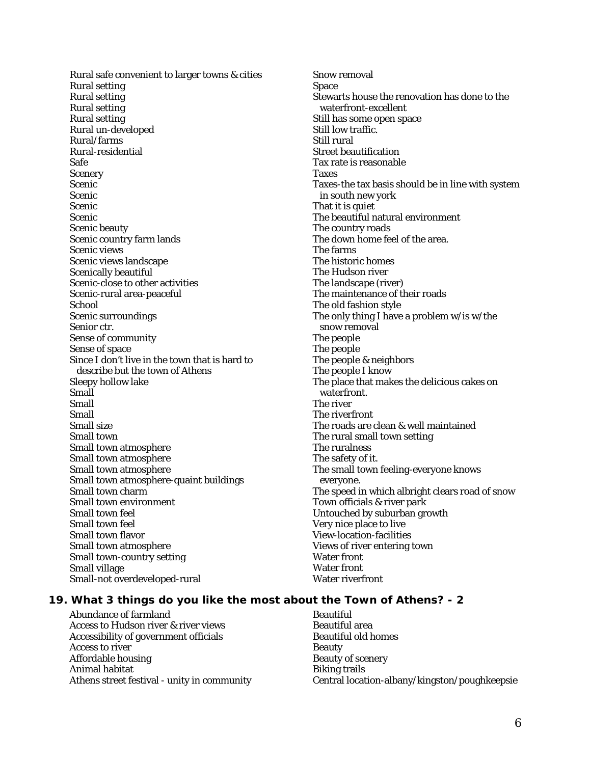Rural safe convenient to larger towns & cities
Rural setting
Rural setting
Rural setting
Rural setting
Rural un-developed
Rural/farms
Rural-residential
Safe
Scenery
Scenic
Scenic
Scenic
Scenic
Scenic beauty
Scenic country farm lands
Scenic views
Scenic views landscape
Scenically beautiful
Scenic-close to other activities
Scenic-rural area-peaceful
School
Scenic surroundings
Senior ctr.
Sense of community
Sense of space
Since I don't live in the town that is hard to describe but the town of Athens
Sleepy hollow lake
Small
Small
Small
Small size
Small town
Small town atmosphere
Small town atmosphere
Small town atmosphere
Small town atmosphere-quaint buildings
Small town charm
Small town environment
Small town feel
Small town feel
Small town flavor
Small town atmosphere
Small town-country setting
Small village
Small-not overdeveloped-rural
Snow removal
Space
Stewarts house the renovation has done to the waterfront-excellent
Still has some open space
Still low traffic.
Still rural
Street beautification
Tax rate is reasonable
Taxes
Taxes-the tax basis should be in line with system in south new york
That it is quiet
The beautiful natural environment
The country roads
The down home feel of the area.
The farms
The historic homes
The Hudson river
The landscape (river)
The maintenance of their roads
The old fashion style
The only thing I have a problem w/is w/the snow removal
The people
The people
The people & neighbors
The people I know
The place that makes the delicious cakes on waterfront.
The river
The riverfront
The roads are clean & well maintained
The rural small town setting
The ruralness
The safety of it.
The small town feeling-everyone knows everyone.
The speed in which albright clears road of snow
Town officials & river park
Untouched by suburban growth
Very nice place to live
View-location-facilities
Views of river entering town
Water front
Water front
Water riverfront

## 19. What 3 things do you like the most about the Town of Athens? - 2

Abundance of farmland
Access to Hudson river & river views
Accessibility of government officials
Access to river
Affordable housing
Animal habitat
Athens street festival - unity in community
Beautiful
Beautiful area
Beautiful old homes
Beauty
Beauty of scenery
Biking trails
Central location-albany/kingston/poughkeepsie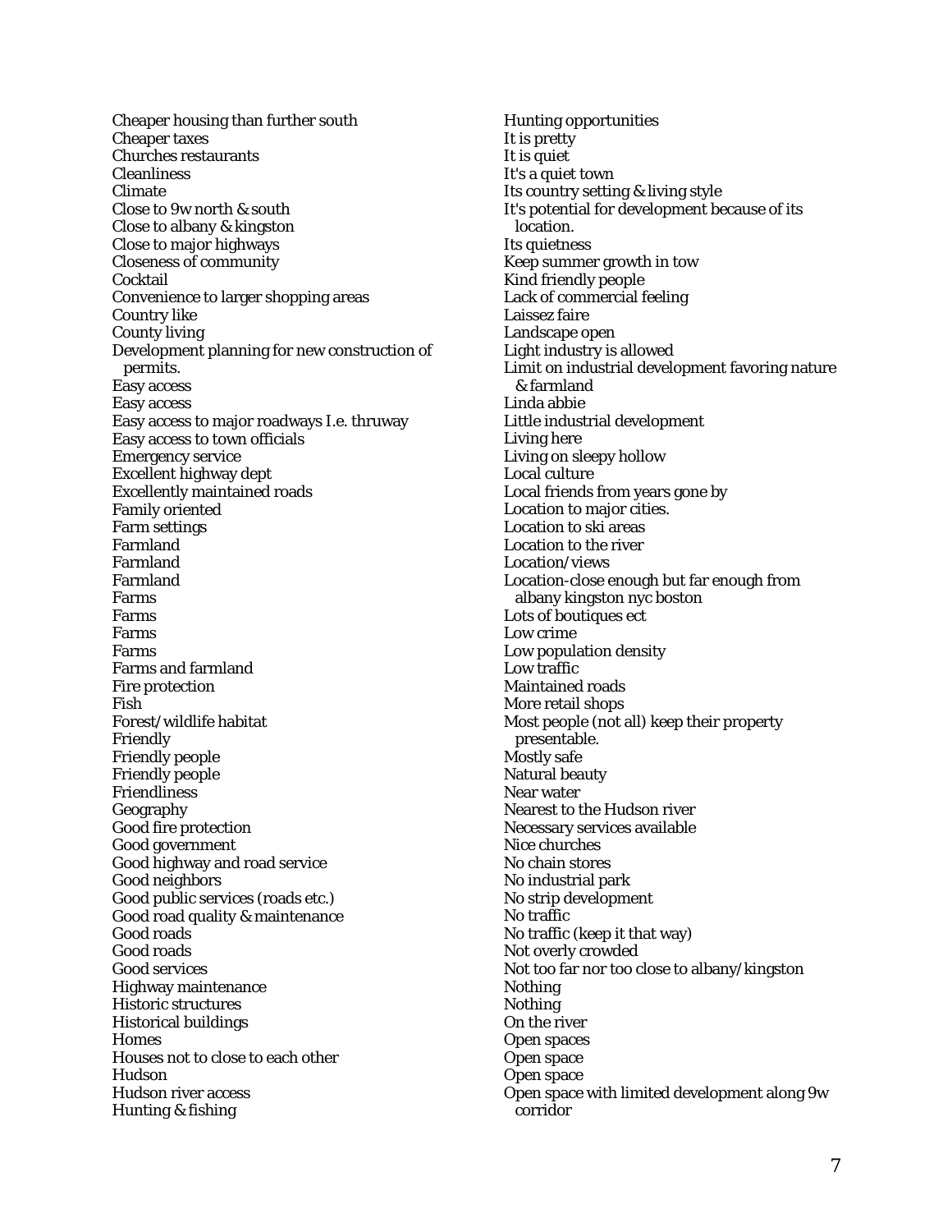Cheaper housing than further south
Cheaper taxes
Churches restaurants
Cleanliness
Climate
Close to 9w north & south
Close to albany & kingston
Close to major highways
Closeness of community
Cocktail
Convenience to larger shopping areas
Country like
County living
Development planning for new construction of permits.
Easy access
Easy access
Easy access to major roadways I.e. thruway
Easy access to town officials
Emergency service
Excellent highway dept
Excellently maintained roads
Family oriented
Farm settings
Farmland
Farmland
Farmland
Farms
Farms
Farms
Farms
Farms and farmland
Fire protection
Fish
Forest/wildlife habitat
Friendly
Friendly people
Friendly people
Friendliness
Geography
Good fire protection
Good government
Good highway and road service
Good neighbors
Good public services (roads etc.)
Good road quality & maintenance
Good roads
Good roads
Good services
Highway maintenance
Historic structures
Historical buildings
Homes
Houses not to close to each other
Hudson
Hudson river access
Hunting & fishing
Hunting opportunities
It is pretty
It is quiet
It's a quiet town
Its country setting & living style
It's potential for development because of its location.
Its quietness
Keep summer growth in tow
Kind friendly people
Lack of commercial feeling
Laissez faire
Landscape open
Light industry is allowed
Limit on industrial development favoring nature & farmland
Linda abbie
Little industrial development
Living here
Living on sleepy hollow
Local culture
Local friends from years gone by
Location to major cities.
Location to ski areas
Location to the river
Location/views
Location-close enough but far enough from albany kingston nyc boston
Lots of boutiques ect
Low crime
Low population density
Low traffic
Maintained roads
More retail shops
Most people (not all) keep their property presentable.
Mostly safe
Natural beauty
Near water
Nearest to the Hudson river
Necessary services available
Nice churches
No chain stores
No industrial park
No strip development
No traffic
No traffic (keep it that way)
Not overly crowded
Not too far nor too close to albany/kingston
Nothing
Nothing
On the river
Open spaces
Open space
Open space
Open space with limited development along 9w corridor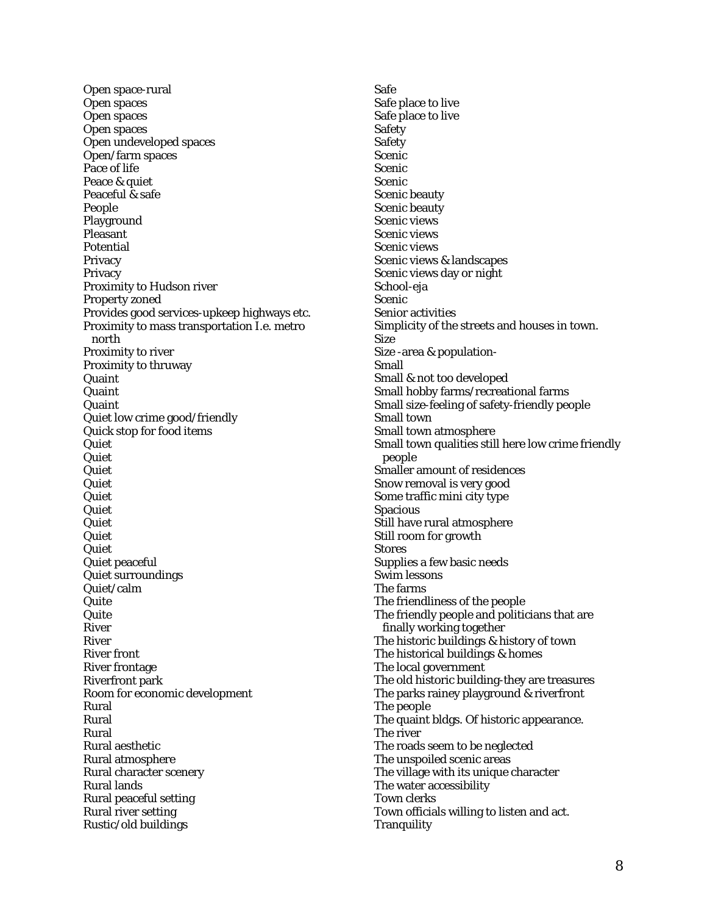Open space-rural
Open spaces
Open spaces
Open spaces
Open undeveloped spaces
Open/farm spaces
Pace of life
Peace & quiet
Peaceful & safe
People
Playground
Pleasant
Potential
Privacy
Privacy
Proximity to Hudson river
Property zoned
Provides good services-upkeep highways etc.
Proximity to mass transportation I.e. metro north
Proximity to river
Proximity to thruway
Quaint
Quaint
Quaint
Quiet low crime good/friendly
Quick stop for food items
Quiet
Quiet
Quiet
Quiet
Quiet
Quiet
Quiet
Quiet
Quiet
Quiet peaceful
Quiet surroundings
Quiet/calm
Quite
Quite
River
River
River front
River frontage
Riverfront park
Room for economic development
Rural
Rural
Rural
Rural aesthetic
Rural atmosphere
Rural character scenery
Rural lands
Rural peaceful setting
Rural river setting
Rustic/old buildings
Safe
Safe place to live
Safe place to live
Safety
Safety
Scenic
Scenic
Scenic
Scenic beauty
Scenic beauty
Scenic views
Scenic views
Scenic views
Scenic views & landscapes
Scenic views day or night
School-eja
Scenic
Senior activities
Simplicity of the streets and houses in town.
Size
Size -area & population-
Small
Small & not too developed
Small hobby farms/recreational farms
Small size-feeling of safety-friendly people
Small town
Small town atmosphere
Small town qualities still here low crime friendly people
Smaller amount of residences
Snow removal is very good
Some traffic mini city type
Spacious
Still have rural atmosphere
Still room for growth
Stores
Supplies a few basic needs
Swim lessons
The farms
The friendliness of the people
The friendly people and politicians that are finally working together
The historic buildings & history of town
The historical buildings & homes
The local government
The old historic building-they are treasures
The parks rainey playground & riverfront
The people
The quaint bldgs. Of historic appearance.
The river
The roads seem to be neglected
The unspoiled scenic areas
The village with its unique character
The water accessibility
Town clerks
Town officials willing to listen and act.
Tranquility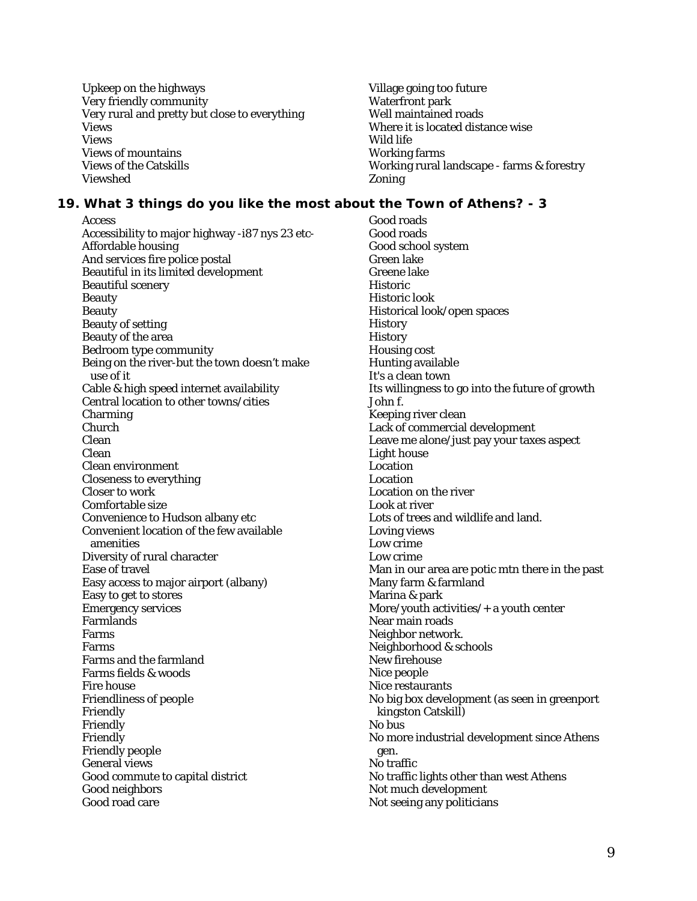Upkeep on the highways
Very friendly community
Very rural and pretty but close to everything
Views
Views
Views of mountains
Views of the Catskills
Viewshed
Village going too future
Waterfront park
Well maintained roads
Where it is located distance wise
Wild life
Working farms
Working rural landscape - farms & forestry
Zoning

## 19. What 3 things do you like the most about the Town of Athens? - 3

Access
Accessibility to major highway -i87 nys 23 etc-
Affordable housing
And services fire police postal
Beautiful in its limited development
Beautiful scenery
Beauty
Beauty
Beauty of setting
Beauty of the area
Bedroom type community
Being on the river-but the town doesn't make use of it
Cable & high speed internet availability
Central location to other towns/cities
Charming
Church
Clean
Clean
Clean environment
Closeness to everything
Closer to work
Comfortable size
Convenience to Hudson albany etc
Convenient location of the few available amenities
Diversity of rural character
Ease of travel
Easy access to major airport (albany)
Easy to get to stores
Emergency services
Farmlands
Farms
Farms
Farms and the farmland
Farms fields & woods
Fire house
Friendliness of people
Friendly
Friendly
Friendly
Friendly people
General views
Good commute to capital district
Good neighbors
Good road care
Good roads
Good roads
Good school system
Green lake
Greene lake
Historic
Historic look
Historical look/open spaces
History
History
Housing cost
Hunting available
It's a clean town
Its willingness to go into the future of growth
John f.
Keeping river clean
Lack of commercial development
Leave me alone/just pay your taxes aspect
Light house
Location
Location
Location on the river
Look at river
Lots of trees and wildlife and land.
Loving views
Low crime
Low crime
Man in our area are potic mtn there in the past
Many farm & farmland
Marina & park
More/youth activities/+ a youth center
Near main roads
Neighbor network.
Neighborhood & schools
New firehouse
Nice people
Nice restaurants
No big box development (as seen in greenport kingston Catskill)
No bus
No more industrial development since Athens gen.
No traffic
No traffic lights other than west Athens
Not much development
Not seeing any politicians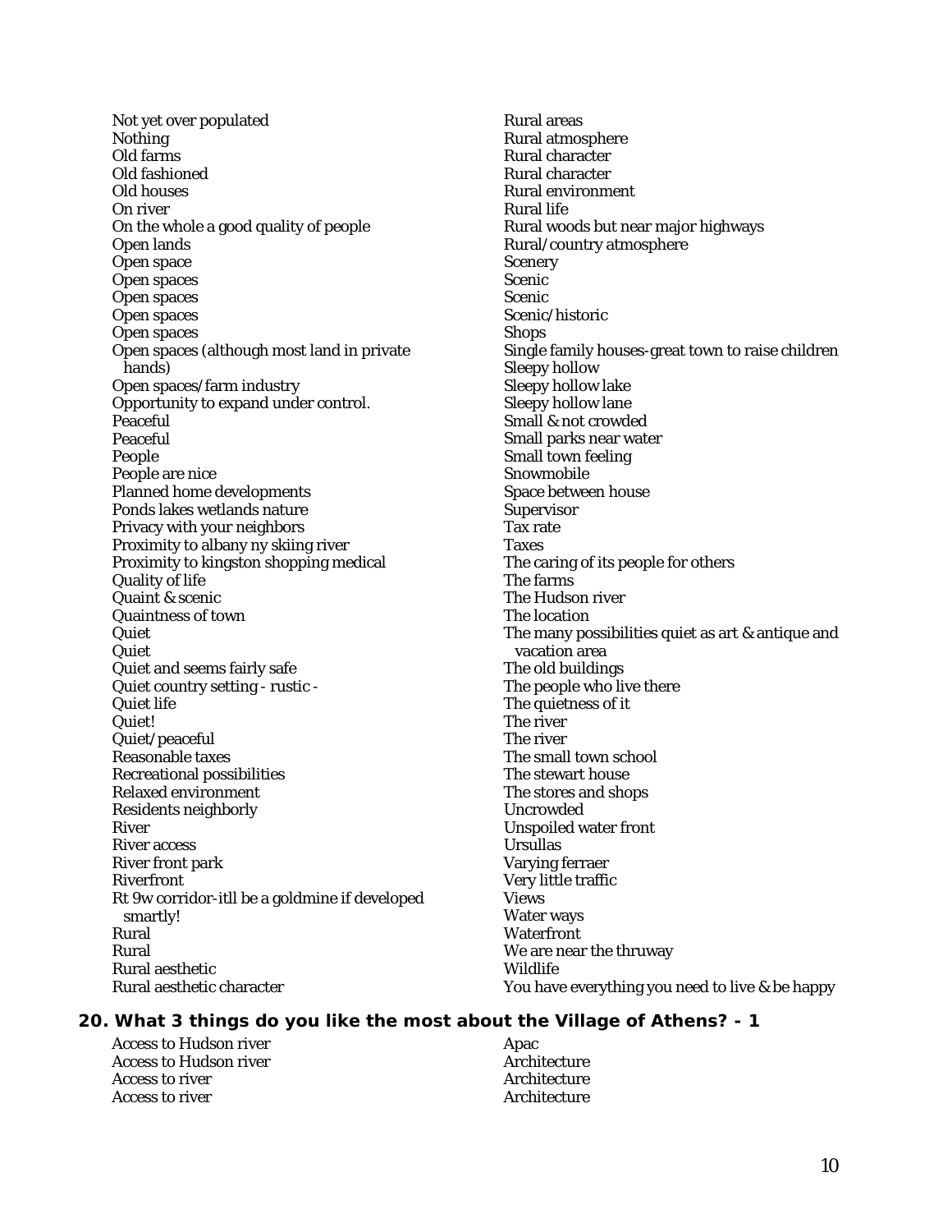Not yet over populated
Nothing
Old farms
Old fashioned
Old houses
On river
On the whole a good quality of people
Open lands
Open space
Open spaces
Open spaces
Open spaces
Open spaces
Open spaces (although most land in private hands)
Open spaces/farm industry
Opportunity to expand under control.
Peaceful
Peaceful
People
People are nice
Planned home developments
Ponds lakes wetlands nature
Privacy with your neighbors
Proximity to albany ny skiing river
Proximity to kingston shopping medical
Quality of life
Quaint & scenic
Quaintness of town
Quiet
Quiet
Quiet and seems fairly safe
Quiet country setting - rustic -
Quiet life
Quiet!
Quiet/peaceful
Reasonable taxes
Recreational possibilities
Relaxed environment
Residents neighborly
River
River access
River front park
Riverfront
Rt 9w corridor-itll be a goldmine if developed smartly!
Rural
Rural
Rural aesthetic
Rural aesthetic character
Rural areas
Rural atmosphere
Rural character
Rural character
Rural environment
Rural life
Rural woods but near major highways
Rural/country atmosphere
Scenery
Scenic
Scenic
Scenic/historic
Shops
Single family houses-great town to raise children
Sleepy hollow
Sleepy hollow lake
Sleepy hollow lane
Small & not crowded
Small parks near water
Small town feeling
Snowmobile
Space between house
Supervisor
Tax rate
Taxes
The caring of its people for others
The farms
The Hudson river
The location
The many possibilities quiet as art & antique and vacation area
The old buildings
The people who live there
The quietness of it
The river
The river
The small town school
The stewart house
The stores and shops
Uncrowded
Unspoiled water front
Ursullas
Varying ferraer
Very little traffic
Views
Water ways
Waterfront
We are near the thruway
Wildlife
You have everything you need to live & be happy

### 20. What 3 things do you like the most about the Village of Athens? - 1

Access to Hudson river
Access to Hudson river
Access to river
Access to river
Apac
Architecture
Architecture
Architecture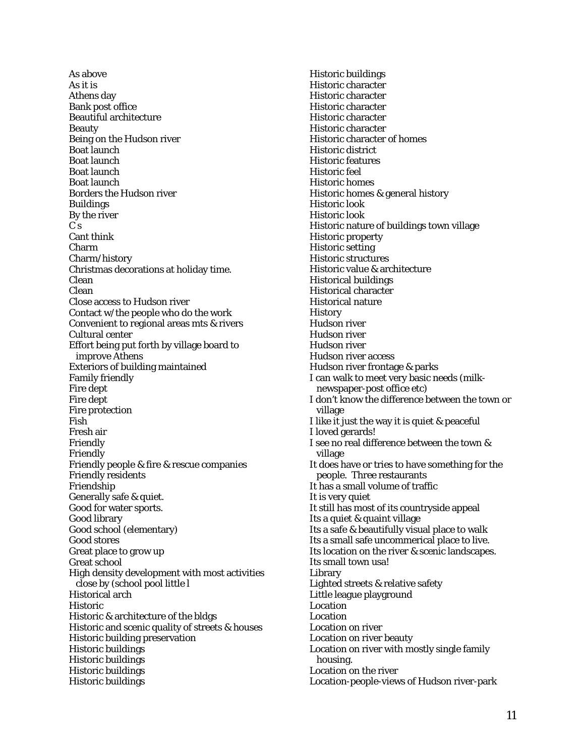As above
As it is
Athens day
Bank post office
Beautiful architecture
Beauty
Being on the Hudson river
Boat launch
Boat launch
Boat launch
Boat launch
Borders the Hudson river
Buildings
By the river
C s
Cant think
Charm
Charm/history
Christmas decorations at holiday time.
Clean
Clean
Close access to Hudson river
Contact w/the people who do the work
Convenient to regional areas mts & rivers
Cultural center
Effort being put forth by village board to improve Athens
Exteriors of building maintained
Family friendly
Fire dept
Fire dept
Fire protection
Fish
Fresh air
Friendly
Friendly
Friendly people & fire & rescue companies
Friendly residents
Friendship
Generally safe & quiet.
Good for water sports.
Good library
Good school (elementary)
Good stores
Great place to grow up
Great school
High density development with most activities close by (school pool little l
Historical arch
Historic
Historic & architecture of the bldgs
Historic and scenic quality of streets & houses
Historic building preservation
Historic buildings
Historic buildings
Historic buildings
Historic buildings
Historic buildings
Historic character
Historic character
Historic character
Historic character
Historic character
Historic character of homes
Historic district
Historic features
Historic feel
Historic homes
Historic homes & general history
Historic look
Historic look
Historic nature of buildings town village
Historic property
Historic setting
Historic structures
Historic value & architecture
Historical buildings
Historical character
Historical nature
History
Hudson river
Hudson river
Hudson river
Hudson river access
Hudson river frontage & parks
I can walk to meet very basic needs (milk-newspaper-post office etc)
I don't know the difference between the town or village
I like it just the way it is quiet & peaceful
I loved gerards!
I see no real difference between the town & village
It does have or tries to have something for the people. Three restaurants
It has a small volume of traffic
It is very quiet
It still has most of its countryside appeal
Its a quiet & quaint village
Its a safe & beautifully visual place to walk
Its a small safe uncommerical place to live.
Its location on the river & scenic landscapes.
Its small town usa!
Library
Lighted streets & relative safety
Little league playground
Location
Location
Location on river
Location on river beauty
Location on river with mostly single family housing.
Location on the river
Location-people-views of Hudson river-park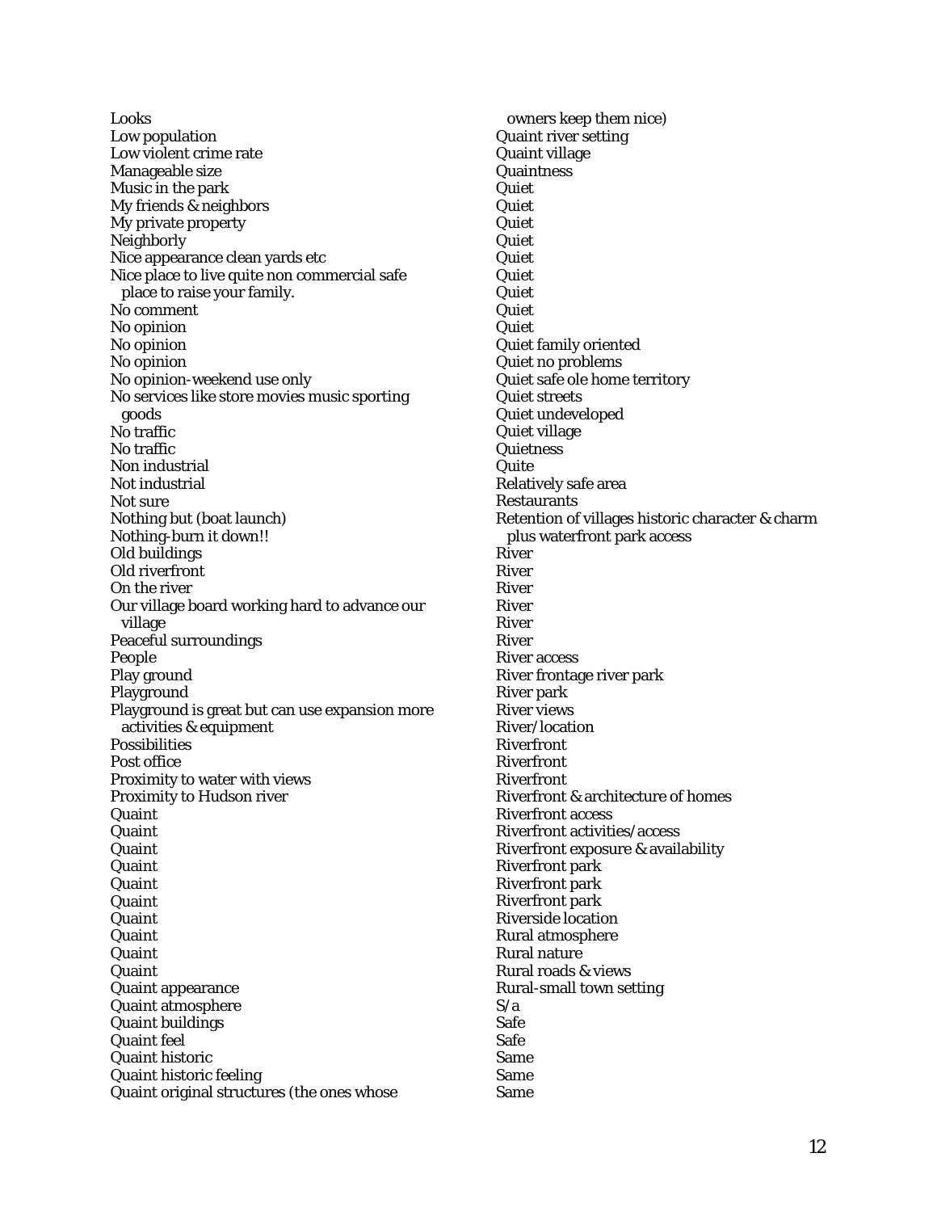Looks
Low population
Low violent crime rate
Manageable size
Music in the park
My friends & neighbors
My private property
Neighborly
Nice appearance clean yards etc
Nice place to live quite non commercial safe place to raise your family.
No comment
No opinion
No opinion
No opinion
No opinion-weekend use only
No services like store movies music sporting goods
No traffic
No traffic
Non industrial
Not industrial
Not sure
Nothing but (boat launch)
Nothing-burn it down!!
Old buildings
Old riverfront
On the river
Our village board working hard to advance our village
Peaceful surroundings
People
Play ground
Playground
Playground is great but can use expansion more activities & equipment
Possibilities
Post office
Proximity to water with views
Proximity to Hudson river
Quaint
Quaint
Quaint
Quaint
Quaint
Quaint
Quaint
Quaint
Quaint
Quaint
Quaint appearance
Quaint atmosphere
Quaint buildings
Quaint feel
Quaint historic
Quaint historic feeling
Quaint original structures (the ones whose owners keep them nice)
Quaint river setting
Quaint village
Quaintness
Quiet
Quiet
Quiet
Quiet
Quiet
Quiet
Quiet
Quiet
Quiet
Quiet family oriented
Quiet no problems
Quiet safe ole home territory
Quiet streets
Quiet undeveloped
Quiet village
Quietness
Quite
Relatively safe area
Restaurants
Retention of villages historic character & charm plus waterfront park access
River
River
River
River
River
River
River access
River frontage river park
River park
River views
River/location
Riverfront
Riverfront
Riverfront
Riverfront & architecture of homes
Riverfront access
Riverfront activities/access
Riverfront exposure & availability
Riverfront park
Riverfront park
Riverfront park
Riverside location
Rural atmosphere
Rural nature
Rural roads & views
Rural-small town setting
S/a
Safe
Safe
Same
Same
Same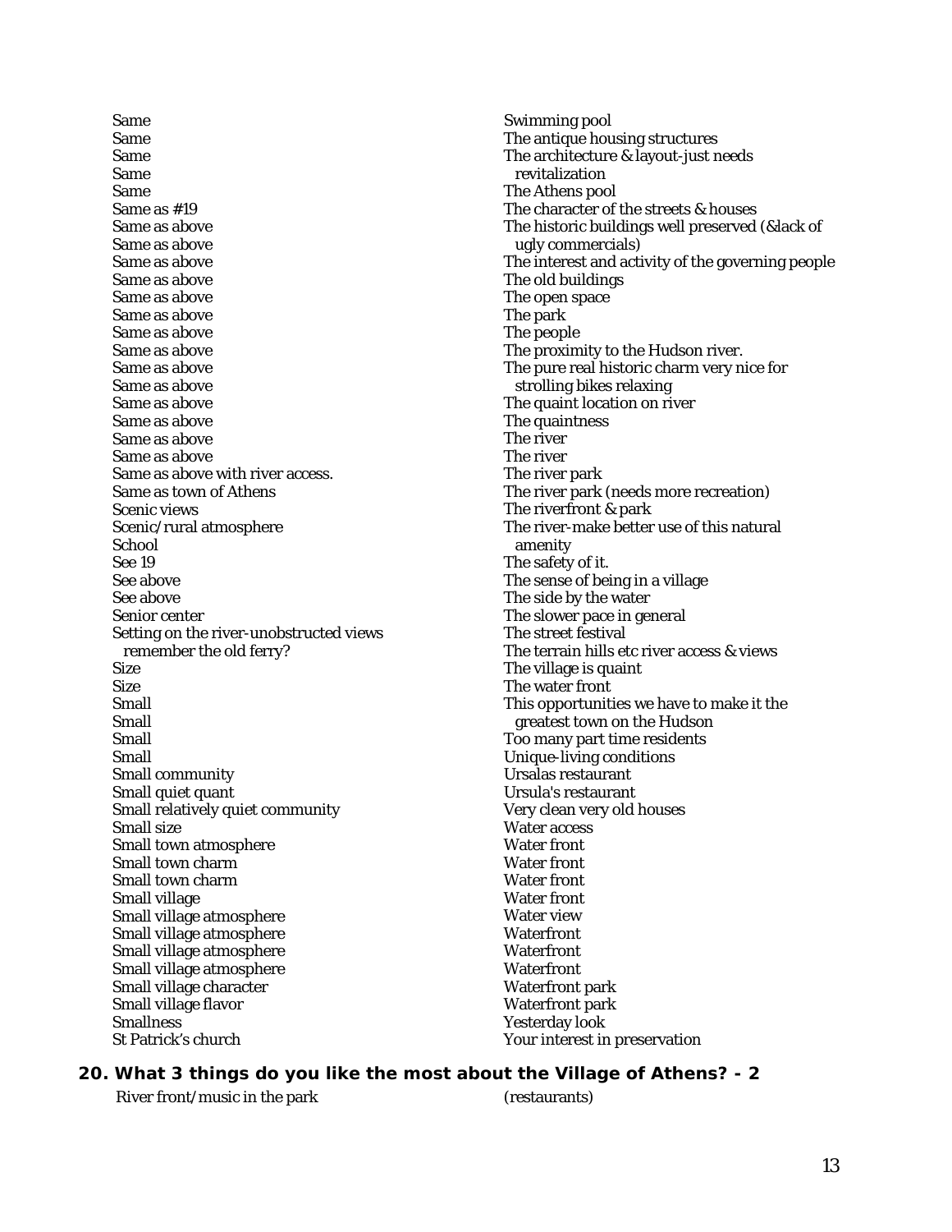Same
Same
Same
Same
Same
Same as #19
Same as above
Same as above
Same as above
Same as above
Same as above
Same as above
Same as above
Same as above
Same as above
Same as above
Same as above
Same as above
Same as above
Same as above
Same as above with river access.
Same as town of Athens
Scenic views
Scenic/rural atmosphere
School
See 19
See above
See above
Senior center
Setting on the river-unobstructed views remember the old ferry?
Size
Size
Small
Small
Small
Small
Small community
Small quiet quant
Small relatively quiet community
Small size
Small town atmosphere
Small town charm
Small town charm
Small village
Small village atmosphere
Small village atmosphere
Small village atmosphere
Small village atmosphere
Small village character
Small village flavor
Smallness
St Patrick's church
Swimming pool
The antique housing structures
The architecture & layout-just needs revitalization
The Athens pool
The character of the streets & houses
The historic buildings well preserved (&lack of ugly commercials)
The interest and activity of the governing people
The old buildings
The open space
The park
The people
The proximity to the Hudson river.
The pure real historic charm very nice for strolling bikes relaxing
The quaint location on river
The quaintness
The river
The river
The river park
The river park (needs more recreation)
The riverfront & park
The river-make better use of this natural amenity
The safety of it.
The sense of being in a village
The side by the water
The slower pace in general
The street festival
The terrain hills etc river access & views
The village is quaint
The water front
This opportunities we have to make it the greatest town on the Hudson
Too many part time residents
Unique-living conditions
Ursalas restaurant
Ursula's restaurant
Very clean very old houses
Water access
Water front
Water front
Water front
Water front
Water view
Waterfront
Waterfront
Waterfront
Waterfront park
Waterfront park
Yesterday look
Your interest in preservation

## 20. What 3 things do you like the most about the Village of Athens? - 2

River front/music in the park
(restaurants)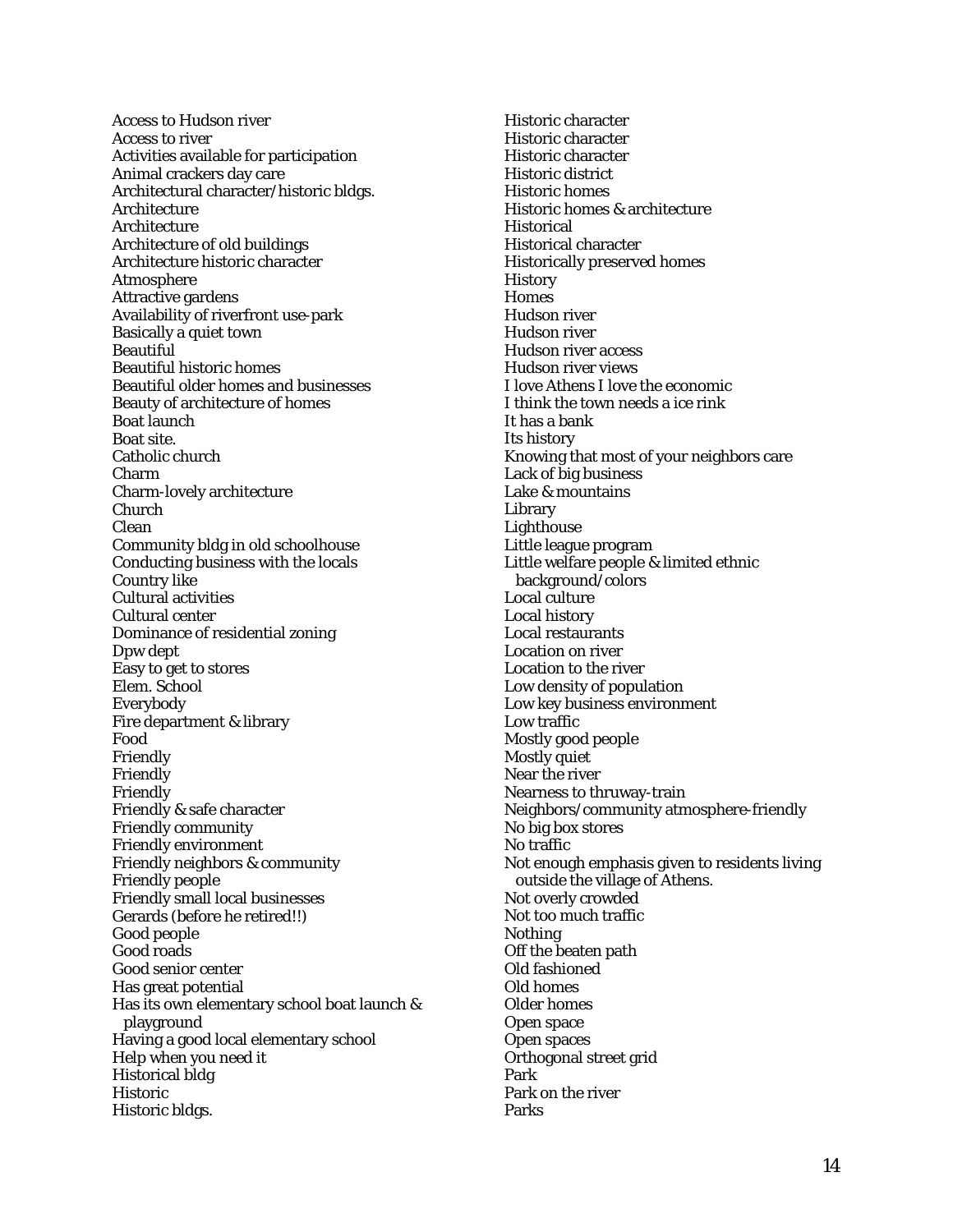Access to Hudson river
Access to river
Activities available for participation
Animal crackers day care
Architectural character/historic bldgs.
Architecture
Architecture
Architecture of old buildings
Architecture historic character
Atmosphere
Attractive gardens
Availability of riverfront use-park
Basically a quiet town
Beautiful
Beautiful historic homes
Beautiful older homes and businesses
Beauty of architecture of homes
Boat launch
Boat site.
Catholic church
Charm
Charm-lovely architecture
Church
Clean
Community bldg in old schoolhouse
Conducting business with the locals
Country like
Cultural activities
Cultural center
Dominance of residential zoning
Dpw dept
Easy to get to stores
Elem. School
Everybody
Fire department & library
Food
Friendly
Friendly
Friendly
Friendly & safe character
Friendly community
Friendly environment
Friendly neighbors & community
Friendly people
Friendly small local businesses
Gerards (before he retired!!)
Good people
Good roads
Good senior center
Has great potential
Has its own elementary school boat launch & playground
Having a good local elementary school
Help when you need it
Historical bldg
Historic
Historic bldgs.
Historic character
Historic character
Historic character
Historic district
Historic homes
Historic homes & architecture
Historical
Historical character
Historically preserved homes
History
Homes
Hudson river
Hudson river
Hudson river access
Hudson river views
I love Athens I love the economic
I think the town needs a ice rink
It has a bank
Its history
Knowing that most of your neighbors care
Lack of big business
Lake & mountains
Library
Lighthouse
Little league program
Little welfare people & limited ethnic background/colors
Local culture
Local history
Local restaurants
Location on river
Location to the river
Low density of population
Low key business environment
Low traffic
Mostly good people
Mostly quiet
Near the river
Nearness to thruway-train
Neighbors/community atmosphere-friendly
No big box stores
No traffic
Not enough emphasis given to residents living outside the village of Athens.
Not overly crowded
Not too much traffic
Nothing
Off the beaten path
Old fashioned
Old homes
Older homes
Open space
Open spaces
Orthogonal street grid
Park
Park on the river
Parks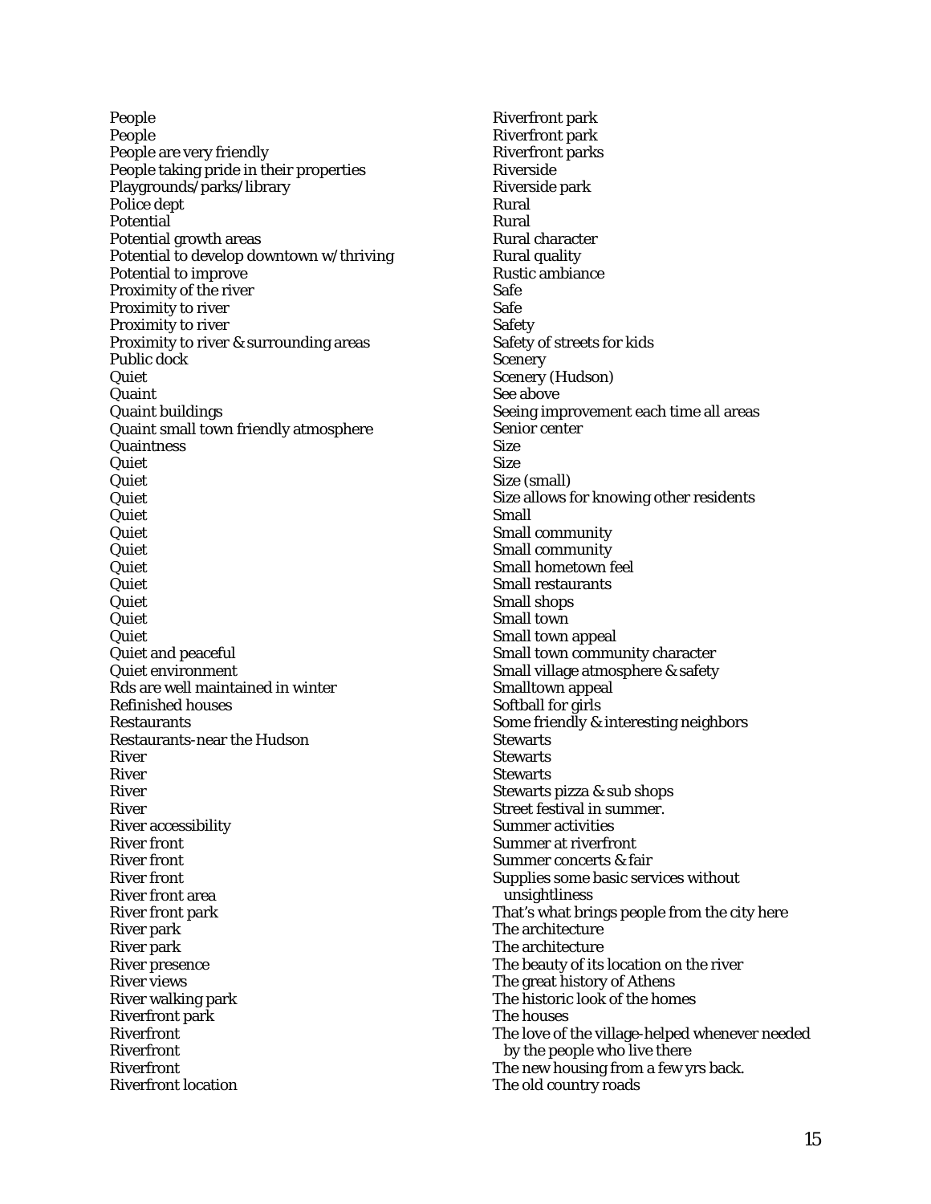People
People
People are very friendly
People taking pride in their properties
Playgrounds/parks/library
Police dept
Potential
Potential growth areas
Potential to develop downtown w/thriving
Potential to improve
Proximity of the river
Proximity to river
Proximity to river
Proximity to river & surrounding areas
Public dock
Quiet
Quaint
Quaint buildings
Quaint small town friendly atmosphere
Quaintness
Quiet
Quiet
Quiet
Quiet
Quiet
Quiet
Quiet
Quiet
Quiet
Quiet
Quiet
Quiet and peaceful
Quiet environment
Rds are well maintained in winter
Refinished houses
Restaurants
Restaurants-near the Hudson
River
River
River
River
River accessibility
River front
River front
River front
River front area
River front park
River park
River park
River presence
River views
River walking park
Riverfront park
Riverfront
Riverfront
Riverfront
Riverfront location
Riverfront park
Riverfront park
Riverfront parks
Riverside
Riverside park
Rural
Rural
Rural character
Rural quality
Rustic ambiance
Safe
Safe
Safety
Safety of streets for kids
Scenery
Scenery (Hudson)
See above
Seeing improvement each time all areas
Senior center
Size
Size
Size (small)
Size allows for knowing other residents
Small
Small community
Small community
Small hometown feel
Small restaurants
Small shops
Small town
Small town appeal
Small town community character
Small village atmosphere & safety
Smalltown appeal
Softball for girls
Some friendly & interesting neighbors
Stewarts
Stewarts
Stewarts
Stewarts pizza & sub shops
Street festival in summer.
Summer activities
Summer at riverfront
Summer concerts & fair
Supplies some basic services without unsightliness
That's what brings people from the city here
The architecture
The architecture
The beauty of its location on the river
The great history of Athens
The historic look of the homes
The houses
The love of the village-helped whenever needed by the people who live there
The new housing from a few yrs back.
The old country roads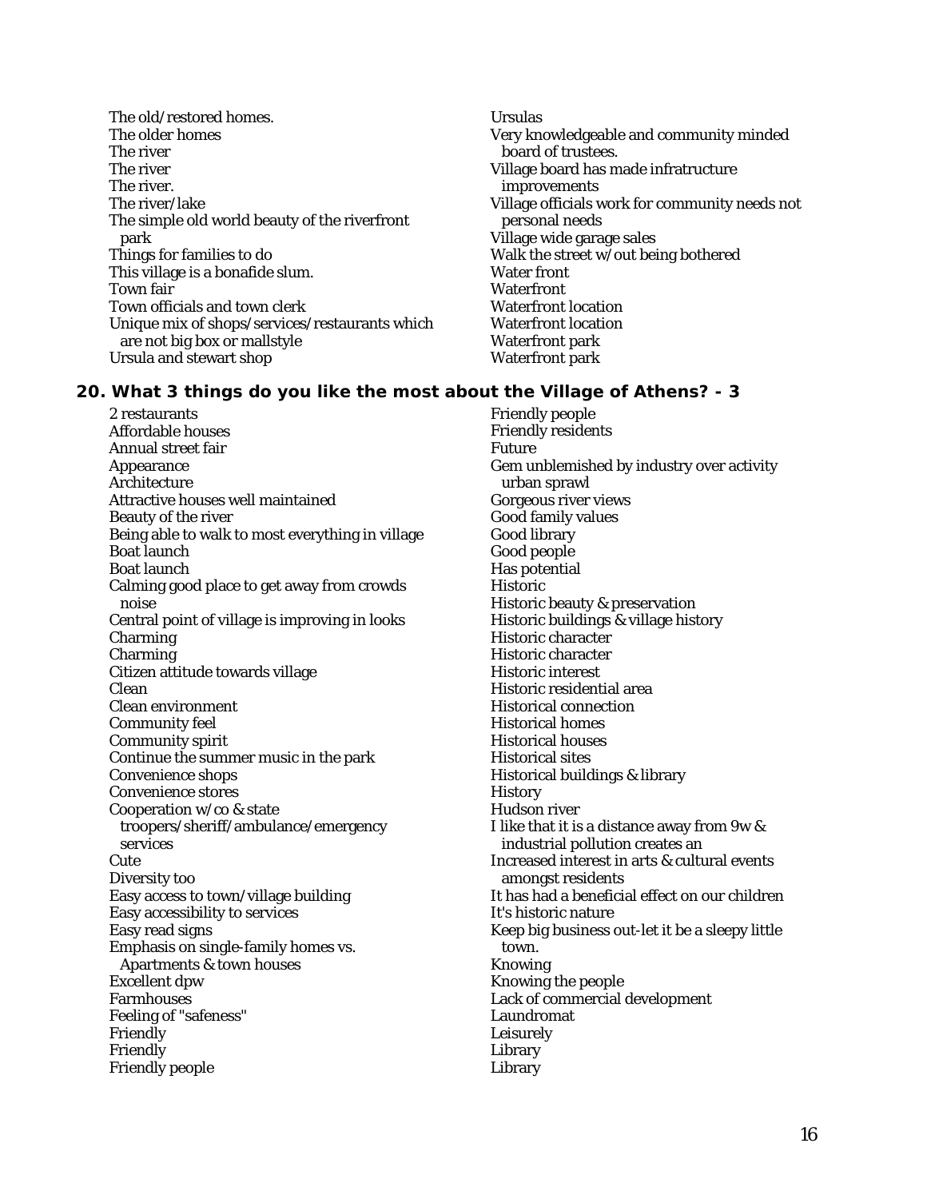The old/restored homes.
The older homes
The river
The river
The river.
The river/lake
The simple old world beauty of the riverfront park
Things for families to do
This village is a bonafide slum.
Town fair
Town officials and town clerk
Unique mix of shops/services/restaurants which are not big box or mallstyle
Ursula and stewart shop
Ursulas
Very knowledgeable and community minded board of trustees.
Village board has made infratructure improvements
Village officials work for community needs not personal needs
Village wide garage sales
Walk the street w/out being bothered
Water front
Waterfront
Waterfront location
Waterfront location
Waterfront park
Waterfront park

## 20. What 3 things do you like the most about the Village of Athens? - 3

2 restaurants
Affordable houses
Annual street fair
Appearance
Architecture
Attractive houses well maintained
Beauty of the river
Being able to walk to most everything in village
Boat launch
Boat launch
Calming good place to get away from crowds noise
Central point of village is improving in looks
Charming
Charming
Citizen attitude towards village
Clean
Clean environment
Community feel
Community spirit
Continue the summer music in the park
Convenience shops
Convenience stores
Cooperation w/co & state troopers/sheriff/ambulance/emergency services
Cute
Diversity too
Easy access to town/village building
Easy accessibility to services
Easy read signs
Emphasis on single-family homes vs. Apartments & town houses
Excellent dpw
Farmhouses
Feeling of "safeness"
Friendly
Friendly
Friendly people
Friendly people
Friendly residents
Future
Gem unblemished by industry over activity urban sprawl
Gorgeous river views
Good family values
Good library
Good people
Has potential
Historic
Historic beauty & preservation
Historic buildings & village history
Historic character
Historic character
Historic interest
Historic residential area
Historical connection
Historical homes
Historical houses
Historical sites
Historical buildings & library
History
Hudson river
I like that it is a distance away from 9w & industrial pollution creates an
Increased interest in arts & cultural events amongst residents
It has had a beneficial effect on our children
It's historic nature
Keep big business out-let it be a sleepy little town.
Knowing
Knowing the people
Lack of commercial development
Laundromat
Leisurely
Library
Library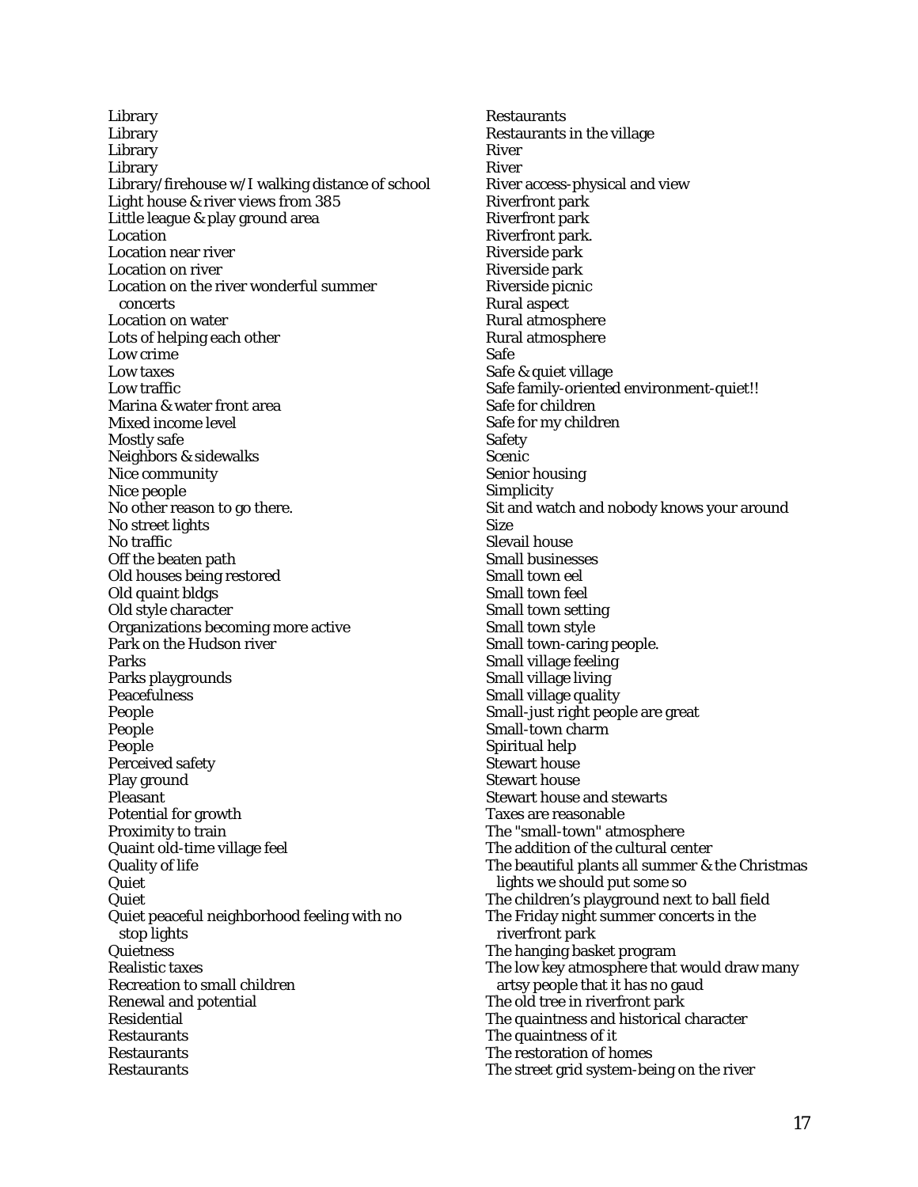Library
Library
Library
Library
Library/firehouse w/I walking distance of school
Light house & river views from 385
Little league & play ground area
Location
Location near river
Location on river
Location on the river wonderful summer concerts
Location on water
Lots of helping each other
Low crime
Low taxes
Low traffic
Marina & water front area
Mixed income level
Mostly safe
Neighbors & sidewalks
Nice community
Nice people
No other reason to go there.
No street lights
No traffic
Off the beaten path
Old houses being restored
Old quaint bldgs
Old style character
Organizations becoming more active
Park on the Hudson river
Parks
Parks playgrounds
Peacefulness
People
People
People
Perceived safety
Play ground
Pleasant
Potential for growth
Proximity to train
Quaint old-time village feel
Quality of life
Quiet
Quiet
Quiet peaceful neighborhood feeling with no stop lights
Quietness
Realistic taxes
Recreation to small children
Renewal and potential
Residential
Restaurants
Restaurants
Restaurants
Restaurants
Restaurants in the village
River
River
River access-physical and view
Riverfront park
Riverfront park
Riverfront park.
Riverside park
Riverside park
Riverside picnic
Rural aspect
Rural atmosphere
Rural atmosphere
Safe
Safe & quiet village
Safe family-oriented environment-quiet!!
Safe for children
Safe for my children
Safety
Scenic
Senior housing
Simplicity
Sit and watch and nobody knows your around
Size
Slevail house
Small businesses
Small town eel
Small town feel
Small town setting
Small town style
Small town-caring people.
Small village feeling
Small village living
Small village quality
Small-just right people are great
Small-town charm
Spiritual help
Stewart house
Stewart house
Stewart house and stewarts
Taxes are reasonable
The "small-town" atmosphere
The addition of the cultural center
The beautiful plants all summer & the Christmas lights we should put some so
The children's playground next to ball field
The Friday night summer concerts in the riverfront park
The hanging basket program
The low key atmosphere that would draw many artsy people that it has no gaud
The old tree in riverfront park
The quaintness and historical character
The quaintness of it
The restoration of homes
The street grid system-being on the river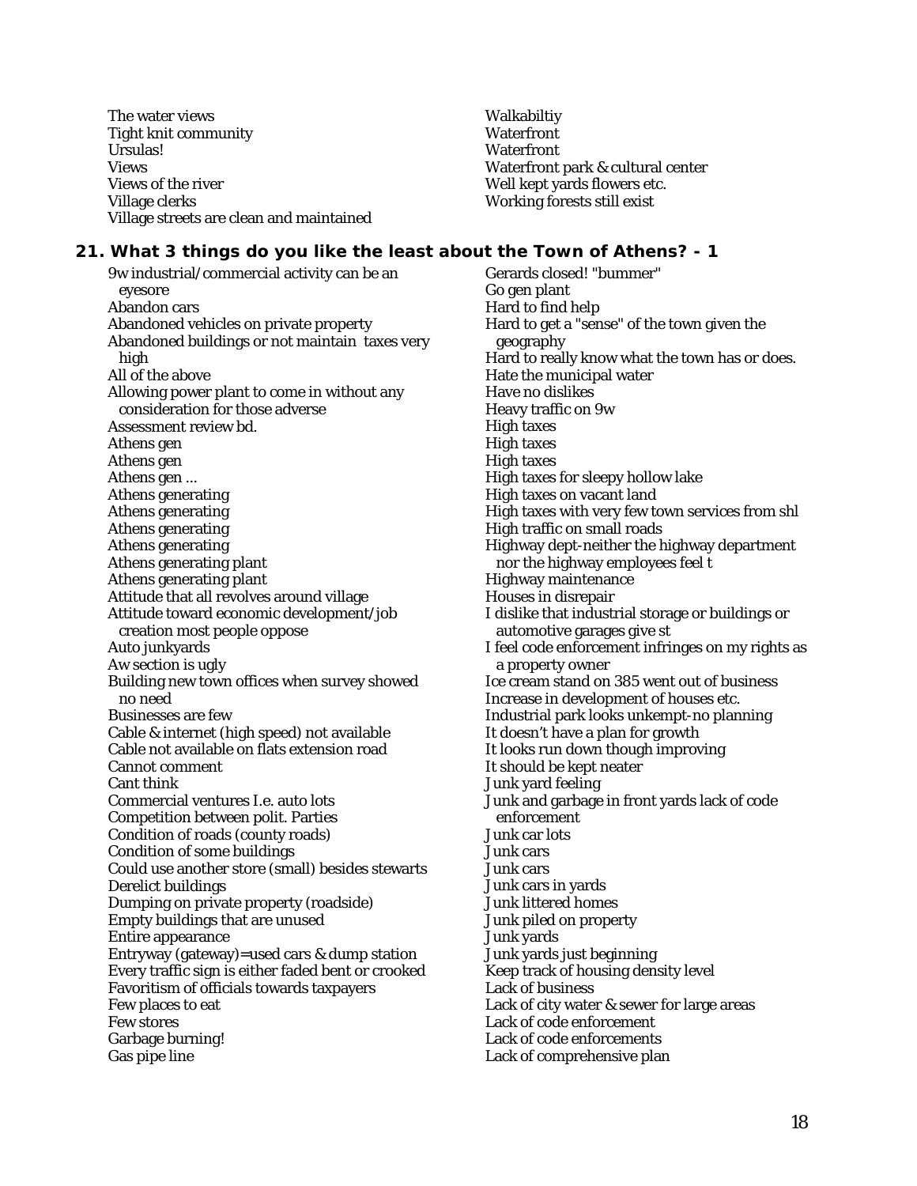The water views
Tight knit community
Ursulas!
Views
Views of the river
Village clerks
Village streets are clean and maintained
Walkabiltiy
Waterfront
Waterfront
Waterfront park & cultural center
Well kept yards flowers etc.
Working forests still exist

### 21. What 3 things do you like the least about the Town of Athens? - 1

9w industrial/commercial activity can be an eyesore
Abandon cars
Abandoned vehicles on private property
Abandoned buildings or not maintain taxes very high
All of the above
Allowing power plant to come in without any consideration for those adverse
Assessment review bd.
Athens gen
Athens gen
Athens gen ...
Athens generating
Athens generating
Athens generating
Athens generating
Athens generating plant
Athens generating plant
Attitude that all revolves around village
Attitude toward economic development/job creation most people oppose
Auto junkyards
Aw section is ugly
Building new town offices when survey showed no need
Businesses are few
Cable & internet (high speed) not available
Cable not available on flats extension road
Cannot comment
Cant think
Commercial ventures I.e. auto lots
Competition between polit. Parties
Condition of roads (county roads)
Condition of some buildings
Could use another store (small) besides stewarts
Derelict buildings
Dumping on private property (roadside)
Empty buildings that are unused
Entire appearance
Entryway (gateway)=used cars & dump station
Every traffic sign is either faded bent or crooked
Favoritism of officials towards taxpayers
Few places to eat
Few stores
Garbage burning!
Gas pipe line
Gerards closed! "bummer"
Go gen plant
Hard to find help
Hard to get a "sense" of the town given the geography
Hard to really know what the town has or does.
Hate the municipal water
Have no dislikes
Heavy traffic on 9w
High taxes
High taxes
High taxes
High taxes for sleepy hollow lake
High taxes on vacant land
High taxes with very few town services from shl
High traffic on small roads
Highway dept-neither the highway department nor the highway employees feel t
Highway maintenance
Houses in disrepair
I dislike that industrial storage or buildings or automotive garages give st
I feel code enforcement infringes on my rights as a property owner
Ice cream stand on 385 went out of business
Increase in development of houses etc.
Industrial park looks unkempt-no planning
It doesn't have a plan for growth
It looks run down though improving
It should be kept neater
Junk yard feeling
Junk and garbage in front yards lack of code enforcement
Junk car lots
Junk cars
Junk cars
Junk cars in yards
Junk littered homes
Junk piled on property
Junk yards
Junk yards just beginning
Keep track of housing density level
Lack of business
Lack of city water & sewer for large areas
Lack of code enforcement
Lack of code enforcements
Lack of comprehensive plan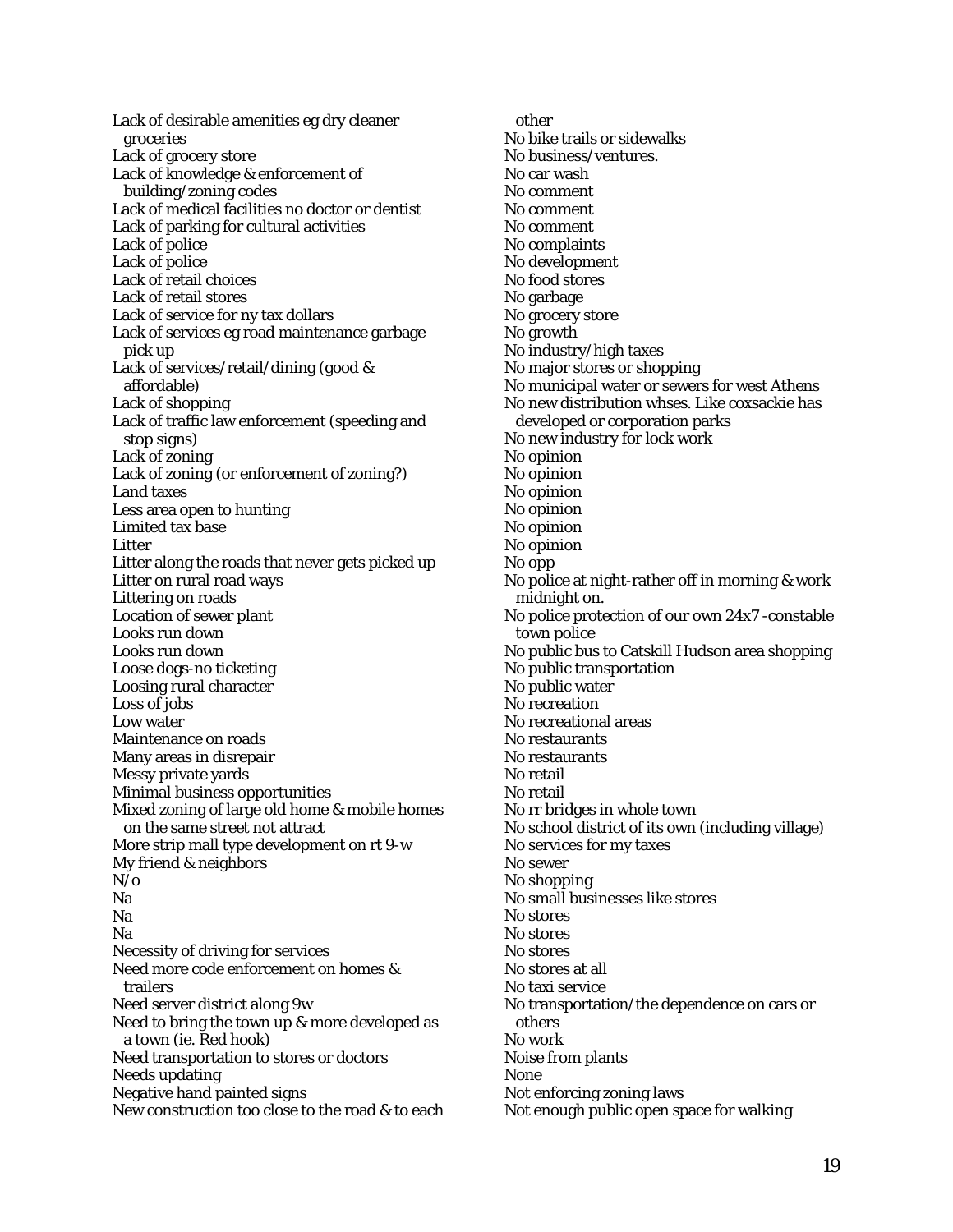Lack of desirable amenities eg dry cleaner groceries
Lack of grocery store
Lack of knowledge & enforcement of building/zoning codes
Lack of medical facilities no doctor or dentist
Lack of parking for cultural activities
Lack of police
Lack of police
Lack of retail choices
Lack of retail stores
Lack of service for ny tax dollars
Lack of services eg road maintenance garbage pick up
Lack of services/retail/dining (good & affordable)
Lack of shopping
Lack of traffic law enforcement (speeding and stop signs)
Lack of zoning
Lack of zoning (or enforcement of zoning?)
Land taxes
Less area open to hunting
Limited tax base
Litter
Litter along the roads that never gets picked up
Litter on rural road ways
Littering on roads
Location of sewer plant
Looks run down
Looks run down
Loose dogs-no ticketing
Loosing rural character
Loss of jobs
Low water
Maintenance on roads
Many areas in disrepair
Messy private yards
Minimal business opportunities
Mixed zoning of large old home & mobile homes on the same street not attract
More strip mall type development on rt 9-w
My friend & neighbors
N/o
Na
Na
Na
Necessity of driving for services
Need more code enforcement on homes & trailers
Need server district along 9w
Need to bring the town up & more developed as a town (ie. Red hook)
Need transportation to stores or doctors
Needs updating
Negative hand painted signs
New construction too close to the road & to each other
No bike trails or sidewalks
No business/ventures.
No car wash
No comment
No comment
No comment
No complaints
No development
No food stores
No garbage
No grocery store
No growth
No industry/high taxes
No major stores or shopping
No municipal water or sewers for west Athens
No new distribution whses. Like coxsackie has developed or corporation parks
No new industry for lock work
No opinion
No opinion
No opinion
No opinion
No opinion
No opinion
No opp
No police at night-rather off in morning & work midnight on.
No police protection of our own 24x7 -constable town police
No public bus to Catskill Hudson area shopping
No public transportation
No public water
No recreation
No recreational areas
No restaurants
No restaurants
No retail
No retail
No rr bridges in whole town
No school district of its own (including village)
No services for my taxes
No sewer
No shopping
No small businesses like stores
No stores
No stores
No stores
No stores at all
No taxi service
No transportation/the dependence on cars or others
No work
Noise from plants
None
Not enforcing zoning laws
Not enough public open space for walking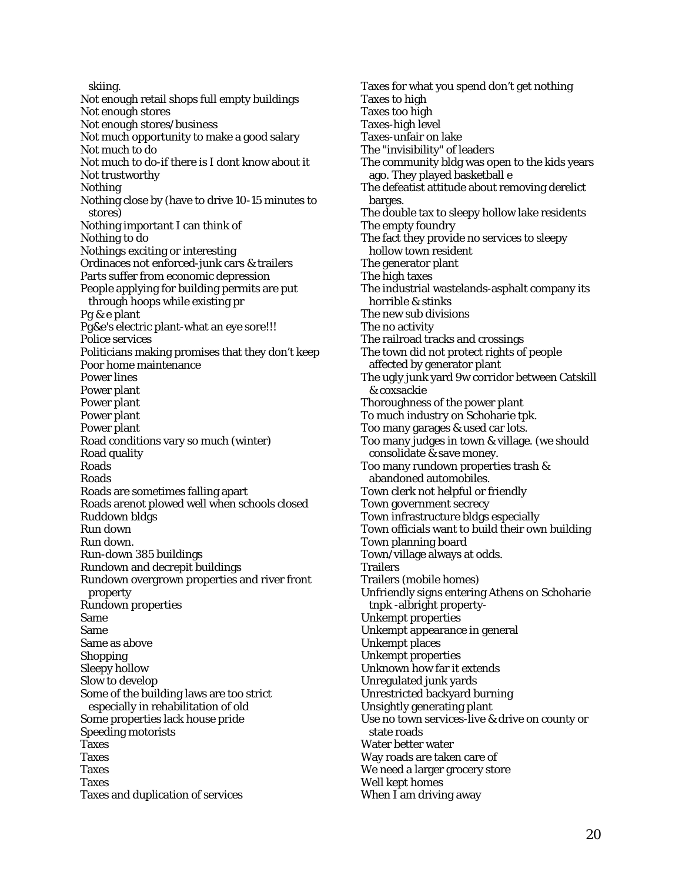skiing.
Not enough retail shops full empty buildings
Not enough stores
Not enough stores/business
Not much opportunity to make a good salary
Not much to do
Not much to do-if there is I dont know about it
Not trustworthy
Nothing
Nothing close by (have to drive 10-15 minutes to stores)
Nothing important I can think of
Nothing to do
Nothings exciting or interesting
Ordinaces not enforced-junk cars & trailers
Parts suffer from economic depression
People applying for building permits are put through hoops while existing pr
Pg & e plant
Pg&e's electric plant-what an eye sore!!!
Police services
Politicians making promises that they don't keep
Poor home maintenance
Power lines
Power plant
Power plant
Power plant
Power plant
Road conditions vary so much (winter)
Road quality
Roads
Roads
Roads are sometimes falling apart
Roads arenot plowed well when schools closed
Ruddown bldgs
Run down
Run down.
Run-down 385 buildings
Rundown and decrepit buildings
Rundown overgrown properties and river front property
Rundown properties
Same
Same
Same as above
Shopping
Sleepy hollow
Slow to develop
Some of the building laws are too strict especially in rehabilitation of old
Some properties lack house pride
Speeding motorists
Taxes
Taxes
Taxes
Taxes
Taxes and duplication of services
Taxes for what you spend don't get nothing
Taxes to high
Taxes too high
Taxes-high level
Taxes-unfair on lake
The "invisibility" of leaders
The community bldg was open to the kids years ago. They played basketball e
The defeatist attitude about removing derelict barges.
The double tax to sleepy hollow lake residents
The empty foundry
The fact they provide no services to sleepy hollow town resident
The generator plant
The high taxes
The industrial wastelands-asphalt company its horrible & stinks
The new sub divisions
The no activity
The railroad tracks and crossings
The town did not protect rights of people affected by generator plant
The ugly junk yard 9w corridor between Catskill & coxsackie
Thoroughness of the power plant
To much industry on Schoharie tpk.
Too many garages & used car lots.
Too many judges in town & village. (we should consolidate & save money.
Too many rundown properties trash & abandoned automobiles.
Town clerk not helpful or friendly
Town government secrecy
Town infrastructure bldgs especially
Town officials want to build their own building
Town planning board
Town/village always at odds.
Trailers
Trailers (mobile homes)
Unfriendly signs entering Athens on Schoharie tnpk -albright property-
Unkempt properties
Unkempt appearance in general
Unkempt places
Unkempt properties
Unknown how far it extends
Unregulated junk yards
Unrestricted backyard burning
Unsightly generating plant
Use no town services-live & drive on county or state roads
Water better water
Way roads are taken care of
We need a larger grocery store
Well kept homes
When I am driving away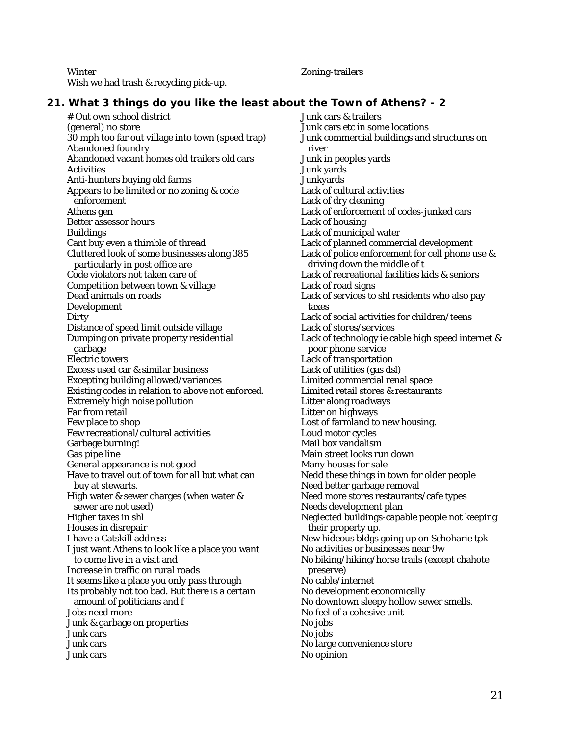Winter
Wish we had trash & recycling pick-up.

Zoning-trailers

### 21. What 3 things do you like the least about the Town of Athens? - 2

# Out own school district
(general) no store
30 mph too far out village into town (speed trap)
Abandoned foundry
Abandoned vacant homes old trailers old cars
Activities
Anti-hunters buying old farms
Appears to be limited or no zoning & code enforcement
Athens gen
Better assessor hours
Buildings
Cant buy even a thimble of thread
Cluttered look of some businesses along 385 particularly in post office are
Code violators not taken care of
Competition between town & village
Dead animals on roads
Development
Dirty
Distance of speed limit outside village
Dumping on private property residential garbage
Electric towers
Excess used car & similar business
Excepting building allowed/variances
Existing codes in relation to above not enforced.
Extremely high noise pollution
Far from retail
Few place to shop
Few recreational/cultural activities
Garbage burning!
Gas pipe line
General appearance is not good
Have to travel out of town for all but what can buy at stewarts.
High water & sewer charges (when water & sewer are not used)
Higher taxes in shl
Houses in disrepair
I have a Catskill address
I just want Athens to look like a place you want to come live in a visit and
Increase in traffic on rural roads
It seems like a place you only pass through
Its probably not too bad. But there is a certain amount of politicians and f
Jobs need more
Junk & garbage on properties
Junk cars
Junk cars
Junk cars
Junk cars & trailers
Junk cars etc in some locations
Junk commercial buildings and structures on river
Junk in peoples yards
Junk yards
Junkyards
Lack of cultural activities
Lack of dry cleaning
Lack of enforcement of codes-junked cars
Lack of housing
Lack of municipal water
Lack of planned commercial development
Lack of police enforcement for cell phone use & driving down the middle of t
Lack of recreational facilities kids & seniors
Lack of road signs
Lack of services to shl residents who also pay taxes
Lack of social activities for children/teens
Lack of stores/services
Lack of technology ie cable high speed internet & poor phone service
Lack of transportation
Lack of utilities (gas dsl)
Limited commercial renal space
Limited retail stores & restaurants
Litter along roadways
Litter on highways
Lost of farmland to new housing.
Loud motor cycles
Mail box vandalism
Main street looks run down
Many houses for sale
Nedd these things in town for older people
Need better garbage removal
Need more stores restaurants/cafe types
Needs development plan
Neglected buildings-capable people not keeping their property up.
New hideous bldgs going up on Schoharie tpk
No activities or businesses near 9w
No biking/hiking/horse trails (except chahote preserve)
No cable/internet
No development economically
No downtown sleepy hollow sewer smells.
No feel of a cohesive unit
No jobs
No jobs
No large convenience store
No opinion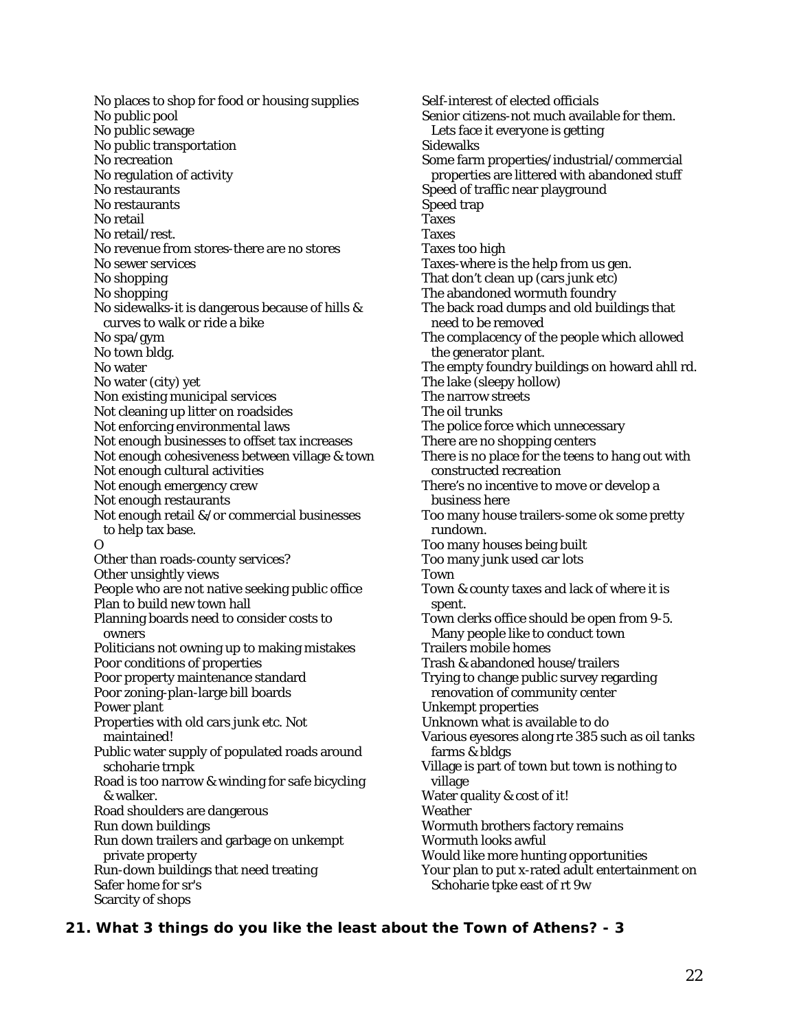No places to shop for food or housing supplies
No public pool
No public sewage
No public transportation
No recreation
No regulation of activity
No restaurants
No restaurants
No retail
No retail/rest.
No revenue from stores-there are no stores
No sewer services
No shopping
No shopping
No sidewalks-it is dangerous because of hills & curves to walk or ride a bike
No spa/gym
No town bldg.
No water
No water (city) yet
Non existing municipal services
Not cleaning up litter on roadsides
Not enforcing environmental laws
Not enough businesses to offset tax increases
Not enough cohesiveness between village & town
Not enough cultural activities
Not enough emergency crew
Not enough restaurants
Not enough retail &/or commercial businesses to help tax base.
O
Other than roads-county services?
Other unsightly views
People who are not native seeking public office
Plan to build new town hall
Planning boards need to consider costs to owners
Politicians not owning up to making mistakes
Poor conditions of properties
Poor property maintenance standard
Poor zoning-plan-large bill boards
Power plant
Properties with old cars junk etc. Not maintained!
Public water supply of populated roads around schoharie trnpk
Road is too narrow & winding for safe bicycling & walker.
Road shoulders are dangerous
Run down buildings
Run down trailers and garbage on unkempt private property
Run-down buildings that need treating
Safer home for sr's
Scarcity of shops
Self-interest of elected officials
Senior citizens-not much available for them. Lets face it everyone is getting
Sidewalks
Some farm properties/industrial/commercial properties are littered with abandoned stuff
Speed of traffic near playground
Speed trap
Taxes
Taxes
Taxes too high
Taxes-where is the help from us gen.
That don't clean up (cars junk etc)
The abandoned wormuth foundry
The back road dumps and old buildings that need to be removed
The complacency of the people which allowed the generator plant.
The empty foundry buildings on howard ahll rd.
The lake (sleepy hollow)
The narrow streets
The oil trunks
The police force which unnecessary
There are no shopping centers
There is no place for the teens to hang out with constructed recreation
There's no incentive to move or develop a business here
Too many house trailers-some ok some pretty rundown.
Too many houses being built
Too many junk used car lots
Town
Town & county taxes and lack of where it is spent.
Town clerks office should be open from 9-5. Many people like to conduct town
Trailers mobile homes
Trash & abandoned house/trailers
Trying to change public survey regarding renovation of community center
Unkempt properties
Unknown what is available to do
Various eyesores along rte 385 such as oil tanks farms & bldgs
Village is part of town but town is nothing to village
Water quality & cost of it!
Weather
Wormuth brothers factory remains
Wormuth looks awful
Would like more hunting opportunities
Your plan to put x-rated adult entertainment on Schoharie tpke east of rt 9w

**21. What 3 things do you like the least about the Town of Athens? - 3**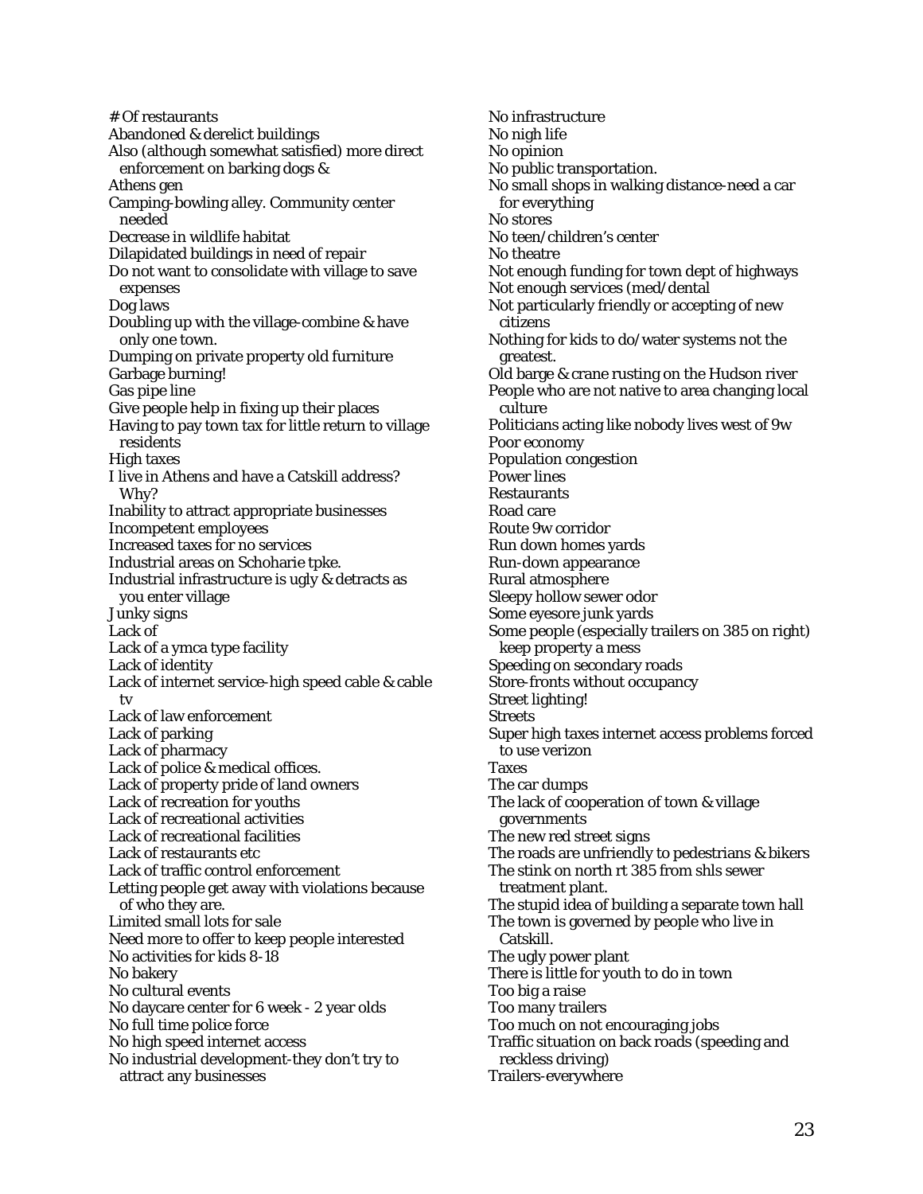# Of restaurants
Abandoned & derelict buildings
Also (although somewhat satisfied) more direct enforcement on barking dogs &
Athens gen
Camping-bowling alley. Community center needed
Decrease in wildlife habitat
Dilapidated buildings in need of repair
Do not want to consolidate with village to save expenses
Dog laws
Doubling up with the village-combine & have only one town.
Dumping on private property old furniture
Garbage burning!
Gas pipe line
Give people help in fixing up their places
Having to pay town tax for little return to village residents
High taxes
I live in Athens and have a Catskill address? Why?
Inability to attract appropriate businesses
Incompetent employees
Increased taxes for no services
Industrial areas on Schoharie tpke.
Industrial infrastructure is ugly & detracts as you enter village
Junky signs
Lack of
Lack of a ymca type facility
Lack of identity
Lack of internet service-high speed cable & cable tv
Lack of law enforcement
Lack of parking
Lack of pharmacy
Lack of police & medical offices.
Lack of property pride of land owners
Lack of recreation for youths
Lack of recreational activities
Lack of recreational facilities
Lack of restaurants etc
Lack of traffic control enforcement
Letting people get away with violations because of who they are.
Limited small lots for sale
Need more to offer to keep people interested
No activities for kids 8-18
No bakery
No cultural events
No daycare center for 6 week - 2 year olds
No full time police force
No high speed internet access
No industrial development-they don't try to attract any businesses
No infrastructure
No nigh life
No opinion
No public transportation.
No small shops in walking distance-need a car for everything
No stores
No teen/children's center
No theatre
Not enough funding for town dept of highways
Not enough services (med/dental
Not particularly friendly or accepting of new citizens
Nothing for kids to do/water systems not the greatest.
Old barge & crane rusting on the Hudson river
People who are not native to area changing local culture
Politicians acting like nobody lives west of 9w
Poor economy
Population congestion
Power lines
Restaurants
Road care
Route 9w corridor
Run down homes yards
Run-down appearance
Rural atmosphere
Sleepy hollow sewer odor
Some eyesore junk yards
Some people (especially trailers on 385 on right) keep property a mess
Speeding on secondary roads
Store-fronts without occupancy
Street lighting!
Streets
Super high taxes internet access problems forced to use verizon
Taxes
The car dumps
The lack of cooperation of town & village governments
The new red street signs
The roads are unfriendly to pedestrians & bikers
The stink on north rt 385 from shls sewer treatment plant.
The stupid idea of building a separate town hall
The town is governed by people who live in Catskill.
The ugly power plant
There is little for youth to do in town
Too big a raise
Too many trailers
Too much on not encouraging jobs
Traffic situation on back roads (speeding and reckless driving)
Trailers-everywhere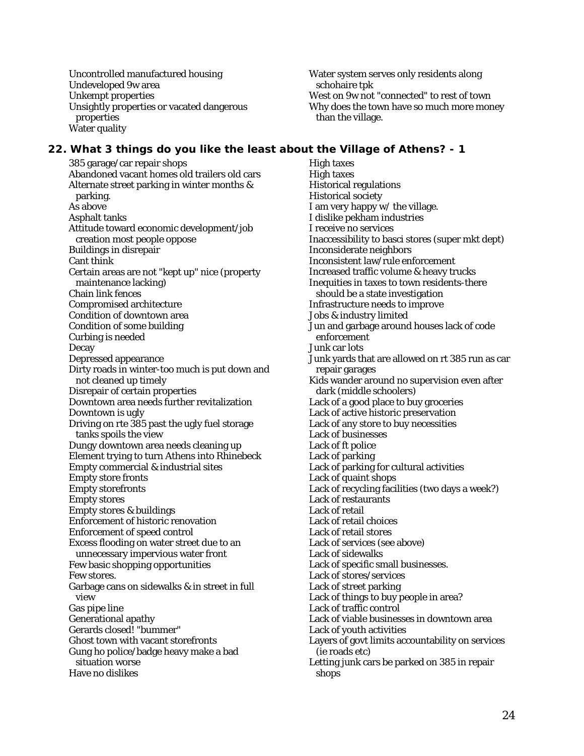Uncontrolled manufactured housing
Undeveloped 9w area
Unkempt properties
Unsightly properties or vacated dangerous properties
Water quality
Water system serves only residents along schohaire tpk
West on 9w not "connected" to rest of town
Why does the town have so much more money than the village.

## 22. What 3 things do you like the least about the Village of Athens? - 1

385 garage/car repair shops
Abandoned vacant homes old trailers old cars
Alternate street parking in winter months & parking.
As above
Asphalt tanks
Attitude toward economic development/job creation most people oppose
Buildings in disrepair
Cant think
Certain areas are not "kept up" nice (property maintenance lacking)
Chain link fences
Compromised architecture
Condition of downtown area
Condition of some building
Curbing is needed
Decay
Depressed appearance
Dirty roads in winter-too much is put down and not cleaned up timely
Disrepair of certain properties
Downtown area needs further revitalization
Downtown is ugly
Driving on rte 385 past the ugly fuel storage tanks spoils the view
Dungy downtown area needs cleaning up
Element trying to turn Athens into Rhinebeck
Empty commercial & industrial sites
Empty store fronts
Empty storefronts
Empty stores
Empty stores & buildings
Enforcement of historic renovation
Enforcement of speed control
Excess flooding on water street due to an unnecessary impervious water front
Few basic shopping opportunities
Few stores.
Garbage cans on sidewalks & in street in full view
Gas pipe line
Generational apathy
Gerards closed! "bummer"
Ghost town with vacant storefronts
Gung ho police/badge heavy make a bad situation worse
Have no dislikes
High taxes
High taxes
Historical regulations
Historical society
I am very happy w/ the village.
I dislike pekham industries
I receive no services
Inaccessibility to basci stores (super mkt dept)
Inconsiderate neighbors
Inconsistent law/rule enforcement
Increased traffic volume & heavy trucks
Inequities in taxes to town residents-there should be a state investigation
Infrastructure needs to improve
Jobs & industry limited
Jun and garbage around houses lack of code enforcement
Junk car lots
Junk yards that are allowed on rt 385 run as car repair garages
Kids wander around no supervision even after dark (middle schoolers)
Lack of a good place to buy groceries
Lack of active historic preservation
Lack of any store to buy necessities
Lack of businesses
Lack of ft police
Lack of parking
Lack of parking for cultural activities
Lack of quaint shops
Lack of recycling facilities (two days a week?)
Lack of restaurants
Lack of retail
Lack of retail choices
Lack of retail stores
Lack of services (see above)
Lack of sidewalks
Lack of specific small businesses.
Lack of stores/services
Lack of street parking
Lack of things to buy people in area?
Lack of traffic control
Lack of viable businesses in downtown area
Lack of youth activities
Layers of govt limits accountability on services (ie roads etc)
Letting junk cars be parked on 385 in repair shops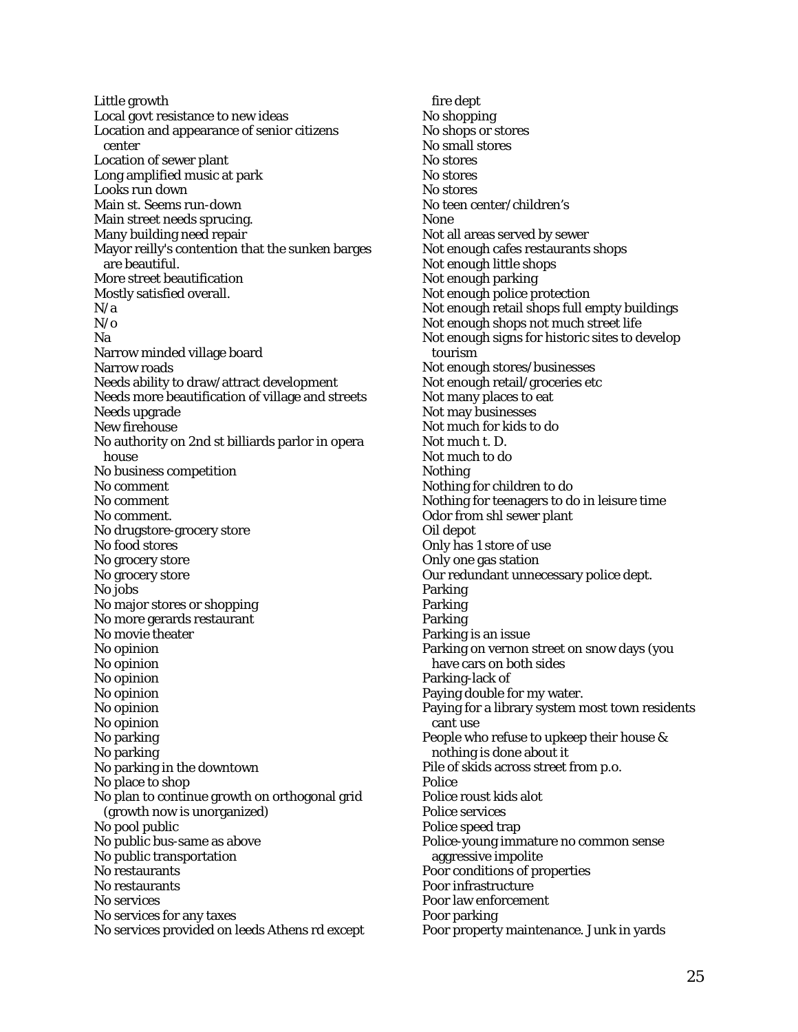Little growth
Local govt resistance to new ideas
Location and appearance of senior citizens center
Location of sewer plant
Long amplified music at park
Looks run down
Main st. Seems run-down
Main street needs sprucing.
Many building need repair
Mayor reilly's contention that the sunken barges are beautiful.
More street beautification
Mostly satisfied overall.
N/a
N/o
Na
Narrow minded village board
Narrow roads
Needs ability to draw/attract development
Needs more beautification of village and streets
Needs upgrade
New firehouse
No authority on 2nd st billiards parlor in opera house
No business competition
No comment
No comment
No comment.
No drugstore-grocery store
No food stores
No grocery store
No grocery store
No jobs
No major stores or shopping
No more gerards restaurant
No movie theater
No opinion
No opinion
No opinion
No opinion
No opinion
No opinion
No parking
No parking
No parking in the downtown
No place to shop
No plan to continue growth on orthogonal grid (growth now is unorganized)
No pool public
No public bus-same as above
No public transportation
No restaurants
No restaurants
No services
No services for any taxes
No services provided on leeds Athens rd except fire dept
No shopping
No shops or stores
No small stores
No stores
No stores
No stores
No teen center/children's
None
Not all areas served by sewer
Not enough cafes restaurants shops
Not enough little shops
Not enough parking
Not enough police protection
Not enough retail shops full empty buildings
Not enough shops not much street life
Not enough signs for historic sites to develop tourism
Not enough stores/businesses
Not enough retail/groceries etc
Not many places to eat
Not may businesses
Not much for kids to do
Not much t. D.
Not much to do
Nothing
Nothing for children to do
Nothing for teenagers to do in leisure time
Odor from shl sewer plant
Oil depot
Only has 1 store of use
Only one gas station
Our redundant unnecessary police dept.
Parking
Parking
Parking
Parking is an issue
Parking on vernon street on snow days (you have cars on both sides
Parking-lack of
Paying double for my water.
Paying for a library system most town residents cant use
People who refuse to upkeep their house & nothing is done about it
Pile of skids across street from p.o.
Police
Police roust kids alot
Police services
Police speed trap
Police-young immature no common sense aggressive impolite
Poor conditions of properties
Poor infrastructure
Poor law enforcement
Poor parking
Poor property maintenance. Junk in yards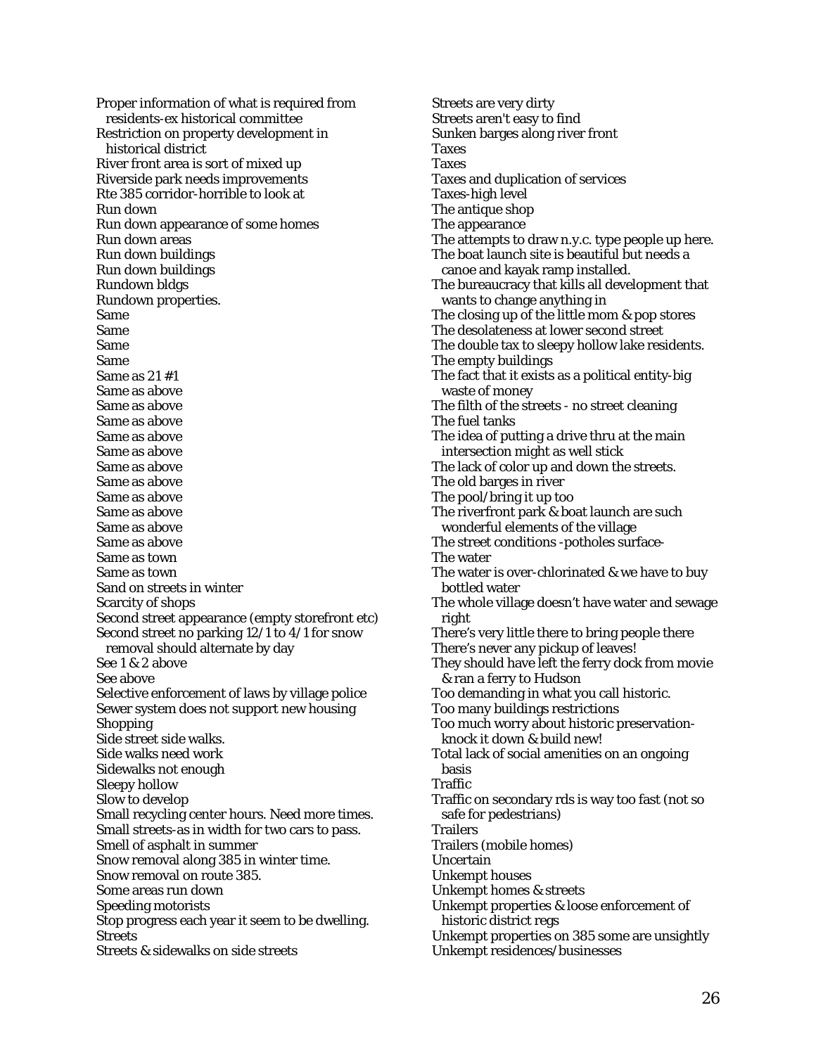Proper information of what is required from residents-ex historical committee
Restriction on property development in historical district
River front area is sort of mixed up
Riverside park needs improvements
Rte 385 corridor-horrible to look at
Run down
Run down appearance of some homes
Run down areas
Run down buildings
Run down buildings
Rundown bldgs
Rundown properties.
Same
Same
Same
Same
Same as 21 #1
Same as above
Same as above
Same as above
Same as above
Same as above
Same as above
Same as above
Same as above
Same as above
Same as above
Same as above
Same as town
Same as town
Sand on streets in winter
Scarcity of shops
Second street appearance (empty storefront etc)
Second street no parking 12/1 to 4/1 for snow removal should alternate by day
See 1 & 2 above
See above
Selective enforcement of laws by village police
Sewer system does not support new housing
Shopping
Side street side walks.
Side walks need work
Sidewalks not enough
Sleepy hollow
Slow to develop
Small recycling center hours. Need more times.
Small streets-as in width for two cars to pass.
Smell of asphalt in summer
Snow removal along 385 in winter time.
Snow removal on route 385.
Some areas run down
Speeding motorists
Stop progress each year it seem to be dwelling.
Streets
Streets & sidewalks on side streets
Streets are very dirty
Streets aren't easy to find
Sunken barges along river front
Taxes
Taxes
Taxes and duplication of services
Taxes-high level
The antique shop
The appearance
The attempts to draw n.y.c. type people up here.
The boat launch site is beautiful but needs a canoe and kayak ramp installed.
The bureaucracy that kills all development that wants to change anything in
The closing up of the little mom & pop stores
The desolateness at lower second street
The double tax to sleepy hollow lake residents.
The empty buildings
The fact that it exists as a political entity-big waste of money
The filth of the streets - no street cleaning
The fuel tanks
The idea of putting a drive thru at the main intersection might as well stick
The lack of color up and down the streets.
The old barges in river
The pool/bring it up too
The riverfront park & boat launch are such wonderful elements of the village
The street conditions -potholes surface-
The water
The water is over-chlorinated & we have to buy bottled water
The whole village doesn't have water and sewage right
There's very little there to bring people there
There's never any pickup of leaves!
They should have left the ferry dock from movie & ran a ferry to Hudson
Too demanding in what you call historic.
Too many buildings restrictions
Too much worry about historic preservation-knock it down & build new!
Total lack of social amenities on an ongoing basis
Traffic
Traffic on secondary rds is way too fast (not so safe for pedestrians)
Trailers
Trailers (mobile homes)
Uncertain
Unkempt houses
Unkempt homes & streets
Unkempt properties & loose enforcement of historic district regs
Unkempt properties on 385 some are unsightly
Unkempt residences/businesses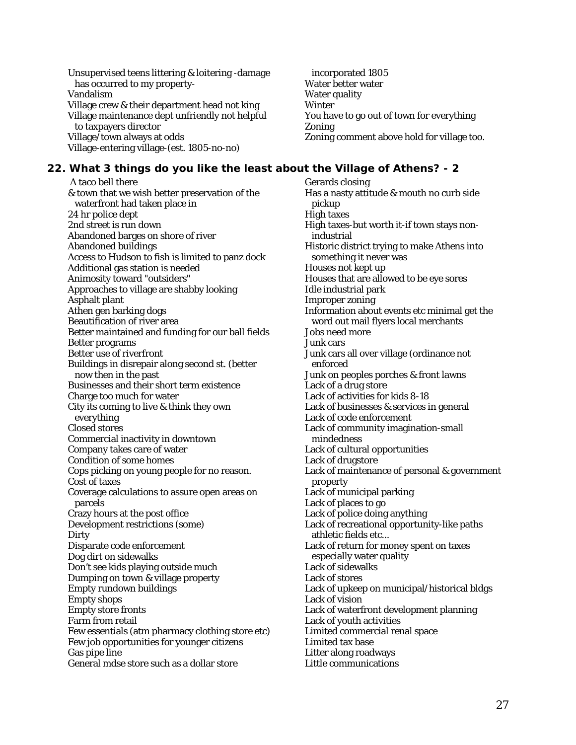Unsupervised teens littering & loitering -damage has occurred to my property-
Vandalism
Village crew & their department head not king
Village maintenance dept unfriendly not helpful to taxpayers director
Village/town always at odds
Village-entering village-(est. 1805-no-no) incorporated 1805
Water better water
Water quality
Winter
You have to go out of town for everything
Zoning
Zoning comment above hold for village too.

## 22. What 3 things do you like the least about the Village of Athens? - 2

A taco bell there
& town that we wish better preservation of the waterfront had taken place in
24 hr police dept
2nd street is run down
Abandoned barges on shore of river
Abandoned buildings
Access to Hudson to fish is limited to panz dock
Additional gas station is needed
Animosity toward "outsiders"
Approaches to village are shabby looking
Asphalt plant
Athen gen barking dogs
Beautification of river area
Better maintained and funding for our ball fields
Better programs
Better use of riverfront
Buildings in disrepair along second st. (better now then in the past
Businesses and their short term existence
Charge too much for water
City its coming to live & think they own everything
Closed stores
Commercial inactivity in downtown
Company takes care of water
Condition of some homes
Cops picking on young people for no reason.
Cost of taxes
Coverage calculations to assure open areas on parcels
Crazy hours at the post office
Development restrictions (some)
Dirty
Disparate code enforcement
Dog dirt on sidewalks
Don't see kids playing outside much
Dumping on town & village property
Empty rundown buildings
Empty shops
Empty store fronts
Farm from retail
Few essentials (atm pharmacy clothing store etc)
Few job opportunities for younger citizens
Gas pipe line
General mdse store such as a dollar store
Gerards closing
Has a nasty attitude & mouth no curb side pickup
High taxes
High taxes-but worth it-if town stays non-industrial
Historic district trying to make Athens into something it never was
Houses not kept up
Houses that are allowed to be eye sores
Idle industrial park
Improper zoning
Information about events etc minimal get the word out mail flyers local merchants
Jobs need more
Junk cars
Junk cars all over village (ordinance not enforced
Junk on peoples porches & front lawns
Lack of a drug store
Lack of activities for kids 8-18
Lack of businesses & services in general
Lack of code enforcement
Lack of community imagination-small mindedness
Lack of cultural opportunities
Lack of drugstore
Lack of maintenance of personal & government property
Lack of municipal parking
Lack of places to go
Lack of police doing anything
Lack of recreational opportunity-like paths athletic fields etc...
Lack of return for money spent on taxes especially water quality
Lack of sidewalks
Lack of stores
Lack of upkeep on municipal/historical bldgs
Lack of vision
Lack of waterfront development planning
Lack of youth activities
Limited commercial renal space
Limited tax base
Litter along roadways
Little communications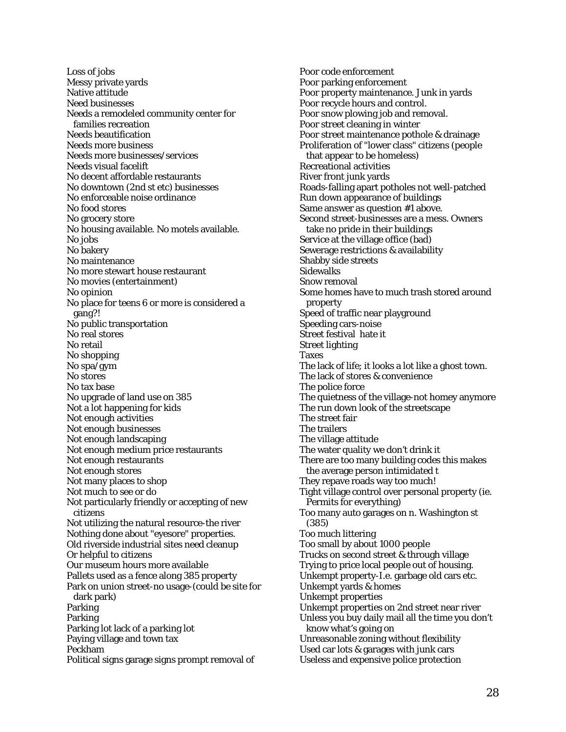Loss of jobs
Messy private yards
Native attitude
Need businesses
Needs a remodeled community center for families recreation
Needs beautification
Needs more business
Needs more businesses/services
Needs visual facelift
No decent affordable restaurants
No downtown (2nd st etc) businesses
No enforceable noise ordinance
No food stores
No grocery store
No housing available. No motels available.
No jobs
No bakery
No maintenance
No more stewart house restaurant
No movies (entertainment)
No opinion
No place for teens 6 or more is considered a gang?!
No public transportation
No real stores
No retail
No shopping
No spa/gym
No stores
No tax base
No upgrade of land use on 385
Not a lot happening for kids
Not enough activities
Not enough businesses
Not enough landscaping
Not enough medium price restaurants
Not enough restaurants
Not enough stores
Not many places to shop
Not much to see or do
Not particularly friendly or accepting of new citizens
Not utilizing the natural resource-the river
Nothing done about "eyesore" properties.
Old riverside industrial sites need cleanup
Or helpful to citizens
Our museum hours more available
Pallets used as a fence along 385 property
Park on union street-no usage-(could be site for dark park)
Parking
Parking
Parking lot lack of a parking lot
Paying village and town tax
Peckham
Political signs garage signs prompt removal of
Poor code enforcement
Poor parking enforcement
Poor property maintenance. Junk in yards
Poor recycle hours and control.
Poor snow plowing job and removal.
Poor street cleaning in winter
Poor street maintenance pothole & drainage
Proliferation of "lower class" citizens (people that appear to be homeless)
Recreational activities
River front junk yards
Roads-falling apart potholes not well-patched
Run down appearance of buildings
Same answer as question #1 above.
Second street-businesses are a mess. Owners take no pride in their buildings
Service at the village office (bad)
Sewerage restrictions & availability
Shabby side streets
Sidewalks
Snow removal
Some homes have to much trash stored around property
Speed of traffic near playground
Speeding cars-noise
Street festival hate it
Street lighting
Taxes
The lack of life; it looks a lot like a ghost town.
The lack of stores & convenience
The police force
The quietness of the village-not homey anymore
The run down look of the streetscape
The street fair
The trailers
The village attitude
The water quality we don't drink it
There are too many building codes this makes the average person intimidated t
They repave roads way too much!
Tight village control over personal property (ie. Permits for everything)
Too many auto garages on n. Washington st (385)
Too much littering
Too small by about 1000 people
Trucks on second street & through village
Trying to price local people out of housing.
Unkempt property-I.e. garbage old cars etc.
Unkempt yards & homes
Unkempt properties
Unkempt properties on 2nd street near river
Unless you buy daily mail all the time you don't know what's going on
Unreasonable zoning without flexibility
Used car lots & garages with junk cars
Useless and expensive police protection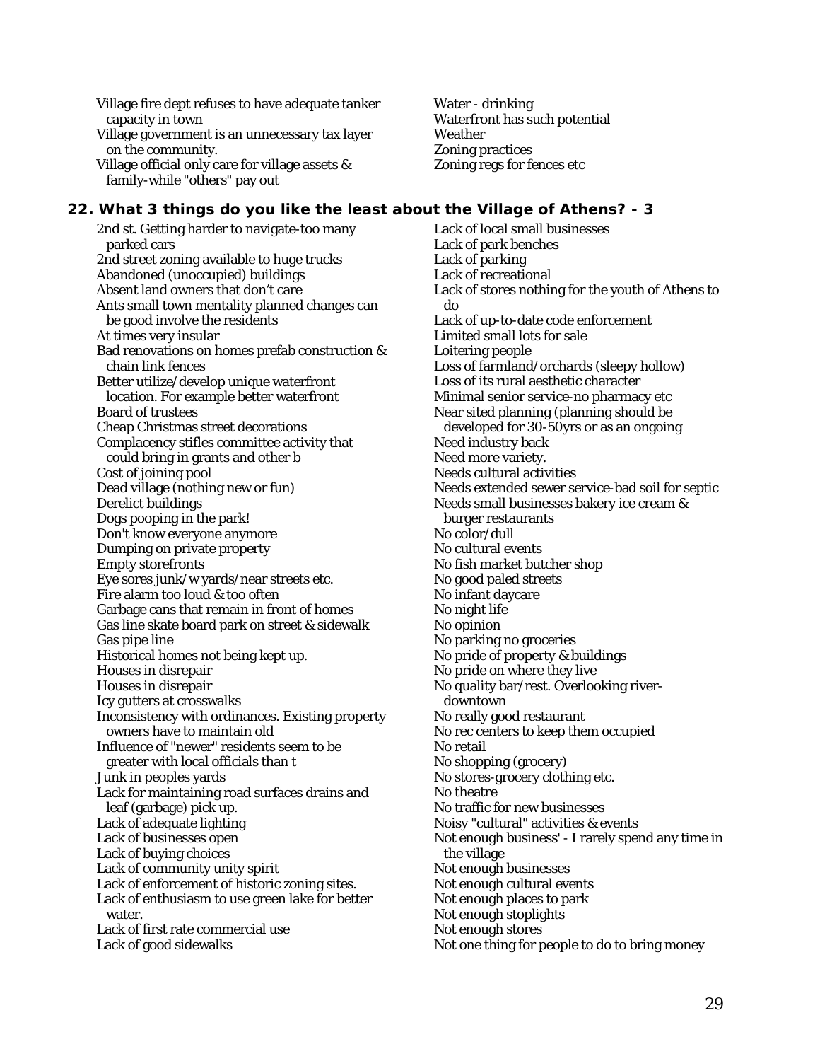Village fire dept refuses to have adequate tanker capacity in town
Village government is an unnecessary tax layer on the community.
Village official only care for village assets & family-while "others" pay out
Water - drinking
Waterfront has such potential
Weather
Zoning practices
Zoning regs for fences etc

## 22. What 3 things do you like the least about the Village of Athens? - 3

2nd st. Getting harder to navigate-too many parked cars
2nd street zoning available to huge trucks
Abandoned (unoccupied) buildings
Absent land owners that don't care
Ants small town mentality planned changes can be good involve the residents
At times very insular
Bad renovations on homes prefab construction & chain link fences
Better utilize/develop unique waterfront location. For example better waterfront
Board of trustees
Cheap Christmas street decorations
Complacency stifles committee activity that could bring in grants and other b
Cost of joining pool
Dead village (nothing new or fun)
Derelict buildings
Dogs pooping in the park!
Don't know everyone anymore
Dumping on private property
Empty storefronts
Eye sores junk/w yards/near streets etc.
Fire alarm too loud & too often
Garbage cans that remain in front of homes
Gas line skate board park on street & sidewalk
Gas pipe line
Historical homes not being kept up.
Houses in disrepair
Houses in disrepair
Icy gutters at crosswalks
Inconsistency with ordinances. Existing property owners have to maintain old
Influence of "newer" residents seem to be greater with local officials than t
Junk in peoples yards
Lack for maintaining road surfaces drains and leaf (garbage) pick up.
Lack of adequate lighting
Lack of businesses open
Lack of buying choices
Lack of community unity spirit
Lack of enforcement of historic zoning sites.
Lack of enthusiasm to use green lake for better water.
Lack of first rate commercial use
Lack of good sidewalks
Lack of local small businesses
Lack of park benches
Lack of parking
Lack of recreational
Lack of stores nothing for the youth of Athens to do
Lack of up-to-date code enforcement
Limited small lots for sale
Loitering people
Loss of farmland/orchards (sleepy hollow)
Loss of its rural aesthetic character
Minimal senior service-no pharmacy etc
Near sited planning (planning should be developed for 30-50yrs or as an ongoing
Need industry back
Need more variety.
Needs cultural activities
Needs extended sewer service-bad soil for septic
Needs small businesses bakery ice cream & burger restaurants
No color/dull
No cultural events
No fish market butcher shop
No good paled streets
No infant daycare
No night life
No opinion
No parking no groceries
No pride of property & buildings
No pride on where they live
No quality bar/rest. Overlooking river-downtown
No really good restaurant
No rec centers to keep them occupied
No retail
No shopping (grocery)
No stores-grocery clothing etc.
No theatre
No traffic for new businesses
Noisy "cultural" activities & events
Not enough business' - I rarely spend any time in the village
Not enough businesses
Not enough cultural events
Not enough places to park
Not enough stoplights
Not enough stores
Not one thing for people to do to bring money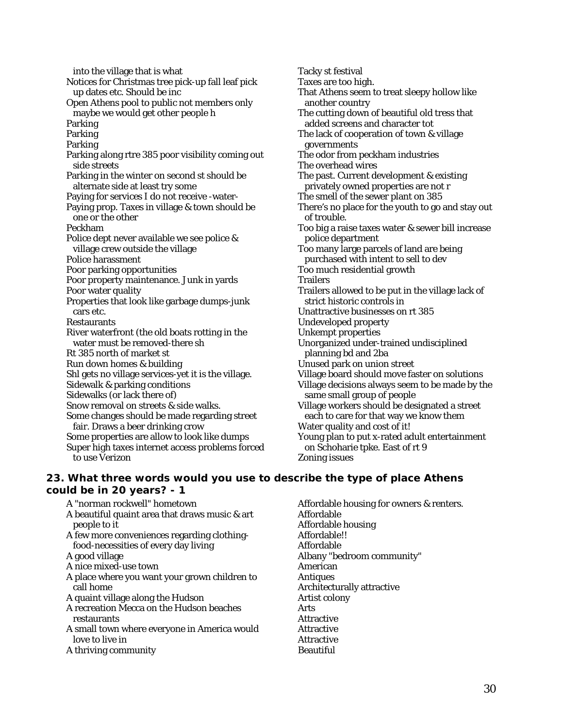into the village that is what

Notices for Christmas tree pick-up fall leaf pick up dates etc. Should be inc

Open Athens pool to public not members only maybe we would get other people h

Parking

Parking

Parking

Parking along rtre 385 poor visibility coming out side streets

Parking in the winter on second st should be alternate side at least try some

Paying for services I do not receive -water-

Paying prop. Taxes in village & town should be one or the other

Peckham

Police dept never available we see police & village crew outside the village

Police harassment

Poor parking opportunities

Poor property maintenance. Junk in yards

Poor water quality

Properties that look like garbage dumps-junk cars etc.

Restaurants

River waterfront (the old boats rotting in the water must be removed-there sh

Rt 385 north of market st

Run down homes & building

Shl gets no village services-yet it is the village.

Sidewalk & parking conditions

Sidewalks (or lack there of)

Snow removal on streets & side walks.

Some changes should be made regarding street fair. Draws a beer drinking crow

Some properties are allow to look like dumps

Super high taxes internet access problems forced to use Verizon

Tacky st festival

Taxes are too high.

That Athens seem to treat sleepy hollow like another country

The cutting down of beautiful old tress that added screens and character tot

The lack of cooperation of town & village governments

The odor from peckham industries

The overhead wires

The past. Current development & existing privately owned properties are not r

The smell of the sewer plant on 385

There's no place for the youth to go and stay out of trouble.

Too big a raise taxes water & sewer bill increase police department

Too many large parcels of land are being purchased with intent to sell to dev

Too much residential growth

Trailers

Trailers allowed to be put in the village lack of strict historic controls in

Unattractive businesses on rt 385

Undeveloped property

Unkempt properties

Unorganized under-trained undisciplined planning bd and 2ba

Unused park on union street

Village board should move faster on solutions

Village decisions always seem to be made by the same small group of people

Village workers should be designated a street each to care for that way we know them

Water quality and cost of it!

Young plan to put x-rated adult entertainment on Schoharie tpke. East of rt 9

Zoning issues

## 23. What three words would you use to describe the type of place Athens could be in 20 years? - 1

A "norman rockwell" hometown

A beautiful quaint area that draws music & art people to it

A few more conveniences regarding clothing-food-necessities of every day living

A good village

A nice mixed-use town

A place where you want your grown children to call home

A quaint village along the Hudson

A recreation Mecca on the Hudson beaches restaurants

A small town where everyone in America would love to live in

A thriving community

Affordable housing for owners & renters.

Affordable

Affordable housing

Affordable!!

Affordable

Albany "bedroom community"

American

Antiques

Architecturally attractive

Artist colony

Arts

Attractive

Attractive

Attractive

Beautiful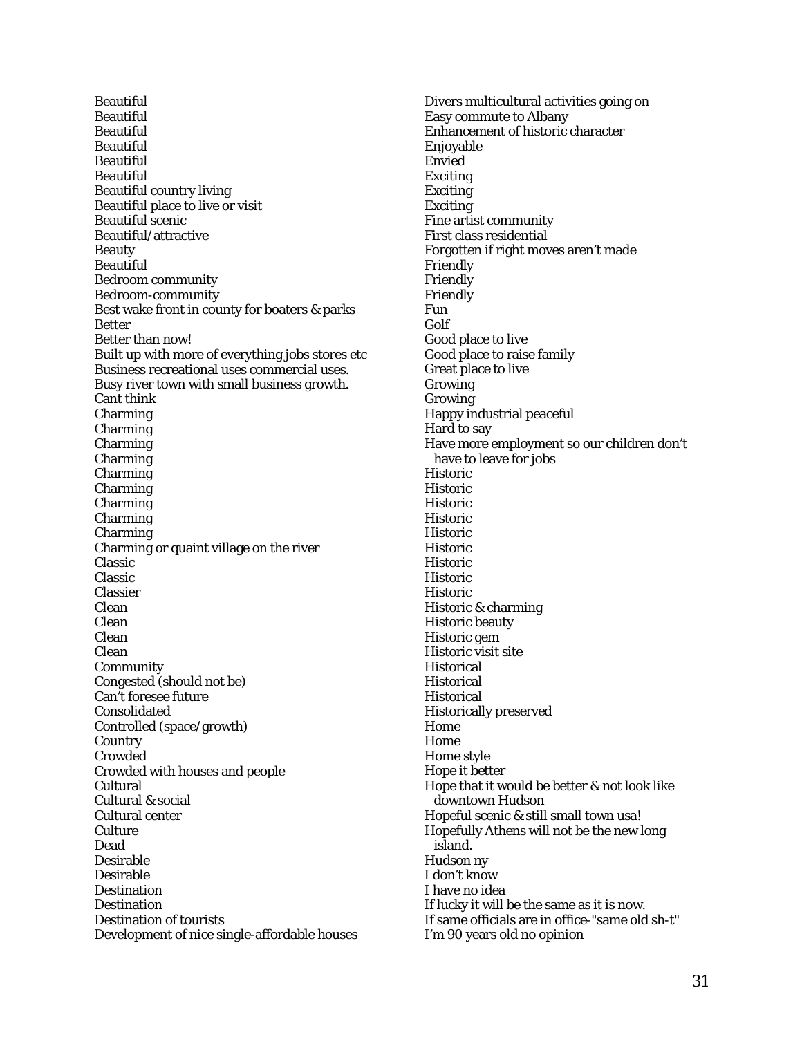Beautiful
Beautiful
Beautiful
Beautiful
Beautiful
Beautiful
Beautiful country living
Beautiful place to live or visit
Beautiful scenic
Beautiful/attractive
Beauty
Beautiful
Bedroom community
Bedroom-community
Best wake front in county for boaters & parks
Better
Better than now!
Built up with more of everything jobs stores etc
Business recreational uses commercial uses.
Busy river town with small business growth.
Cant think
Charming
Charming
Charming
Charming
Charming
Charming
Charming
Charming
Charming
Charming or quaint village on the river
Classic
Classic
Classier
Clean
Clean
Clean
Clean
Community
Congested (should not be)
Can't foresee future
Consolidated
Controlled (space/growth)
Country
Crowded
Crowded with houses and people
Cultural
Cultural & social
Cultural center
Culture
Dead
Desirable
Desirable
Destination
Destination
Destination of tourists
Development of nice single-affordable houses
Divers multicultural activities going on
Easy commute to Albany
Enhancement of historic character
Enjoyable
Envied
Exciting
Exciting
Exciting
Fine artist community
First class residential
Forgotten if right moves aren't made
Friendly
Friendly
Friendly
Fun
Golf
Good place to live
Good place to raise family
Great place to live
Growing
Growing
Happy industrial peaceful
Hard to say
Have more employment so our children don't have to leave for jobs
Historic
Historic
Historic
Historic
Historic
Historic
Historic
Historic
Historic
Historic & charming
Historic beauty
Historic gem
Historic visit site
Historical
Historical
Historical
Historically preserved
Home
Home
Home style
Hope it better
Hope that it would be better & not look like downtown Hudson
Hopeful scenic & still small town usa!
Hopefully Athens will not be the new long island.
Hudson ny
I don't know
I have no idea
If lucky it will be the same as it is now.
If same officials are in office-"same old sh-t"
I'm 90 years old no opinion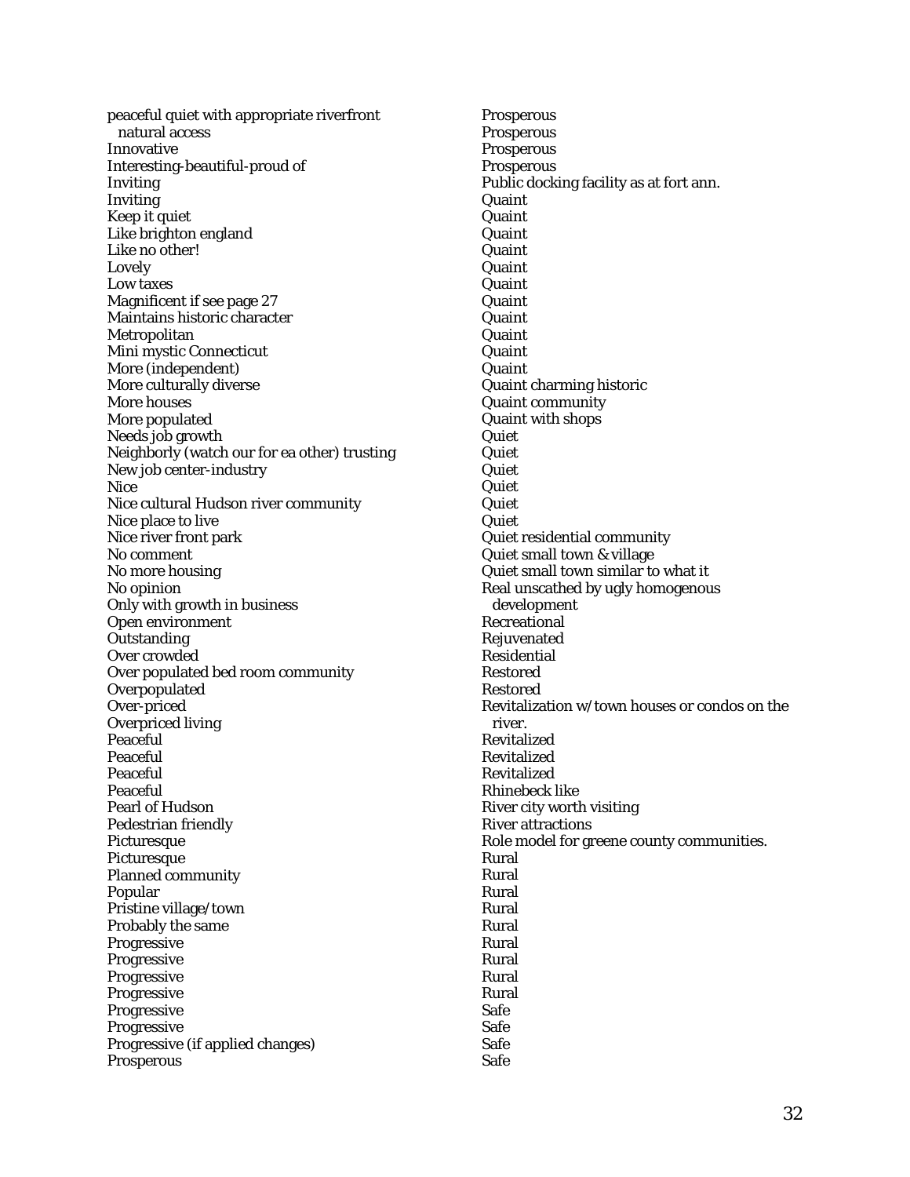peaceful quiet with appropriate riverfront natural access
Innovative
Interesting-beautiful-proud of
Inviting
Inviting
Keep it quiet
Like brighton england
Like no other!
Lovely
Low taxes
Magnificent if see page 27
Maintains historic character
Metropolitan
Mini mystic Connecticut
More (independent)
More culturally diverse
More houses
More populated
Needs job growth
Neighborly (watch our for ea other) trusting
New job center-industry
Nice
Nice cultural Hudson river community
Nice place to live
Nice river front park
No comment
No more housing
No opinion
Only with growth in business
Open environment
Outstanding
Over crowded
Over populated bed room community
Overpopulated
Over-priced
Overpriced living
Peaceful
Peaceful
Peaceful
Peaceful
Pearl of Hudson
Pedestrian friendly
Picturesque
Picturesque
Planned community
Popular
Pristine village/town
Probably the same
Progressive
Progressive
Progressive
Progressive
Progressive
Progressive
Progressive (if applied changes)
Prosperous
Prosperous
Prosperous
Prosperous
Prosperous
Public docking facility as at fort ann.
Quaint
Quaint
Quaint
Quaint
Quaint
Quaint
Quaint
Quaint
Quaint
Quaint
Quaint
Quaint charming historic
Quaint community
Quaint with shops
Quiet
Quiet
Quiet
Quiet
Quiet
Quiet
Quiet residential community
Quiet small town & village
Quiet small town similar to what it
Real unscathed by ugly homogenous development
Recreational
Rejuvenated
Residential
Restored
Restored
Revitalization w/town houses or condos on the river.
Revitalized
Revitalized
Revitalized
Rhinebeck like
River city worth visiting
River attractions
Role model for greene county communities.
Rural
Rural
Rural
Rural
Rural
Rural
Rural
Rural
Rural
Safe
Safe
Safe
Safe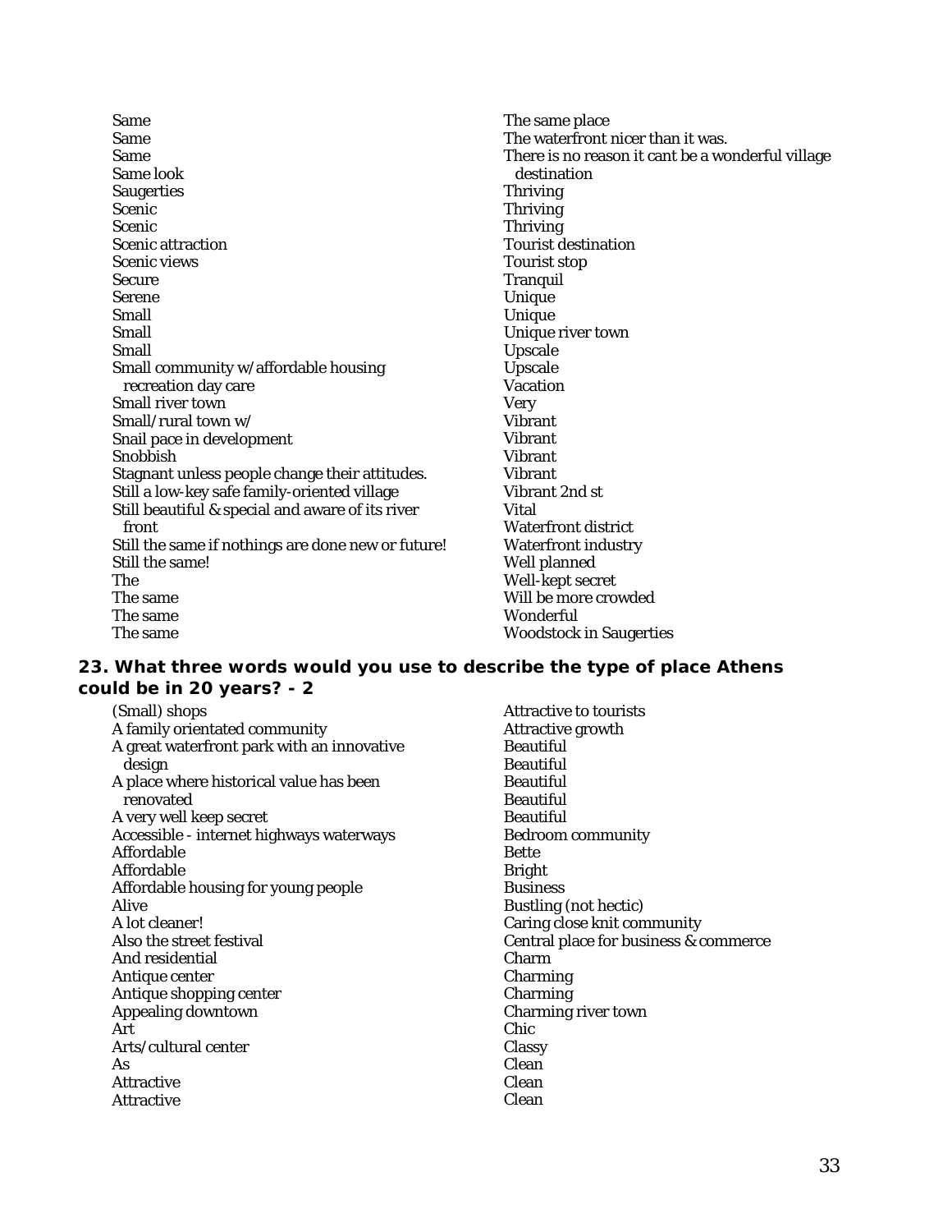Same
Same
Same
Same look
Saugerties
Scenic
Scenic
Scenic attraction
Scenic views
Secure
Serene
Small
Small
Small
Small community w/affordable housing recreation day care
Small river town
Small/rural town w/
Snail pace in development
Snobbish
Stagnant unless people change their attitudes.
Still a low-key safe family-oriented village
Still beautiful & special and aware of its river front
Still the same if nothings are done new or future!
Still the same!
The
The same
The same
The same
The same place
The waterfront nicer than it was.
There is no reason it cant be a wonderful village destination
Thriving
Thriving
Thriving
Tourist destination
Tourist stop
Tranquil
Unique
Unique
Unique river town
Upscale
Upscale
Vacation
Very
Vibrant
Vibrant
Vibrant
Vibrant
Vibrant 2nd st
Vital
Waterfront district
Waterfront industry
Well planned
Well-kept secret
Will be more crowded
Wonderful
Woodstock in Saugerties

### 23. What three words would you use to describe the type of place Athens could be in 20 years? - 2

(Small) shops
A family orientated community
A great waterfront park with an innovative design
A place where historical value has been renovated
A very well keep secret
Accessible - internet highways waterways
Affordable
Affordable
Affordable housing for young people
Alive
A lot cleaner!
Also the street festival
And residential
Antique center
Antique shopping center
Appealing downtown
Art
Arts/cultural center
As
Attractive
Attractive
Attractive to tourists
Attractive growth
Beautiful
Beautiful
Beautiful
Beautiful
Beautiful
Bedroom community
Bette
Bright
Business
Bustling (not hectic)
Caring close knit community
Central place for business & commerce
Charm
Charming
Charming
Charming river town
Chic
Classy
Clean
Clean
Clean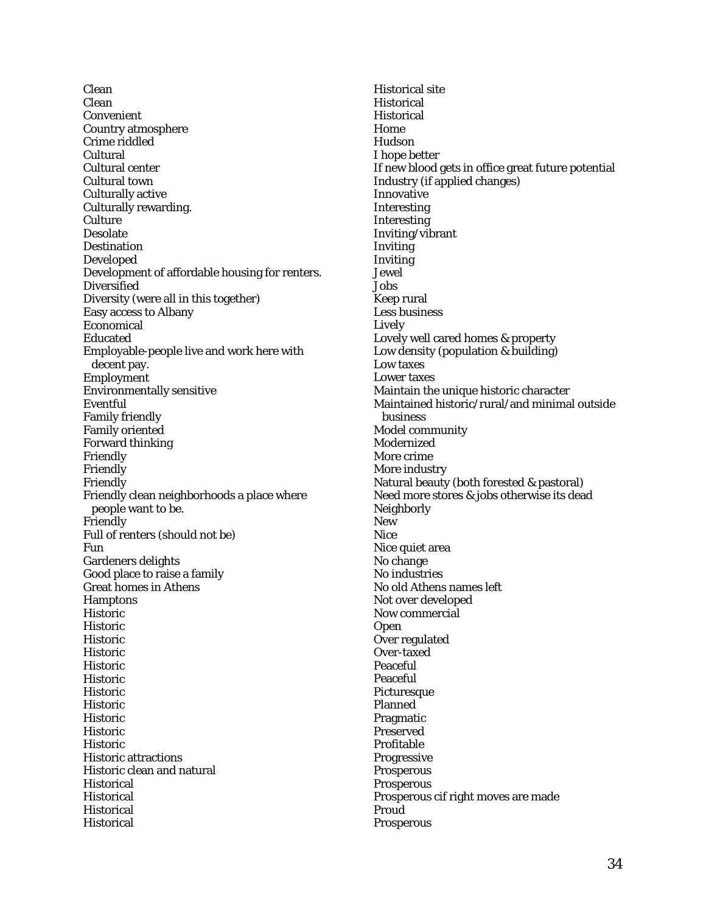Clean
Clean
Convenient
Country atmosphere
Crime riddled
Cultural
Cultural center
Cultural town
Culturally active
Culturally rewarding.
Culture
Desolate
Destination
Developed
Development of affordable housing for renters.
Diversified
Diversity (were all in this together)
Easy access to Albany
Economical
Educated
Employable-people live and work here with decent pay.
Employment
Environmentally sensitive
Eventful
Family friendly
Family oriented
Forward thinking
Friendly
Friendly
Friendly
Friendly clean neighborhoods a place where people want to be.
Friendly
Full of renters (should not be)
Fun
Gardeners delights
Good place to raise a family
Great homes in Athens
Hamptons
Historic
Historic
Historic
Historic
Historic
Historic
Historic
Historic
Historic
Historic
Historic
Historic attractions
Historic clean and natural
Historical
Historical
Historical
Historical
Historical site
Historical
Historical
Home
Hudson
I hope better
If new blood gets in office great future potential
Industry (if applied changes)
Innovative
Interesting
Interesting
Inviting/vibrant
Inviting
Inviting
Jewel
Jobs
Keep rural
Less business
Lively
Lovely well cared homes & property
Low density (population & building)
Low taxes
Lower taxes
Maintain the unique historic character
Maintained historic/rural/and minimal outside business
Model community
Modernized
More crime
More industry
Natural beauty (both forested & pastoral)
Need more stores & jobs otherwise its dead
Neighborly
New
Nice
Nice quiet area
No change
No industries
No old Athens names left
Not over developed
Now commercial
Open
Over regulated
Over-taxed
Peaceful
Peaceful
Picturesque
Planned
Pragmatic
Preserved
Profitable
Progressive
Prosperous
Prosperous
Prosperous cif right moves are made
Proud
Prosperous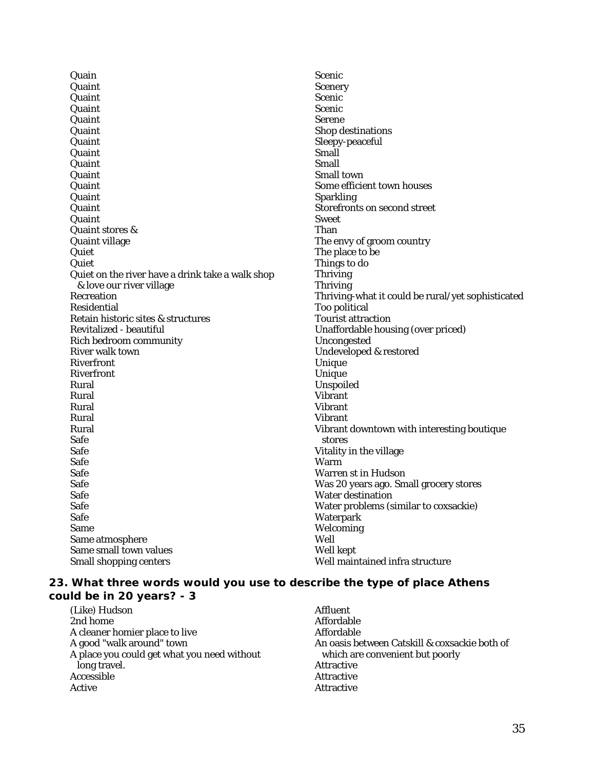Quain
Quaint
Quaint
Quaint
Quaint
Quaint
Quaint
Quaint
Quaint
Quaint
Quaint
Quaint
Quaint
Quaint
Quaint stores &
Quaint village
Quiet
Quiet
Quiet on the river have a drink take a walk shop & love our river village
Recreation
Residential
Retain historic sites & structures
Revitalized - beautiful
Rich bedroom community
River walk town
Riverfront
Riverfront
Rural
Rural
Rural
Rural
Rural
Safe
Safe
Safe
Safe
Safe
Safe
Safe
Safe
Same
Same atmosphere
Same small town values
Small shopping centers
Scenic
Scenery
Scenic
Scenic
Serene
Shop destinations
Sleepy-peaceful
Small
Small
Small town
Some efficient town houses
Sparkling
Storefronts on second street
Sweet
Than
The envy of groom country
The place to be
Things to do
Thriving
Thriving
Thriving-what it could be rural/yet sophisticated
Too political
Tourist attraction
Unaffordable housing (over priced)
Uncongested
Undeveloped & restored
Unique
Unique
Unspoiled
Vibrant
Vibrant
Vibrant
Vibrant downtown with interesting boutique stores
Vitality in the village
Warm
Warren st in Hudson
Was 20 years ago. Small grocery stores
Water destination
Water problems (similar to coxsackie)
Waterpark
Welcoming
Well
Well kept
Well maintained infra structure

### 23. What three words would you use to describe the type of place Athens could be in 20 years? - 3

(Like) Hudson
2nd home
A cleaner homier place to live
A good "walk around" town
A place you could get what you need without long travel.
Accessible
Active
Affluent
Affordable
Affordable
An oasis between Catskill & coxsackie both of which are convenient but poorly
Attractive
Attractive
Attractive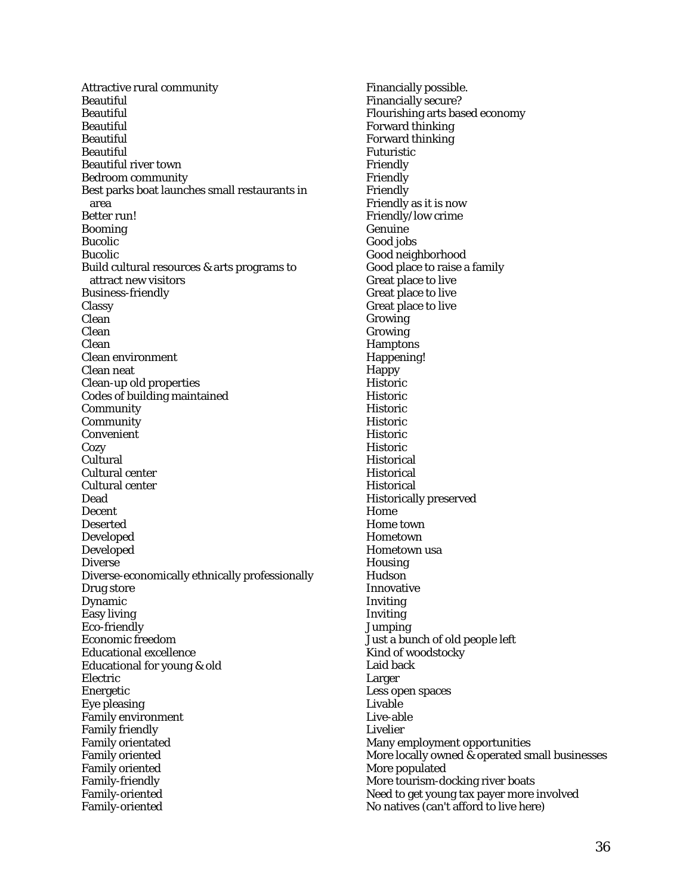Attractive rural community
Beautiful
Beautiful
Beautiful
Beautiful
Beautiful
Beautiful river town
Bedroom community
Best parks boat launches small restaurants in area
Better run!
Booming
Bucolic
Bucolic
Build cultural resources & arts programs to attract new visitors
Business-friendly
Classy
Clean
Clean
Clean
Clean environment
Clean neat
Clean-up old properties
Codes of building maintained
Community
Community
Convenient
Cozy
Cultural
Cultural center
Cultural center
Dead
Decent
Deserted
Developed
Developed
Diverse
Diverse-economically ethnically professionally
Drug store
Dynamic
Easy living
Eco-friendly
Economic freedom
Educational excellence
Educational for young & old
Electric
Energetic
Eye pleasing
Family environment
Family friendly
Family orientated
Family oriented
Family oriented
Family-friendly
Family-oriented
Family-oriented
Financially possible.
Financially secure?
Flourishing arts based economy
Forward thinking
Forward thinking
Futuristic
Friendly
Friendly
Friendly
Friendly as it is now
Friendly/low crime
Genuine
Good jobs
Good neighborhood
Good place to raise a family
Great place to live
Great place to live
Great place to live
Growing
Growing
Hamptons
Happening!
Happy
Historic
Historic
Historic
Historic
Historic
Historic
Historical
Historical
Historical
Historically preserved
Home
Home town
Hometown
Hometown usa
Housing
Hudson
Innovative
Inviting
Inviting
Jumping
Just a bunch of old people left
Kind of woodstocky
Laid back
Larger
Less open spaces
Livable
Live-able
Livelier
Many employment opportunities
More locally owned & operated small businesses
More populated
More tourism-docking river boats
Need to get young tax payer more involved
No natives (can't afford to live here)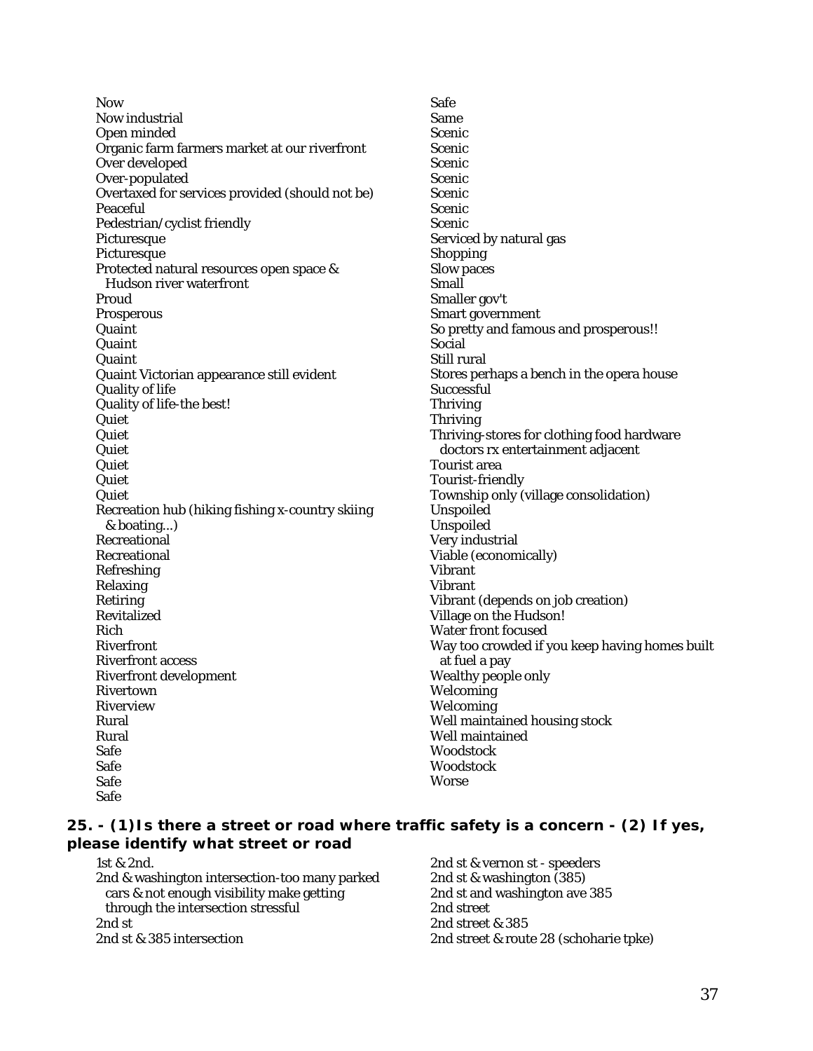Now
Now industrial
Open minded
Organic farm farmers market at our riverfront
Over developed
Over-populated
Overtaxed for services provided (should not be)
Peaceful
Pedestrian/cyclist friendly
Picturesque
Picturesque
Protected natural resources open space & Hudson river waterfront
Proud
Prosperous
Quaint
Quaint
Quaint
Quaint Victorian appearance still evident
Quality of life
Quality of life-the best!
Quiet
Quiet
Quiet
Quiet
Quiet
Quiet
Recreation hub (hiking fishing x-country skiing & boating...)
Recreational
Recreational
Refreshing
Relaxing
Retiring
Revitalized
Rich
Riverfront
Riverfront access
Riverfront development
Rivertown
Riverview
Rural
Rural
Safe
Safe
Safe
Safe
Safe
Same
Scenic
Scenic
Scenic
Scenic
Scenic
Scenic
Scenic
Serviced by natural gas
Shopping
Slow paces
Small
Smaller gov't
Smart government
So pretty and famous and prosperous!!
Social
Still rural
Stores perhaps a bench in the opera house
Successful
Thriving
Thriving
Thriving-stores for clothing food hardware doctors rx entertainment adjacent
Tourist area
Tourist-friendly
Township only (village consolidation)
Unspoiled
Unspoiled
Very industrial
Viable (economically)
Vibrant
Vibrant
Vibrant (depends on job creation)
Village on the Hudson!
Water front focused
Way too crowded if you keep having homes built at fuel a pay
Wealthy people only
Welcoming
Welcoming
Well maintained housing stock
Well maintained
Woodstock
Woodstock
Worse

## 25. - (1) Is there a street or road where traffic safety is a concern - (2) If yes, please identify what street or road

1st & 2nd.
2nd & washington intersection-too many parked cars & not enough visibility make getting through the intersection stressful
2nd st
2nd st & 385 intersection
2nd st & vernon st - speeders
2nd st & washington (385)
2nd st and washington ave 385
2nd street
2nd street & 385
2nd street & route 28 (schoharie tpke)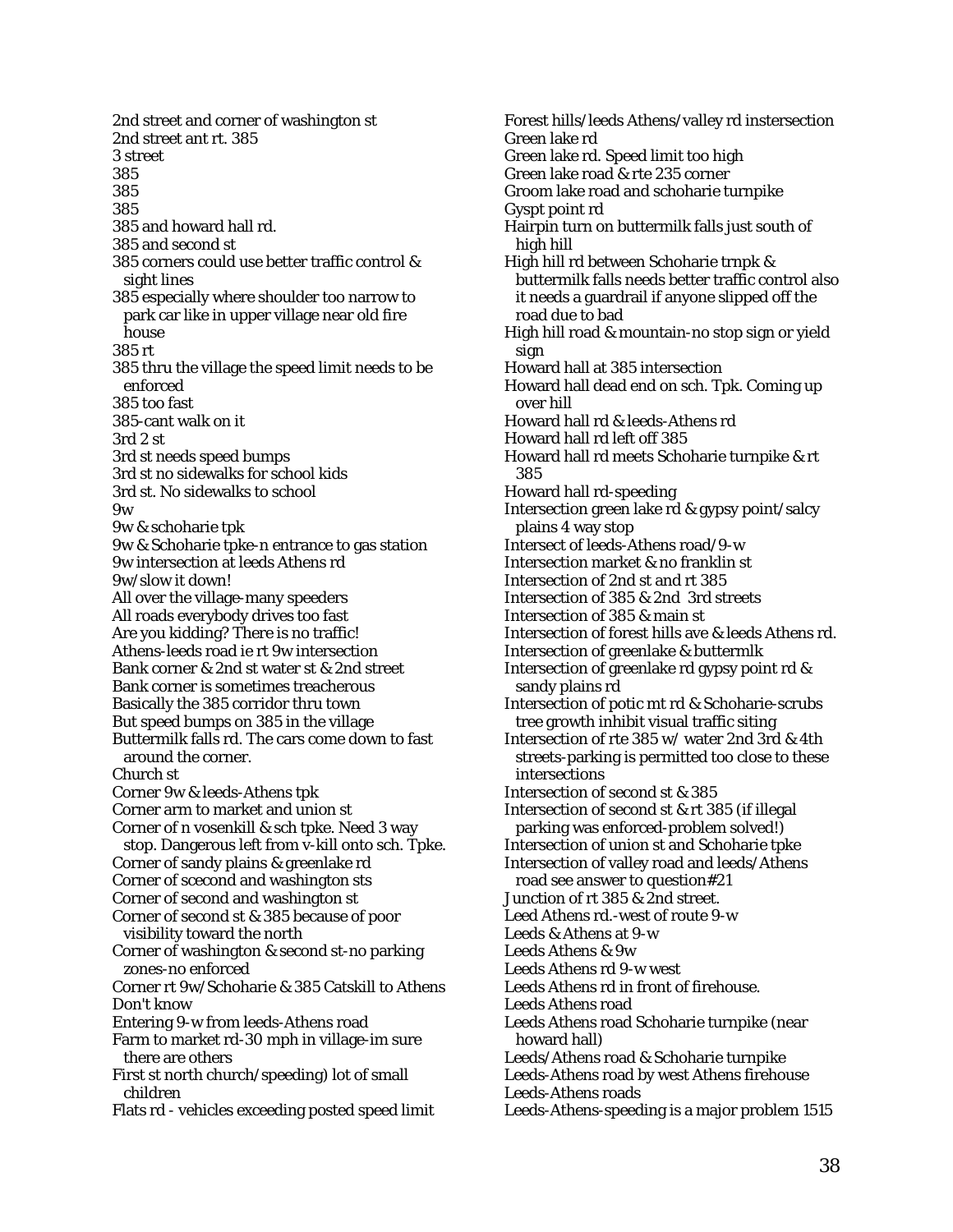2nd street and corner of washington st
2nd street ant rt. 385
3 street
385
385
385
385 and howard hall rd.
385 and second st
385 corners could use better traffic control & sight lines
385 especially where shoulder too narrow to park car like in upper village near old fire house
385 rt
385 thru the village the speed limit needs to be enforced
385 too fast
385-cant walk on it
3rd 2 st
3rd st needs speed bumps
3rd st no sidewalks for school kids
3rd st. No sidewalks to school
9w
9w & schoharie tpk
9w & Schoharie tpke-n entrance to gas station
9w intersection at leeds Athens rd
9w/slow it down!
All over the village-many speeders
All roads everybody drives too fast
Are you kidding? There is no traffic!
Athens-leeds road ie rt 9w intersection
Bank corner & 2nd st water st & 2nd street
Bank corner is sometimes treacherous
Basically the 385 corridor thru town
But speed bumps on 385 in the village
Buttermilk falls rd. The cars come down to fast around the corner.
Church st
Corner 9w & leeds-Athens tpk
Corner arm to market and union st
Corner of n vosenkill & sch tpke. Need 3 way stop. Dangerous left from v-kill onto sch. Tpke.
Corner of sandy plains & greenlake rd
Corner of scecond and washington sts
Corner of second and washington st
Corner of second st & 385 because of poor visibility toward the north
Corner of washington & second st-no parking zones-no enforced
Corner rt 9w/Schoharie & 385 Catskill to Athens
Don't know
Entering 9-w from leeds-Athens road
Farm to market rd-30 mph in village-im sure there are others
First st north church/speeding) lot of small children
Flats rd - vehicles exceeding posted speed limit
Forest hills/leeds Athens/valley rd instersection
Green lake rd
Green lake rd. Speed limit too high
Green lake road & rte 235 corner
Groom lake road and schoharie turnpike
Gyspt point rd
Hairpin turn on buttermilk falls just south of high hill
High hill rd between Schoharie trnpk & buttermilk falls needs better traffic control also it needs a guardrail if anyone slipped off the road due to bad
High hill road & mountain-no stop sign or yield sign
Howard hall at 385 intersection
Howard hall dead end on sch. Tpk. Coming up over hill
Howard hall rd & leeds-Athens rd
Howard hall rd left off 385
Howard hall rd meets Schoharie turnpike & rt 385
Howard hall rd-speeding
Intersection green lake rd & gypsy point/salcy plains 4 way stop
Intersect of leeds-Athens road/9-w
Intersection market & no franklin st
Intersection of 2nd st and rt 385
Intersection of 385 & 2nd 3rd streets
Intersection of 385 & main st
Intersection of forest hills ave & leeds Athens rd.
Intersection of greenlake & buttermlk
Intersection of greenlake rd gypsy point rd & sandy plains rd
Intersection of potic mt rd & Schoharie-scrubs tree growth inhibit visual traffic siting
Intersection of rte 385 w/ water 2nd 3rd & 4th streets-parking is permitted too close to these intersections
Intersection of second st & 385
Intersection of second st & rt 385 (if illegal parking was enforced-problem solved!)
Intersection of union st and Schoharie tpke
Intersection of valley road and leeds/Athens road see answer to question#21
Junction of rt 385 & 2nd street.
Leed Athens rd.-west of route 9-w
Leeds & Athens at 9-w
Leeds Athens & 9w
Leeds Athens rd 9-w west
Leeds Athens rd in front of firehouse.
Leeds Athens road
Leeds Athens road Schoharie turnpike (near howard hall)
Leeds/Athens road & Schoharie turnpike
Leeds-Athens road by west Athens firehouse
Leeds-Athens roads
Leeds-Athens-speeding is a major problem 1515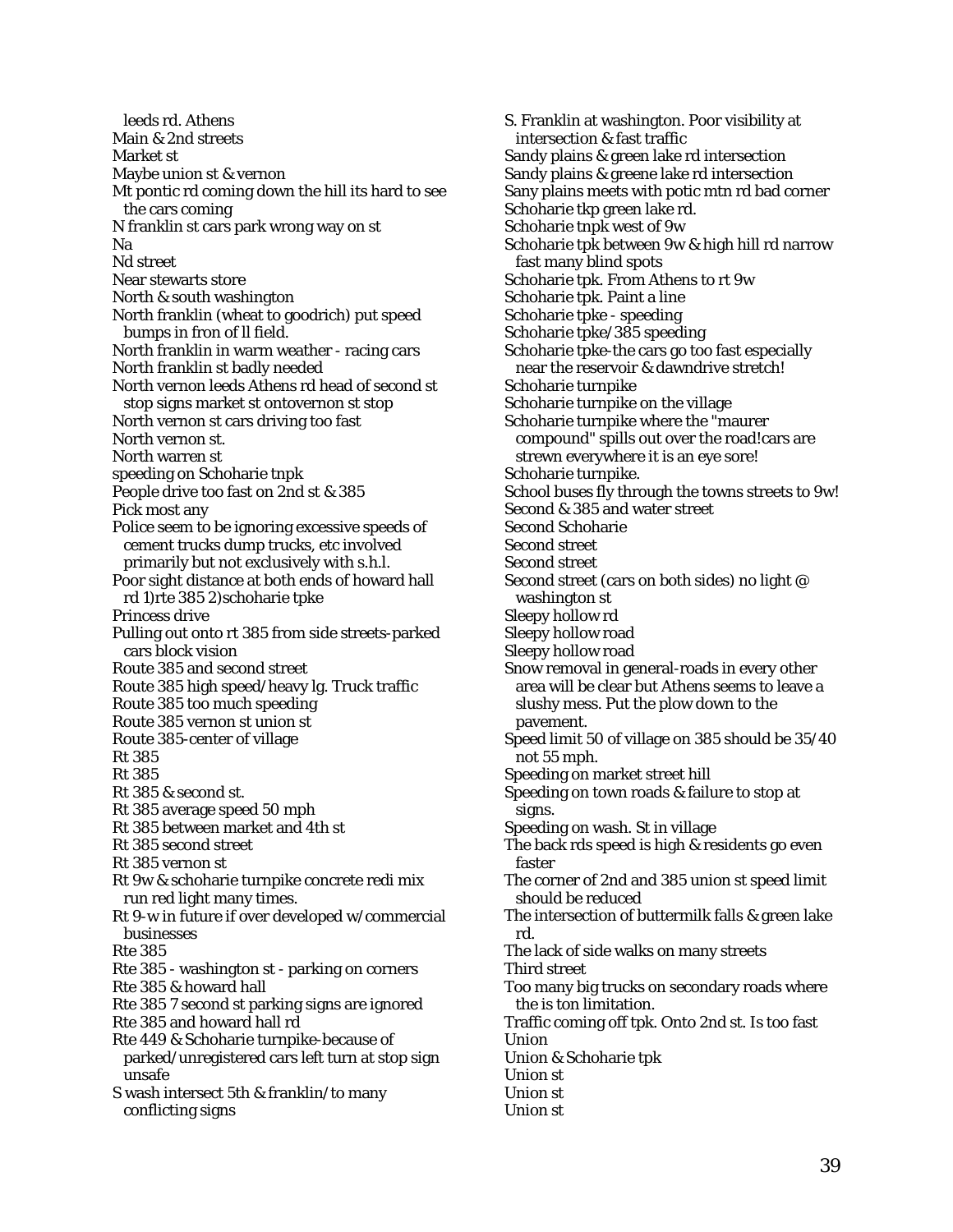leeds rd. Athens
Main & 2nd streets
Market st
Maybe union st & vernon
Mt pontic rd coming down the hill its hard to see the cars coming
N franklin st cars park wrong way on st
Na
Nd street
Near stewarts store
North & south washington
North franklin (wheat to goodrich) put speed bumps in fron of ll field.
North franklin in warm weather - racing cars
North franklin st badly needed
North vernon leeds Athens rd head of second st stop signs market st ontovernon st stop
North vernon st cars driving too fast
North vernon st.
North warren st
speeding on Schoharie tnpk
People drive too fast on 2nd st & 385
Pick most any
Police seem to be ignoring excessive speeds of cement trucks dump trucks, etc involved primarily but not exclusively with s.h.l.
Poor sight distance at both ends of howard hall rd 1)rte 385 2)schoharie tpke
Princess drive
Pulling out onto rt 385 from side streets-parked cars block vision
Route 385 and second street
Route 385 high speed/heavy lg. Truck traffic
Route 385 too much speeding
Route 385 vernon st union st
Route 385-center of village
Rt 385
Rt 385
Rt 385 & second st.
Rt 385 average speed 50 mph
Rt 385 between market and 4th st
Rt 385 second street
Rt 385 vernon st
Rt 9w & schoharie turnpike concrete redi mix run red light many times.
Rt 9-w in future if over developed w/commercial businesses
Rte 385
Rte 385 - washington st - parking on corners
Rte 385 & howard hall
Rte 385 7 second st parking signs are ignored
Rte 385 and howard hall rd
Rte 449 & Schoharie turnpike-because of parked/unregistered cars left turn at stop sign unsafe
S wash intersect 5th & franklin/to many conflicting signs
S. Franklin at washington. Poor visibility at intersection & fast traffic
Sandy plains & green lake rd intersection
Sandy plains & greene lake rd intersection
Sany plains meets with potic mtn rd bad corner
Schoharie tkp green lake rd.
Schoharie tnpk west of 9w
Schoharie tpk between 9w & high hill rd narrow fast many blind spots
Schoharie tpk. From Athens to rt 9w
Schoharie tpk. Paint a line
Schoharie tpke - speeding
Schoharie tpke/385 speeding
Schoharie tpke-the cars go too fast especially near the reservoir & dawndrive stretch!
Schoharie turnpike
Schoharie turnpike on the village
Schoharie turnpike where the "maurer compound" spills out over the road!cars are strewn everywhere it is an eye sore!
Schoharie turnpike.
School buses fly through the towns streets to 9w!
Second & 385 and water street
Second Schoharie
Second street
Second street
Second street (cars on both sides) no light @ washington st
Sleepy hollow rd
Sleepy hollow road
Sleepy hollow road
Snow removal in general-roads in every other area will be clear but Athens seems to leave a slushy mess. Put the plow down to the pavement.
Speed limit 50 of village on 385 should be 35/40 not 55 mph.
Speeding on market street hill
Speeding on town roads & failure to stop at signs.
Speeding on wash. St in village
The back rds speed is high & residents go even faster
The corner of 2nd and 385 union st speed limit should be reduced
The intersection of buttermilk falls & green lake rd.
The lack of side walks on many streets
Third street
Too many big trucks on secondary roads where the is ton limitation.
Traffic coming off tpk. Onto 2nd st. Is too fast
Union
Union & Schoharie tpk
Union st
Union st
Union st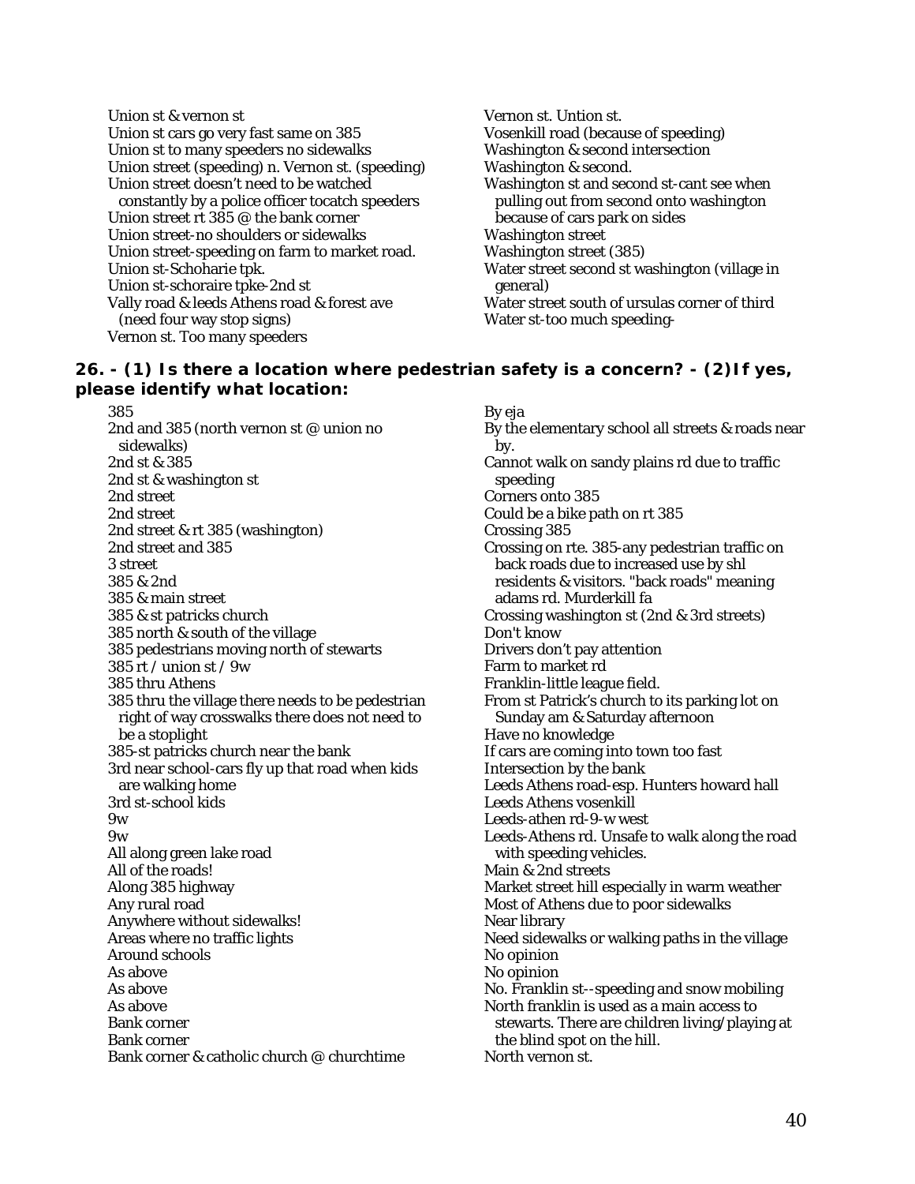Union st & vernon st
Union st cars go very fast same on 385
Union st to many speeders no sidewalks
Union street (speeding) n. Vernon st. (speeding)
Union street doesn't need to be watched constantly by a police officer tocatch speeders
Union street rt 385 @ the bank corner
Union street-no shoulders or sidewalks
Union street-speeding on farm to market road.
Union st-Schoharie tpk.
Union st-schoraire tpke-2nd st
Vally road & leeds Athens road & forest ave (need four way stop signs)
Vernon st. Too many speeders
Vernon st. Untion st.
Vosenkill road (because of speeding)
Washington & second intersection
Washington & second.
Washington st and second st-cant see when pulling out from second onto washington because of cars park on sides
Washington street
Washington street (385)
Water street second st washington (village in general)
Water street south of ursulas corner of third
Water st-too much speeding-

**26. - (1) Is there a location where pedestrian safety is a concern? - (2)If yes, please identify what location:**

385
2nd and 385 (north vernon st @ union no sidewalks)
2nd st & 385
2nd st & washington st
2nd street
2nd street
2nd street & rt 385 (washington)
2nd street and 385
3 street
385 & 2nd
385 & main street
385 & st patricks church
385 north & south of the village
385 pedestrians moving north of stewarts
385 rt / union st / 9w
385 thru Athens
385 thru the village there needs to be pedestrian right of way crosswalks there does not need to be a stoplight
385-st patricks church near the bank
3rd near school-cars fly up that road when kids are walking home
3rd st-school kids
9w
9w
All along green lake road
All of the roads!
Along 385 highway
Any rural road
Anywhere without sidewalks!
Areas where no traffic lights
Around schools
As above
As above
As above
Bank corner
Bank corner
Bank corner & catholic church @ churchtime
By eja
By the elementary school all streets & roads near by.
Cannot walk on sandy plains rd due to traffic speeding
Corners onto 385
Could be a bike path on rt 385
Crossing 385
Crossing on rte. 385-any pedestrian traffic on back roads due to increased use by shl residents & visitors. "back roads" meaning adams rd. Murderkill fa
Crossing washington st (2nd & 3rd streets)
Don't know
Drivers don't pay attention
Farm to market rd
Franklin-little league field.
From st Patrick's church to its parking lot on Sunday am & Saturday afternoon
Have no knowledge
If cars are coming into town too fast
Intersection by the bank
Leeds Athens road-esp. Hunters howard hall
Leeds Athens vosenkill
Leeds-athen rd-9-w west
Leeds-Athens rd. Unsafe to walk along the road with speeding vehicles.
Main & 2nd streets
Market street hill especially in warm weather
Most of Athens due to poor sidewalks
Near library
Need sidewalks or walking paths in the village
No opinion
No opinion
No. Franklin st--speeding and snow mobiling
North franklin is used as a main access to stewarts. There are children living/playing at the blind spot on the hill.
North vernon st.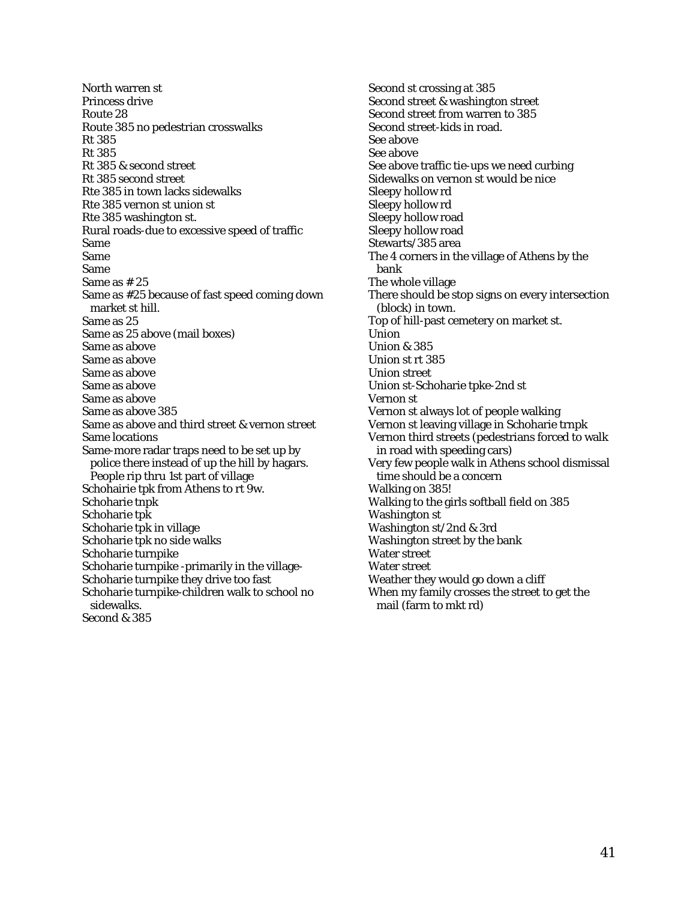North warren st
Princess drive
Route 28
Route 385 no pedestrian crosswalks
Rt 385
Rt 385
Rt 385 & second street
Rt 385 second street
Rte 385 in town lacks sidewalks
Rte 385 vernon st union st
Rte 385 washington st.
Rural roads-due to excessive speed of traffic
Same
Same
Same
Same as # 25
Same as #25 because of fast speed coming down market st hill.
Same as 25
Same as 25 above (mail boxes)
Same as above
Same as above
Same as above
Same as above
Same as above
Same as above 385
Same as above and third street & vernon street
Same locations
Same-more radar traps need to be set up by police there instead of up the hill by hagars. People rip thru 1st part of village
Schohairie tpk from Athens to rt 9w.
Schoharie tnpk
Schoharie tpk
Schoharie tpk in village
Schoharie tpk no side walks
Schoharie turnpike
Schoharie turnpike -primarily in the village-
Schoharie turnpike they drive too fast
Schoharie turnpike-children walk to school no sidewalks.
Second & 385
Second st crossing at 385
Second street & washington street
Second street from warren to 385
Second street-kids in road.
See above
See above
See above traffic tie-ups we need curbing
Sidewalks on vernon st would be nice
Sleepy hollow rd
Sleepy hollow rd
Sleepy hollow road
Sleepy hollow road
Stewarts/385 area
The 4 corners in the village of Athens by the bank
The whole village
There should be stop signs on every intersection (block) in town.
Top of hill-past cemetery on market st.
Union
Union & 385
Union st rt 385
Union street
Union st-Schoharie tpke-2nd st
Vernon st
Vernon st always lot of people walking
Vernon st leaving village in Schoharie trnpk
Vernon third streets (pedestrians forced to walk in road with speeding cars)
Very few people walk in Athens school dismissal time should be a concern
Walking on 385!
Walking to the girls softball field on 385
Washington st
Washington st/2nd & 3rd
Washington street by the bank
Water street
Water street
Weather they would go down a cliff
When my family crosses the street to get the mail (farm to mkt rd)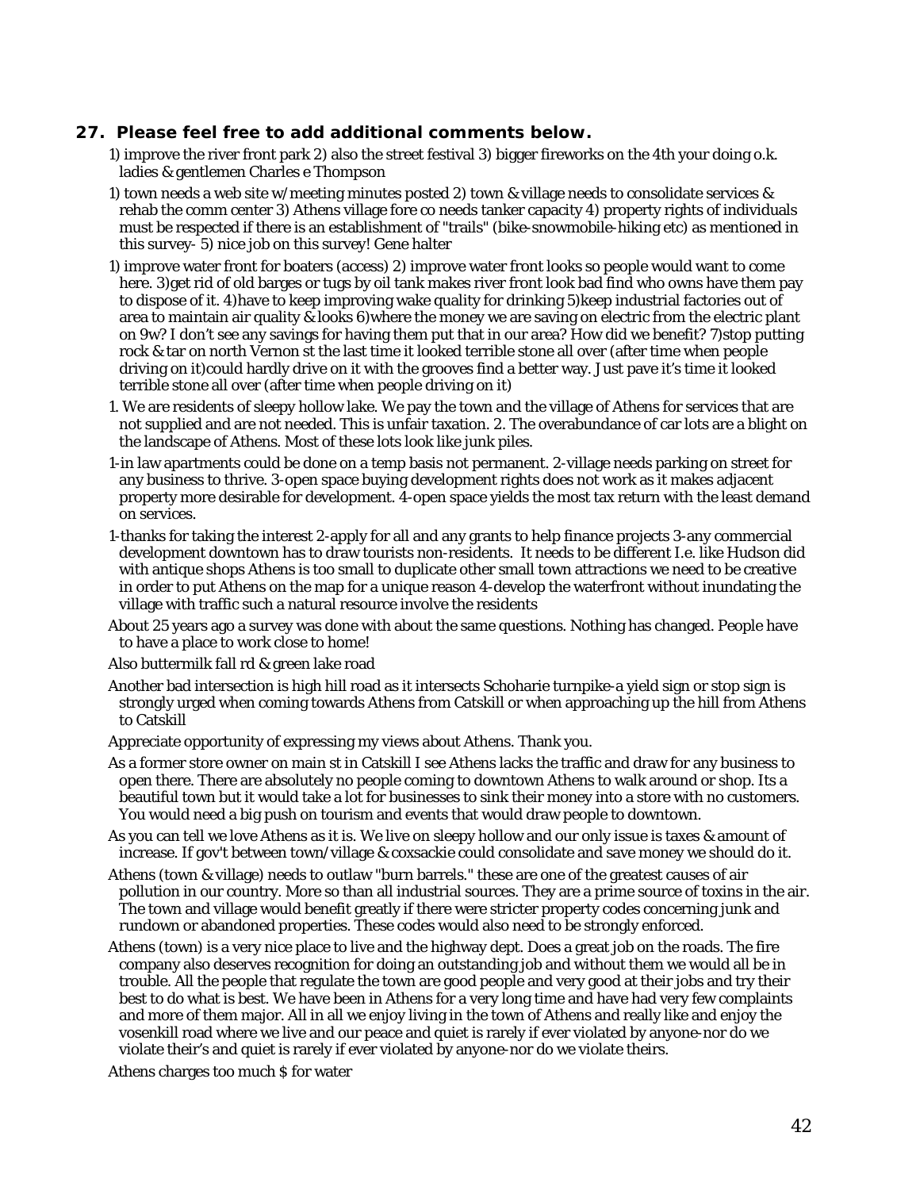### 27. Please feel free to add additional comments below.

1) improve the river front park 2) also the street festival 3) bigger fireworks on the 4th your doing o.k. ladies & gentlemen Charles e Thompson

1) town needs a web site w/meeting minutes posted 2) town & village needs to consolidate services & rehab the comm center 3) Athens village fore co needs tanker capacity 4) property rights of individuals must be respected if there is an establishment of "trails" (bike-snowmobile-hiking etc) as mentioned in this survey- 5) nice job on this survey! Gene halter

1) improve water front for boaters (access) 2) improve water front looks so people would want to come here. 3)get rid of old barges or tugs by oil tank makes river front look bad find who owns have them pay to dispose of it. 4)have to keep improving wake quality for drinking 5)keep industrial factories out of area to maintain air quality & looks 6)where the money we are saving on electric from the electric plant on 9w? I don't see any savings for having them put that in our area? How did we benefit? 7)stop putting rock & tar on north Vernon st the last time it looked terrible stone all over (after time when people driving on it)could hardly drive on it with the grooves find a better way. Just pave it's time it looked terrible stone all over (after time when people driving on it)

1. We are residents of sleepy hollow lake. We pay the town and the village of Athens for services that are not supplied and are not needed. This is unfair taxation. 2. The overabundance of car lots are a blight on the landscape of Athens. Most of these lots look like junk piles.

1-in law apartments could be done on a temp basis not permanent. 2-village needs parking on street for any business to thrive. 3-open space buying development rights does not work as it makes adjacent property more desirable for development. 4-open space yields the most tax return with the least demand on services.

1-thanks for taking the interest 2-apply for all and any grants to help finance projects 3-any commercial development downtown has to draw tourists non-residents. It needs to be different I.e. like Hudson did with antique shops Athens is too small to duplicate other small town attractions we need to be creative in order to put Athens on the map for a unique reason 4-develop the waterfront without inundating the village with traffic such a natural resource involve the residents

About 25 years ago a survey was done with about the same questions. Nothing has changed. People have to have a place to work close to home!

Also buttermilk fall rd & green lake road

Another bad intersection is high hill road as it intersects Schoharie turnpike-a yield sign or stop sign is strongly urged when coming towards Athens from Catskill or when approaching up the hill from Athens to Catskill

Appreciate opportunity of expressing my views about Athens. Thank you.

As a former store owner on main st in Catskill I see Athens lacks the traffic and draw for any business to open there. There are absolutely no people coming to downtown Athens to walk around or shop. Its a beautiful town but it would take a lot for businesses to sink their money into a store with no customers. You would need a big push on tourism and events that would draw people to downtown.

As you can tell we love Athens as it is. We live on sleepy hollow and our only issue is taxes & amount of increase. If gov't between town/village & coxsackie could consolidate and save money we should do it.

Athens (town & village) needs to outlaw "burn barrels." these are one of the greatest causes of air pollution in our country. More so than all industrial sources. They are a prime source of toxins in the air. The town and village would benefit greatly if there were stricter property codes concerning junk and rundown or abandoned properties. These codes would also need to be strongly enforced.

Athens (town) is a very nice place to live and the highway dept. Does a great job on the roads. The fire company also deserves recognition for doing an outstanding job and without them we would all be in trouble. All the people that regulate the town are good people and very good at their jobs and try their best to do what is best. We have been in Athens for a very long time and have had very few complaints and more of them major. All in all we enjoy living in the town of Athens and really like and enjoy the vosenkill road where we live and our peace and quiet is rarely if ever violated by anyone-nor do we violate their's and quiet is rarely if ever violated by anyone-nor do we violate theirs.

Athens charges too much $ for water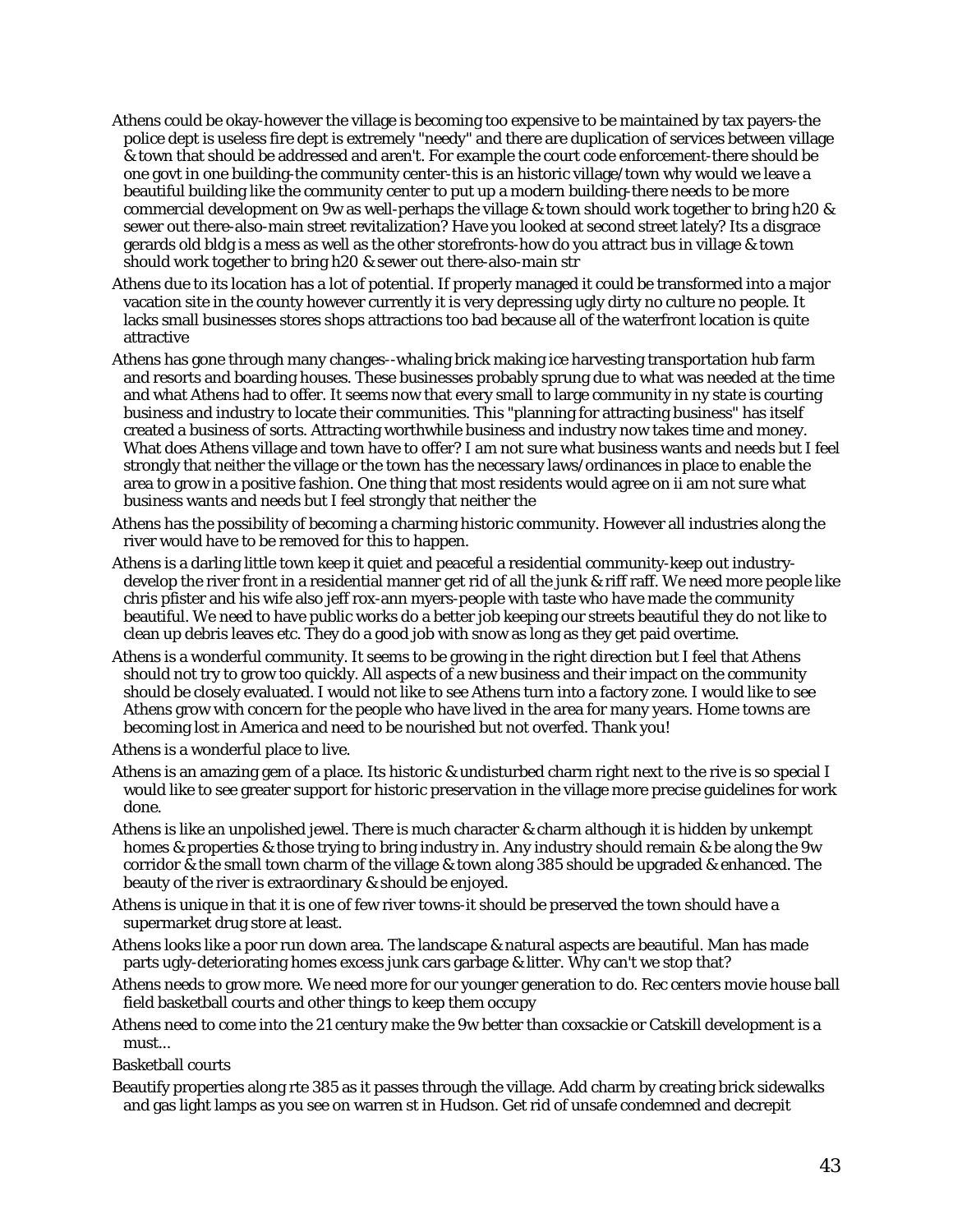Athens could be okay-however the village is becoming too expensive to be maintained by tax payers-the police dept is useless fire dept is extremely "needy" and there are duplication of services between village & town that should be addressed and aren't. For example the court code enforcement-there should be one govt in one building-the community center-this is an historic village/town why would we leave a beautiful building like the community center to put up a modern building-there needs to be more commercial development on 9w as well-perhaps the village & town should work together to bring h20 & sewer out there-also-main street revitalization? Have you looked at second street lately? Its a disgrace gerards old bldg is a mess as well as the other storefronts-how do you attract bus in village & town should work together to bring h20 & sewer out there-also-main str

Athens due to its location has a lot of potential. If properly managed it could be transformed into a major vacation site in the county however currently it is very depressing ugly dirty no culture no people. It lacks small businesses stores shops attractions too bad because all of the waterfront location is quite attractive

Athens has gone through many changes--whaling brick making ice harvesting transportation hub farm and resorts and boarding houses. These businesses probably sprung due to what was needed at the time and what Athens had to offer. It seems now that every small to large community in ny state is courting business and industry to locate their communities. This "planning for attracting business" has itself created a business of sorts. Attracting worthwhile business and industry now takes time and money. What does Athens village and town have to offer? I am not sure what business wants and needs but I feel strongly that neither the village or the town has the necessary laws/ordinances in place to enable the area to grow in a positive fashion. One thing that most residents would agree on ii am not sure what business wants and needs but I feel strongly that neither the

Athens has the possibility of becoming a charming historic community. However all industries along the river would have to be removed for this to happen.

Athens is a darling little town keep it quiet and peaceful a residential community-keep out industry-develop the river front in a residential manner get rid of all the junk & riff raff. We need more people like chris pfister and his wife also jeff rox-ann myers-people with taste who have made the community beautiful. We need to have public works do a better job keeping our streets beautiful they do not like to clean up debris leaves etc. They do a good job with snow as long as they get paid overtime.

Athens is a wonderful community. It seems to be growing in the right direction but I feel that Athens should not try to grow too quickly. All aspects of a new business and their impact on the community should be closely evaluated. I would not like to see Athens turn into a factory zone. I would like to see Athens grow with concern for the people who have lived in the area for many years. Home towns are becoming lost in America and need to be nourished but not overfed. Thank you!

Athens is a wonderful place to live.

Athens is an amazing gem of a place. Its historic & undisturbed charm right next to the rive is so special I would like to see greater support for historic preservation in the village more precise guidelines for work done.

Athens is like an unpolished jewel. There is much character & charm although it is hidden by unkempt homes & properties & those trying to bring industry in. Any industry should remain & be along the 9w corridor & the small town charm of the village & town along 385 should be upgraded & enhanced. The beauty of the river is extraordinary & should be enjoyed.

Athens is unique in that it is one of few river towns-it should be preserved the town should have a supermarket drug store at least.

Athens looks like a poor run down area. The landscape & natural aspects are beautiful. Man has made parts ugly-deteriorating homes excess junk cars garbage & litter. Why can't we stop that?

Athens needs to grow more. We need more for our younger generation to do. Rec centers movie house ball field basketball courts and other things to keep them occupy

Athens need to come into the 21 century make the 9w better than coxsackie or Catskill development is a must...

Basketball courts

Beautify properties along rte 385 as it passes through the village. Add charm by creating brick sidewalks and gas light lamps as you see on warren st in Hudson. Get rid of unsafe condemned and decrepit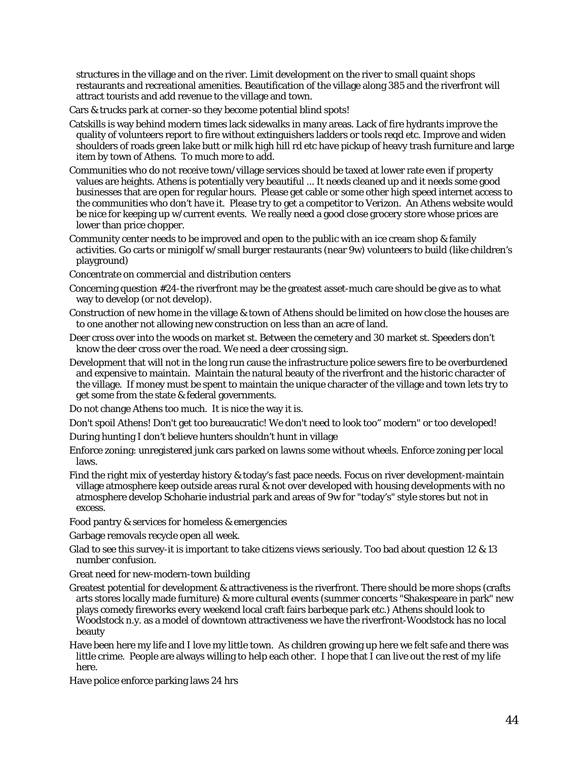structures in the village and on the river. Limit development on the river to small quaint shops restaurants and recreational amenities. Beautification of the village along 385 and the riverfront will attract tourists and add revenue to the village and town.

Cars & trucks park at corner-so they become potential blind spots!

Catskills is way behind modern times lack sidewalks in many areas. Lack of fire hydrants improve the quality of volunteers report to fire without extinguishers ladders or tools reqd etc. Improve and widen shoulders of roads green lake butt or milk high hill rd etc have pickup of heavy trash furniture and large item by town of Athens. To much more to add.

Communities who do not receive town/village services should be taxed at lower rate even if property values are heights. Athens is potentially very beautiful ... It needs cleaned up and it needs some good businesses that are open for regular hours. Please get cable or some other high speed internet access to the communities who don't have it. Please try to get a competitor to Verizon. An Athens website would be nice for keeping up w/current events. We really need a good close grocery store whose prices are lower than price chopper.

Community center needs to be improved and open to the public with an ice cream shop & family activities. Go carts or minigolf w/small burger restaurants (near 9w) volunteers to build (like children's playground)

Concentrate on commercial and distribution centers

Concerning question #24-the riverfront may be the greatest asset-much care should be give as to what way to develop (or not develop).

Construction of new home in the village & town of Athens should be limited on how close the houses are to one another not allowing new construction on less than an acre of land.

Deer cross over into the woods on market st. Between the cemetery and 30 market st. Speeders don't know the deer cross over the road. We need a deer crossing sign.

Development that will not in the long run cause the infrastructure police sewers fire to be overburdened and expensive to maintain. Maintain the natural beauty of the riverfront and the historic character of the village. If money must be spent to maintain the unique character of the village and town lets try to get some from the state & federal governments.

Do not change Athens too much. It is nice the way it is.

Don't spoil Athens! Don't get too bureaucratic! We don't need to look too" modern" or too developed!

During hunting I don't believe hunters shouldn't hunt in village

Enforce zoning: unregistered junk cars parked on lawns some without wheels. Enforce zoning per local laws.

Find the right mix of yesterday history & today's fast pace needs. Focus on river development-maintain village atmosphere keep outside areas rural & not over developed with housing developments with no atmosphere develop Schoharie industrial park and areas of 9w for "today's" style stores but not in excess.

Food pantry & services for homeless & emergencies

Garbage removals recycle open all week.

Glad to see this survey-it is important to take citizens views seriously. Too bad about question 12 & 13 number confusion.

Great need for new-modern-town building

Greatest potential for development & attractiveness is the riverfront. There should be more shops (crafts arts stores locally made furniture) & more cultural events (summer concerts "Shakespeare in park" new plays comedy fireworks every weekend local craft fairs barbeque park etc.) Athens should look to Woodstock n.y. as a model of downtown attractiveness we have the riverfront-Woodstock has no local beauty

Have been here my life and I love my little town. As children growing up here we felt safe and there was little crime. People are always willing to help each other. I hope that I can live out the rest of my life here.

Have police enforce parking laws 24 hrs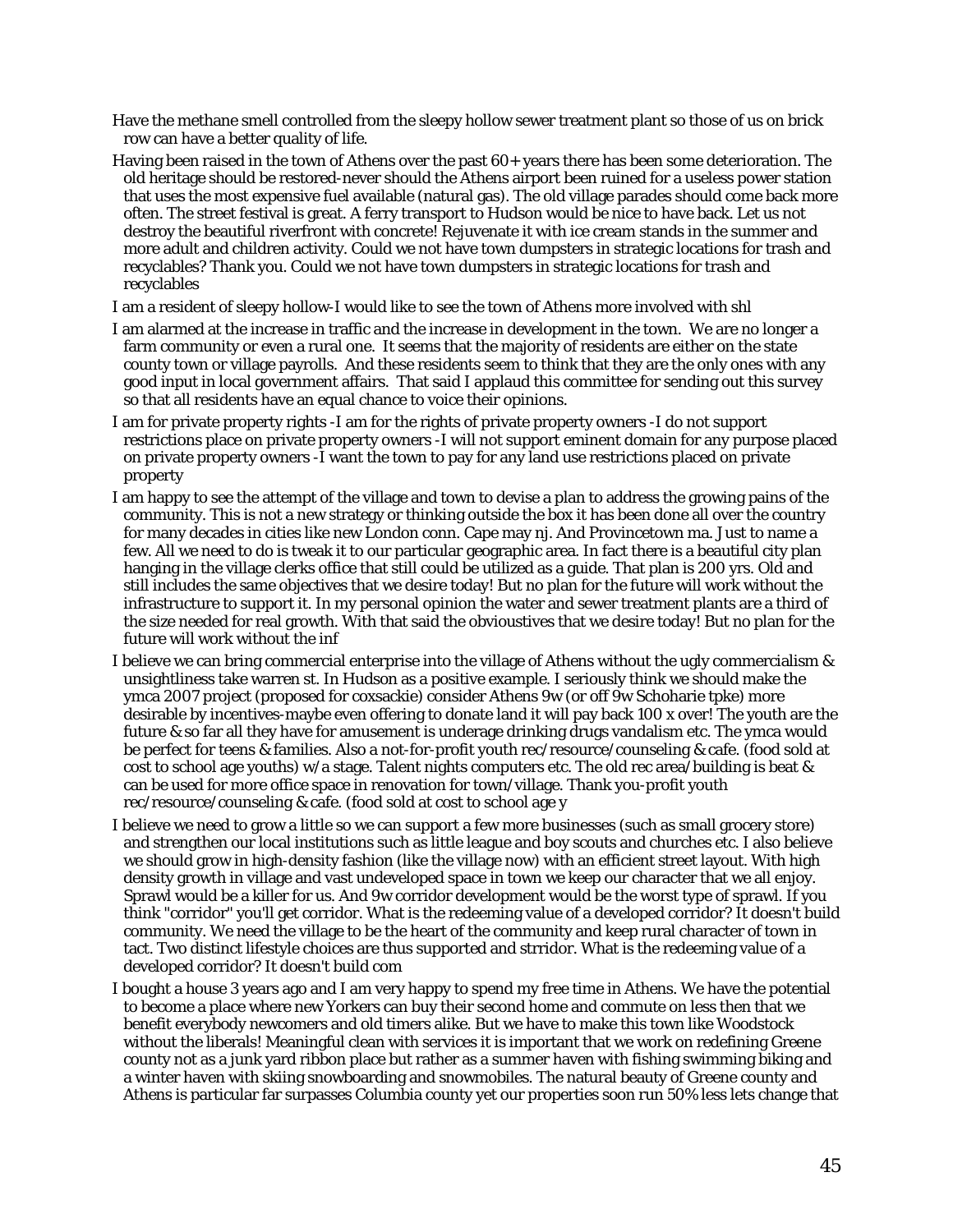Have the methane smell controlled from the sleepy hollow sewer treatment plant so those of us on brick row can have a better quality of life.

Having been raised in the town of Athens over the past 60+ years there has been some deterioration. The old heritage should be restored-never should the Athens airport been ruined for a useless power station that uses the most expensive fuel available (natural gas). The old village parades should come back more often. The street festival is great. A ferry transport to Hudson would be nice to have back. Let us not destroy the beautiful riverfront with concrete! Rejuvenate it with ice cream stands in the summer and more adult and children activity. Could we not have town dumpsters in strategic locations for trash and recyclables? Thank you. Could we not have town dumpsters in strategic locations for trash and recyclables

I am a resident of sleepy hollow-I would like to see the town of Athens more involved with shl

I am alarmed at the increase in traffic and the increase in development in the town. We are no longer a farm community or even a rural one. It seems that the majority of residents are either on the state county town or village payrolls. And these residents seem to think that they are the only ones with any good input in local government affairs. That said I applaud this committee for sending out this survey so that all residents have an equal chance to voice their opinions.

I am for private property rights -I am for the rights of private property owners -I do not support restrictions place on private property owners -I will not support eminent domain for any purpose placed on private property owners -I want the town to pay for any land use restrictions placed on private property

I am happy to see the attempt of the village and town to devise a plan to address the growing pains of the community. This is not a new strategy or thinking outside the box it has been done all over the country for many decades in cities like new London conn. Cape may nj. And Provincetown ma. Just to name a few. All we need to do is tweak it to our particular geographic area. In fact there is a beautiful city plan hanging in the village clerks office that still could be utilized as a guide. That plan is 200 yrs. Old and still includes the same objectives that we desire today! But no plan for the future will work without the infrastructure to support it. In my personal opinion the water and sewer treatment plants are a third of the size needed for real growth. With that said the obvioustives that we desire today! But no plan for the future will work without the inf

I believe we can bring commercial enterprise into the village of Athens without the ugly commercialism & unsightliness take warren st. In Hudson as a positive example. I seriously think we should make the ymca 2007 project (proposed for coxsackie) consider Athens 9w (or off 9w Schoharie tpke) more desirable by incentives-maybe even offering to donate land it will pay back 100 x over! The youth are the future & so far all they have for amusement is underage drinking drugs vandalism etc. The ymca would be perfect for teens & families. Also a not-for-profit youth rec/resource/counseling & cafe. (food sold at cost to school age youths) w/a stage. Talent nights computers etc. The old rec area/building is beat & can be used for more office space in renovation for town/village. Thank you-profit youth rec/resource/counseling & cafe. (food sold at cost to school age y

I believe we need to grow a little so we can support a few more businesses (such as small grocery store) and strengthen our local institutions such as little league and boy scouts and churches etc. I also believe we should grow in high-density fashion (like the village now) with an efficient street layout. With high density growth in village and vast undeveloped space in town we keep our character that we all enjoy. Sprawl would be a killer for us. And 9w corridor development would be the worst type of sprawl. If you think "corridor" you'll get corridor. What is the redeeming value of a developed corridor? It doesn't build community. We need the village to be the heart of the community and keep rural character of town in tact. Two distinct lifestyle choices are thus supported and strridor. What is the redeeming value of a developed corridor? It doesn't build com

I bought a house 3 years ago and I am very happy to spend my free time in Athens. We have the potential to become a place where new Yorkers can buy their second home and commute on less then that we benefit everybody newcomers and old timers alike. But we have to make this town like Woodstock without the liberals! Meaningful clean with services it is important that we work on redefining Greene county not as a junk yard ribbon place but rather as a summer haven with fishing swimming biking and a winter haven with skiing snowboarding and snowmobiles. The natural beauty of Greene county and Athens is particular far surpasses Columbia county yet our properties soon run 50% less lets change that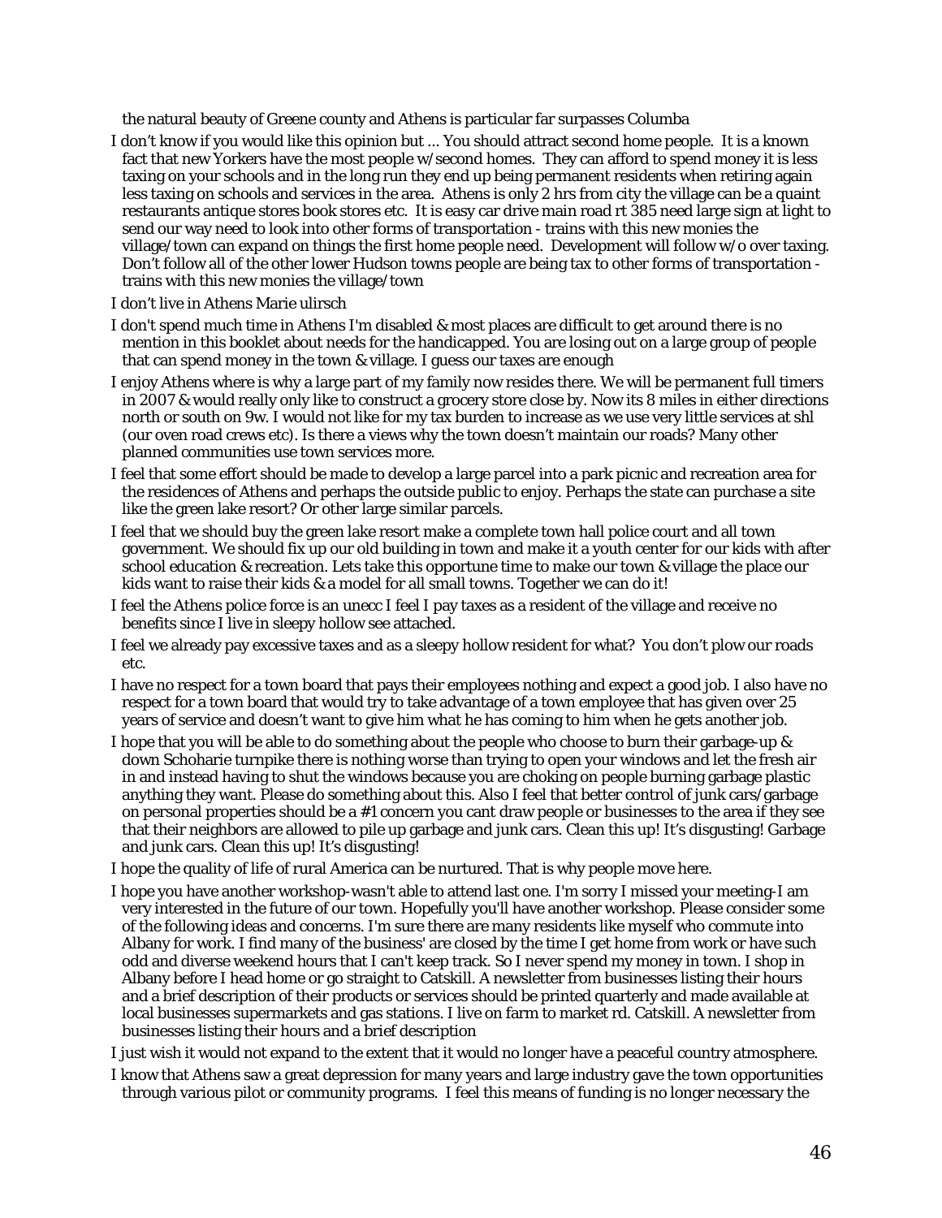the natural beauty of Greene county and Athens is particular far surpasses Columba

I don't know if you would like this opinion but ... You should attract second home people. It is a known fact that new Yorkers have the most people w/second homes. They can afford to spend money it is less taxing on your schools and in the long run they end up being permanent residents when retiring again less taxing on schools and services in the area. Athens is only 2 hrs from city the village can be a quaint restaurants antique stores book stores etc. It is easy car drive main road rt 385 need large sign at light to send our way need to look into other forms of transportation - trains with this new monies the village/town can expand on things the first home people need. Development will follow w/o over taxing. Don't follow all of the other lower Hudson towns people are being tax to other forms of transportation - trains with this new monies the village/town

I don't live in Athens Marie ulirsch

I don't spend much time in Athens I'm disabled & most places are difficult to get around there is no mention in this booklet about needs for the handicapped. You are losing out on a large group of people that can spend money in the town & village. I guess our taxes are enough

I enjoy Athens where is why a large part of my family now resides there. We will be permanent full timers in 2007 & would really only like to construct a grocery store close by. Now its 8 miles in either directions north or south on 9w. I would not like for my tax burden to increase as we use very little services at shl (our oven road crews etc). Is there a views why the town doesn't maintain our roads? Many other planned communities use town services more.

I feel that some effort should be made to develop a large parcel into a park picnic and recreation area for the residences of Athens and perhaps the outside public to enjoy. Perhaps the state can purchase a site like the green lake resort? Or other large similar parcels.

I feel that we should buy the green lake resort make a complete town hall police court and all town government. We should fix up our old building in town and make it a youth center for our kids with after school education & recreation. Lets take this opportune time to make our town & village the place our kids want to raise their kids & a model for all small towns. Together we can do it!

I feel the Athens police force is an unecc I feel I pay taxes as a resident of the village and receive no benefits since I live in sleepy hollow see attached.

I feel we already pay excessive taxes and as a sleepy hollow resident for what? You don't plow our roads etc.

I have no respect for a town board that pays their employees nothing and expect a good job. I also have no respect for a town board that would try to take advantage of a town employee that has given over 25 years of service and doesn't want to give him what he has coming to him when he gets another job.

I hope that you will be able to do something about the people who choose to burn their garbage-up & down Schoharie turnpike there is nothing worse than trying to open your windows and let the fresh air in and instead having to shut the windows because you are choking on people burning garbage plastic anything they want. Please do something about this. Also I feel that better control of junk cars/garbage on personal properties should be a #1 concern you cant draw people or businesses to the area if they see that their neighbors are allowed to pile up garbage and junk cars. Clean this up! It's disgusting! Garbage and junk cars. Clean this up! It's disgusting!

I hope the quality of life of rural America can be nurtured. That is why people move here.

I hope you have another workshop-wasn't able to attend last one. I'm sorry I missed your meeting-I am very interested in the future of our town. Hopefully you'll have another workshop. Please consider some of the following ideas and concerns. I'm sure there are many residents like myself who commute into Albany for work. I find many of the business' are closed by the time I get home from work or have such odd and diverse weekend hours that I can't keep track. So I never spend my money in town. I shop in Albany before I head home or go straight to Catskill. A newsletter from businesses listing their hours and a brief description of their products or services should be printed quarterly and made available at local businesses supermarkets and gas stations. I live on farm to market rd. Catskill. A newsletter from businesses listing their hours and a brief description

I just wish it would not expand to the extent that it would no longer have a peaceful country atmosphere.

I know that Athens saw a great depression for many years and large industry gave the town opportunities through various pilot or community programs. I feel this means of funding is no longer necessary the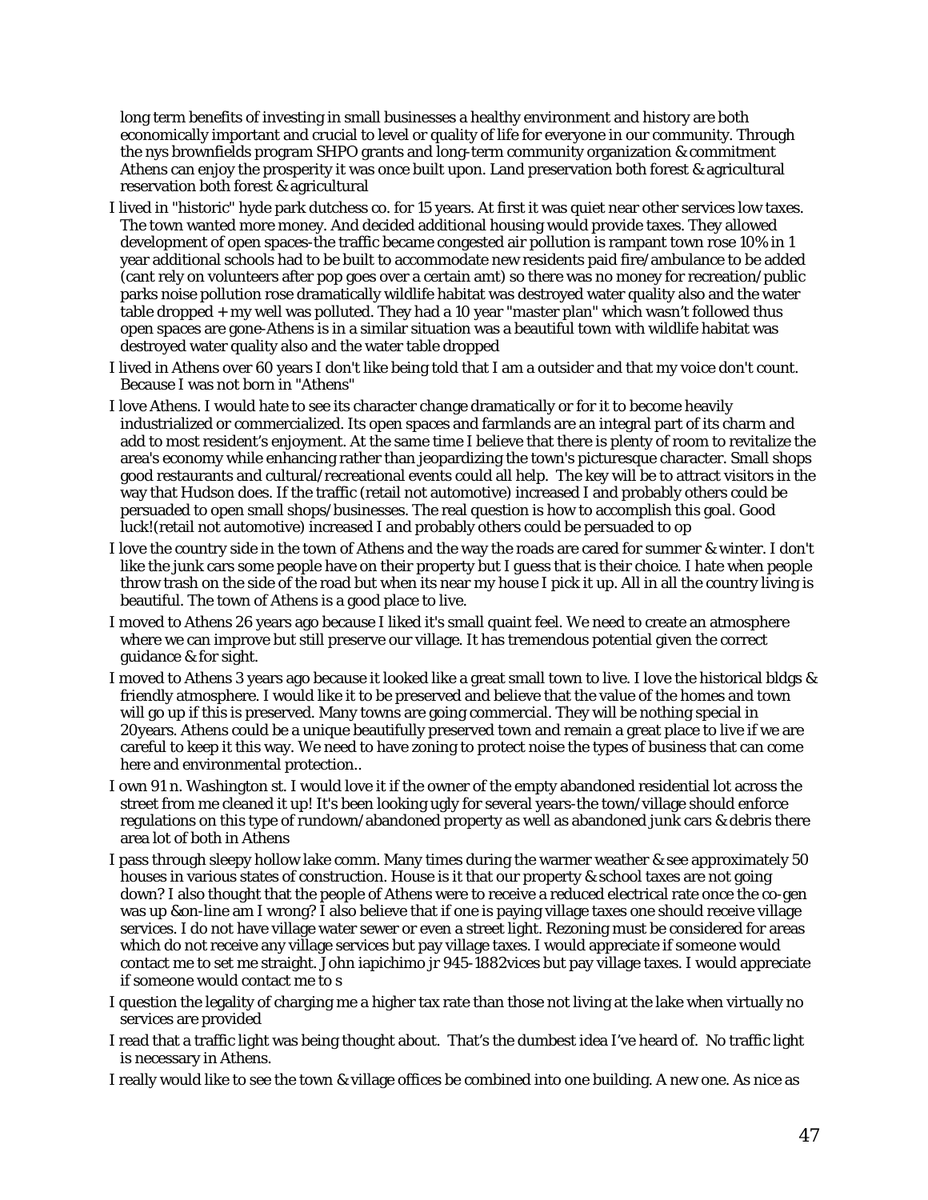long term benefits of investing in small businesses a healthy environment and history are both economically important and crucial to level or quality of life for everyone in our community. Through the nys brownfields program SHPO grants and long-term community organization & commitment Athens can enjoy the prosperity it was once built upon. Land preservation both forest & agricultural reservation both forest & agricultural

I lived in "historic" hyde park dutchess co. for 15 years. At first it was quiet near other services low taxes. The town wanted more money. And decided additional housing would provide taxes. They allowed development of open spaces-the traffic became congested air pollution is rampant town rose 10% in 1 year additional schools had to be built to accommodate new residents paid fire/ambulance to be added (cant rely on volunteers after pop goes over a certain amt) so there was no money for recreation/public parks noise pollution rose dramatically wildlife habitat was destroyed water quality also and the water table dropped + my well was polluted. They had a 10 year "master plan" which wasn't followed thus open spaces are gone-Athens is in a similar situation was a beautiful town with wildlife habitat was destroyed water quality also and the water table dropped

I lived in Athens over 60 years I don't like being told that I am a outsider and that my voice don't count. Because I was not born in "Athens"

I love Athens. I would hate to see its character change dramatically or for it to become heavily industrialized or commercialized. Its open spaces and farmlands are an integral part of its charm and add to most resident's enjoyment. At the same time I believe that there is plenty of room to revitalize the area's economy while enhancing rather than jeopardizing the town's picturesque character. Small shops good restaurants and cultural/recreational events could all help. The key will be to attract visitors in the way that Hudson does. If the traffic (retail not automotive) increased I and probably others could be persuaded to open small shops/businesses. The real question is how to accomplish this goal. Good luck!(retail not automotive) increased I and probably others could be persuaded to op

I love the country side in the town of Athens and the way the roads are cared for summer & winter. I don't like the junk cars some people have on their property but I guess that is their choice. I hate when people throw trash on the side of the road but when its near my house I pick it up. All in all the country living is beautiful. The town of Athens is a good place to live.

I moved to Athens 26 years ago because I liked it's small quaint feel. We need to create an atmosphere where we can improve but still preserve our village. It has tremendous potential given the correct guidance & for sight.

I moved to Athens 3 years ago because it looked like a great small town to live. I love the historical bldgs & friendly atmosphere. I would like it to be preserved and believe that the value of the homes and town will go up if this is preserved. Many towns are going commercial. They will be nothing special in 20years. Athens could be a unique beautifully preserved town and remain a great place to live if we are careful to keep it this way. We need to have zoning to protect noise the types of business that can come here and environmental protection..

I own 91 n. Washington st. I would love it if the owner of the empty abandoned residential lot across the street from me cleaned it up! It's been looking ugly for several years-the town/village should enforce regulations on this type of rundown/abandoned property as well as abandoned junk cars & debris there area lot of both in Athens

I pass through sleepy hollow lake comm. Many times during the warmer weather & see approximately 50 houses in various states of construction. House is it that our property & school taxes are not going down? I also thought that the people of Athens were to receive a reduced electrical rate once the co-gen was up &on-line am I wrong? I also believe that if one is paying village taxes one should receive village services. I do not have village water sewer or even a street light. Rezoning must be considered for areas which do not receive any village services but pay village taxes. I would appreciate if someone would contact me to set me straight. John iapichimo jr 945-1882vices but pay village taxes. I would appreciate if someone would contact me to s

I question the legality of charging me a higher tax rate than those not living at the lake when virtually no services are provided

I read that a traffic light was being thought about. That's the dumbest idea I've heard of. No traffic light is necessary in Athens.

I really would like to see the town & village offices be combined into one building. A new one. As nice as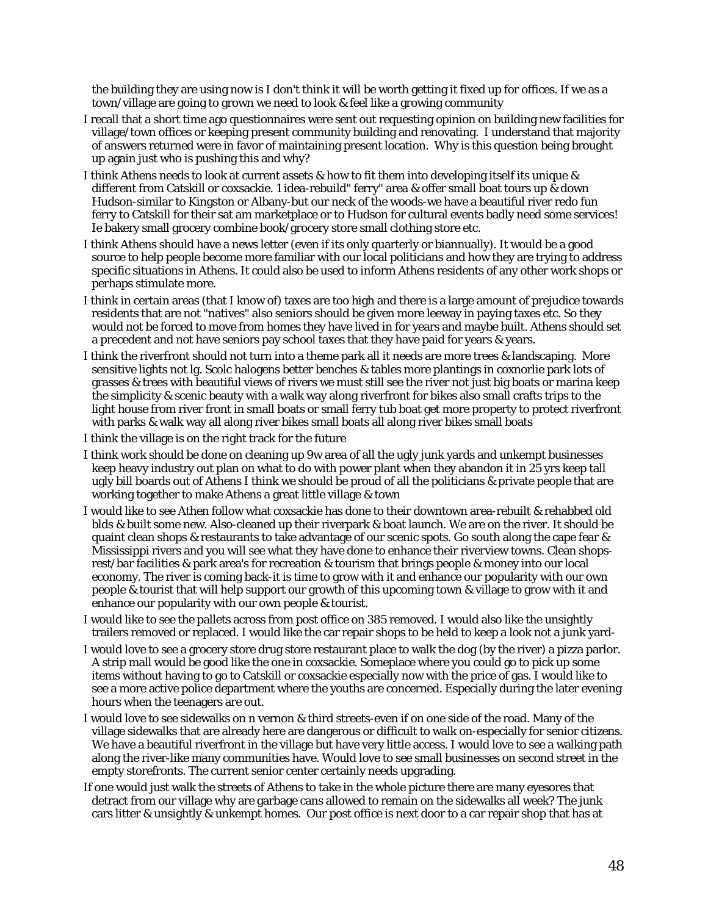the building they are using now is I don't think it will be worth getting it fixed up for offices. If we as a town/village are going to grown we need to look & feel like a growing community

I recall that a short time ago questionnaires were sent out requesting opinion on building new facilities for village/town offices or keeping present community building and renovating. I understand that majority of answers returned were in favor of maintaining present location. Why is this question being brought up again just who is pushing this and why?

I think Athens needs to look at current assets & how to fit them into developing itself its unique & different from Catskill or coxsackie. 1 idea-rebuild" ferry" area & offer small boat tours up & down Hudson-similar to Kingston or Albany-but our neck of the woods-we have a beautiful river redo fun ferry to Catskill for their sat am marketplace or to Hudson for cultural events badly need some services! Ie bakery small grocery combine book/grocery store small clothing store etc.

I think Athens should have a news letter (even if its only quarterly or biannually). It would be a good source to help people become more familiar with our local politicians and how they are trying to address specific situations in Athens. It could also be used to inform Athens residents of any other work shops or perhaps stimulate more.

I think in certain areas (that I know of) taxes are too high and there is a large amount of prejudice towards residents that are not "natives" also seniors should be given more leeway in paying taxes etc. So they would not be forced to move from homes they have lived in for years and maybe built. Athens should set a precedent and not have seniors pay school taxes that they have paid for years & years.

I think the riverfront should not turn into a theme park all it needs are more trees & landscaping. More sensitive lights not lg. Scolc halogens better benches & tables more plantings in coxnorlie park lots of grasses & trees with beautiful views of rivers we must still see the river not just big boats or marina keep the simplicity & scenic beauty with a walk way along riverfront for bikes also small crafts trips to the light house from river front in small boats or small ferry tub boat get more property to protect riverfront with parks & walk way all along river bikes small boats all along river bikes small boats

I think the village is on the right track for the future

I think work should be done on cleaning up 9w area of all the ugly junk yards and unkempt businesses keep heavy industry out plan on what to do with power plant when they abandon it in 25 yrs keep tall ugly bill boards out of Athens I think we should be proud of all the politicians & private people that are working together to make Athens a great little village & town

I would like to see Athen follow what coxsackie has done to their downtown area-rebuilt & rehabbed old blds & built some new. Also-cleaned up their riverpark & boat launch. We are on the river. It should be quaint clean shops & restaurants to take advantage of our scenic spots. Go south along the cape fear & Mississippi rivers and you will see what they have done to enhance their riverview towns. Clean shops-rest/bar facilities & park area's for recreation & tourism that brings people & money into our local economy. The river is coming back-it is time to grow with it and enhance our popularity with our own people & tourist that will help support our growth of this upcoming town & village to grow with it and enhance our popularity with our own people & tourist.

I would like to see the pallets across from post office on 385 removed. I would also like the unsightly trailers removed or replaced. I would like the car repair shops to be held to keep a look not a junk yard-

I would love to see a grocery store drug store restaurant place to walk the dog (by the river) a pizza parlor. A strip mall would be good like the one in coxsackie. Someplace where you could go to pick up some items without having to go to Catskill or coxsackie especially now with the price of gas. I would like to see a more active police department where the youths are concerned. Especially during the later evening hours when the teenagers are out.

I would love to see sidewalks on n vernon & third streets-even if on one side of the road. Many of the village sidewalks that are already here are dangerous or difficult to walk on-especially for senior citizens. We have a beautiful riverfront in the village but have very little access. I would love to see a walking path along the river-like many communities have. Would love to see small businesses on second street in the empty storefronts. The current senior center certainly needs upgrading.

If one would just walk the streets of Athens to take in the whole picture there are many eyesores that detract from our village why are garbage cans allowed to remain on the sidewalks all week? The junk cars litter & unsightly & unkempt homes. Our post office is next door to a car repair shop that has at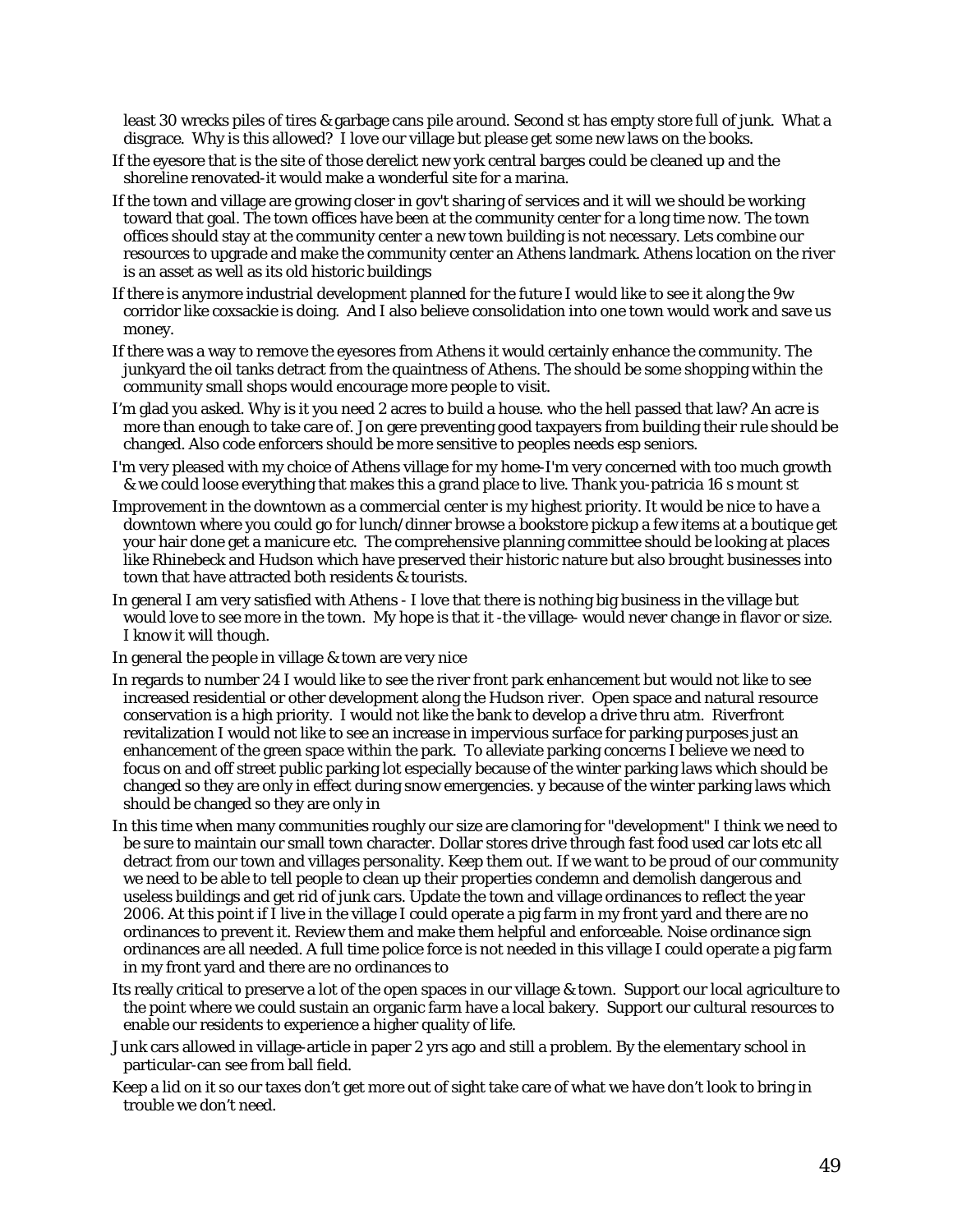least 30 wrecks piles of tires & garbage cans pile around. Second st has empty store full of junk. What a disgrace. Why is this allowed? I love our village but please get some new laws on the books.

If the eyesore that is the site of those derelict new york central barges could be cleaned up and the shoreline renovated-it would make a wonderful site for a marina.

If the town and village are growing closer in gov't sharing of services and it will we should be working toward that goal. The town offices have been at the community center for a long time now. The town offices should stay at the community center a new town building is not necessary. Lets combine our resources to upgrade and make the community center an Athens landmark. Athens location on the river is an asset as well as its old historic buildings

If there is anymore industrial development planned for the future I would like to see it along the 9w corridor like coxsackie is doing. And I also believe consolidation into one town would work and save us money.

If there was a way to remove the eyesores from Athens it would certainly enhance the community. The junkyard the oil tanks detract from the quaintness of Athens. The should be some shopping within the community small shops would encourage more people to visit.

I'm glad you asked. Why is it you need 2 acres to build a house. who the hell passed that law? An acre is more than enough to take care of. Jon gere preventing good taxpayers from building their rule should be changed. Also code enforcers should be more sensitive to peoples needs esp seniors.

I'm very pleased with my choice of Athens village for my home-I'm very concerned with too much growth & we could loose everything that makes this a grand place to live. Thank you-patricia 16 s mount st

Improvement in the downtown as a commercial center is my highest priority. It would be nice to have a downtown where you could go for lunch/dinner browse a bookstore pickup a few items at a boutique get your hair done get a manicure etc. The comprehensive planning committee should be looking at places like Rhinebeck and Hudson which have preserved their historic nature but also brought businesses into town that have attracted both residents & tourists.

In general I am very satisfied with Athens - I love that there is nothing big business in the village but would love to see more in the town. My hope is that it -the village- would never change in flavor or size. I know it will though.

In general the people in village & town are very nice

In regards to number 24 I would like to see the river front park enhancement but would not like to see increased residential or other development along the Hudson river. Open space and natural resource conservation is a high priority. I would not like the bank to develop a drive thru atm. Riverfront revitalization I would not like to see an increase in impervious surface for parking purposes just an enhancement of the green space within the park. To alleviate parking concerns I believe we need to focus on and off street public parking lot especially because of the winter parking laws which should be changed so they are only in effect during snow emergencies. y because of the winter parking laws which should be changed so they are only in

In this time when many communities roughly our size are clamoring for "development" I think we need to be sure to maintain our small town character. Dollar stores drive through fast food used car lots etc all detract from our town and villages personality. Keep them out. If we want to be proud of our community we need to be able to tell people to clean up their properties condemn and demolish dangerous and useless buildings and get rid of junk cars. Update the town and village ordinances to reflect the year 2006. At this point if I live in the village I could operate a pig farm in my front yard and there are no ordinances to prevent it. Review them and make them helpful and enforceable. Noise ordinance sign ordinances are all needed. A full time police force is not needed in this village I could operate a pig farm in my front yard and there are no ordinances to

Its really critical to preserve a lot of the open spaces in our village & town. Support our local agriculture to the point where we could sustain an organic farm have a local bakery. Support our cultural resources to enable our residents to experience a higher quality of life.

Junk cars allowed in village-article in paper 2 yrs ago and still a problem. By the elementary school in particular-can see from ball field.

Keep a lid on it so our taxes don't get more out of sight take care of what we have don't look to bring in trouble we don't need.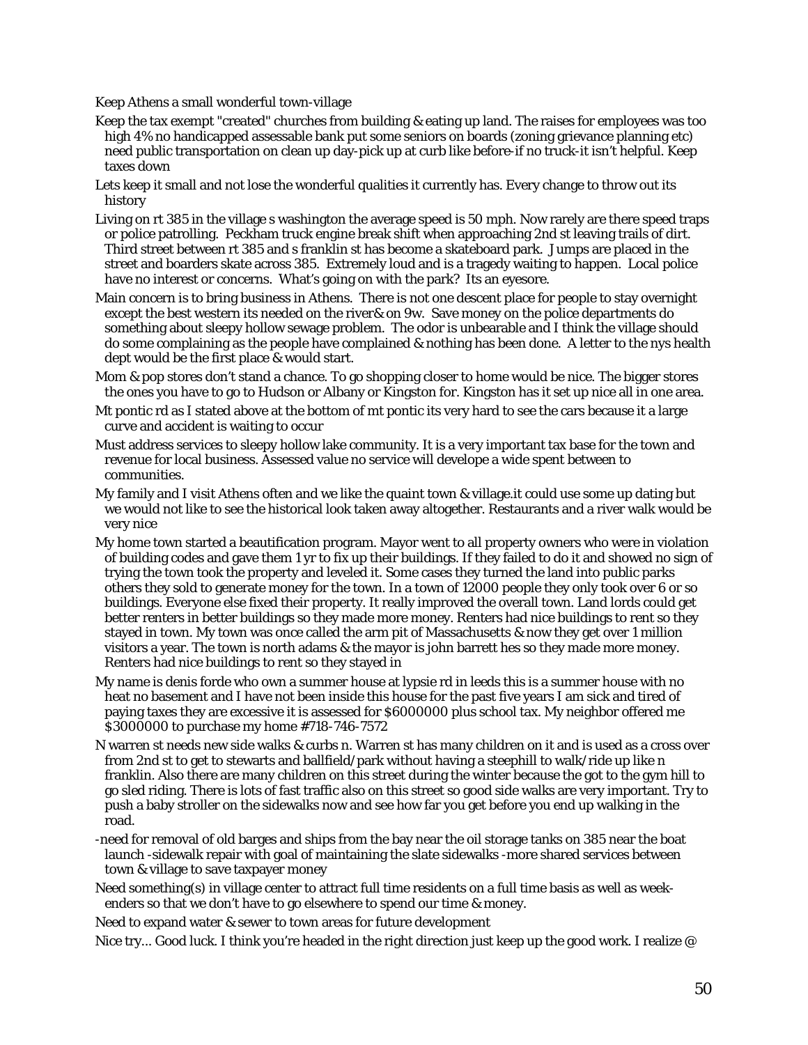Keep Athens a small wonderful town-village

Keep the tax exempt "created" churches from building & eating up land. The raises for employees was too high 4% no handicapped assessable bank put some seniors on boards (zoning grievance planning etc) need public transportation on clean up day-pick up at curb like before-if no truck-it isn't helpful. Keep taxes down

Lets keep it small and not lose the wonderful qualities it currently has. Every change to throw out its history

Living on rt 385 in the village s washington the average speed is 50 mph. Now rarely are there speed traps or police patrolling. Peckham truck engine break shift when approaching 2nd st leaving trails of dirt. Third street between rt 385 and s franklin st has become a skateboard park. Jumps are placed in the street and boarders skate across 385. Extremely loud and is a tragedy waiting to happen. Local police have no interest or concerns. What's going on with the park? Its an eyesore.

Main concern is to bring business in Athens. There is not one descent place for people to stay overnight except the best western its needed on the river& on 9w. Save money on the police departments do something about sleepy hollow sewage problem. The odor is unbearable and I think the village should do some complaining as the people have complained & nothing has been done. A letter to the nys health dept would be the first place & would start.

Mom & pop stores don't stand a chance. To go shopping closer to home would be nice. The bigger stores the ones you have to go to Hudson or Albany or Kingston for. Kingston has it set up nice all in one area.

Mt pontic rd as I stated above at the bottom of mt pontic its very hard to see the cars because it a large curve and accident is waiting to occur

Must address services to sleepy hollow lake community. It is a very important tax base for the town and revenue for local business. Assessed value no service will develope a wide spent between to communities.

My family and I visit Athens often and we like the quaint town & village.it could use some up dating but we would not like to see the historical look taken away altogether. Restaurants and a river walk would be very nice

My home town started a beautification program. Mayor went to all property owners who were in violation of building codes and gave them 1 yr to fix up their buildings. If they failed to do it and showed no sign of trying the town took the property and leveled it. Some cases they turned the land into public parks others they sold to generate money for the town. In a town of 12000 people they only took over 6 or so buildings. Everyone else fixed their property. It really improved the overall town. Land lords could get better renters in better buildings so they made more money. Renters had nice buildings to rent so they stayed in town. My town was once called the arm pit of Massachusetts & now they get over 1 million visitors a year. The town is north adams & the mayor is john barrett hes so they made more money. Renters had nice buildings to rent so they stayed in

My name is denis forde who own a summer house at lypsie rd in leeds this is a summer house with no heat no basement and I have not been inside this house for the past five years I am sick and tired of paying taxes they are excessive it is assessed for $6000000 plus school tax. My neighbor offered me $3000000 to purchase my home #718-746-7572

N warren st needs new side walks & curbs n. Warren st has many children on it and is used as a cross over from 2nd st to get to stewarts and ballfield/park without having a steephill to walk/ride up like n franklin. Also there are many children on this street during the winter because the got to the gym hill to go sled riding. There is lots of fast traffic also on this street so good side walks are very important. Try to push a baby stroller on the sidewalks now and see how far you get before you end up walking in the road.

-need for removal of old barges and ships from the bay near the oil storage tanks on 385 near the boat launch -sidewalk repair with goal of maintaining the slate sidewalks -more shared services between town & village to save taxpayer money

Need something(s) in village center to attract full time residents on a full time basis as well as week-enders so that we don't have to go elsewhere to spend our time & money.

Need to expand water & sewer to town areas for future development

Nice try... Good luck. I think you're headed in the right direction just keep up the good work. I realize @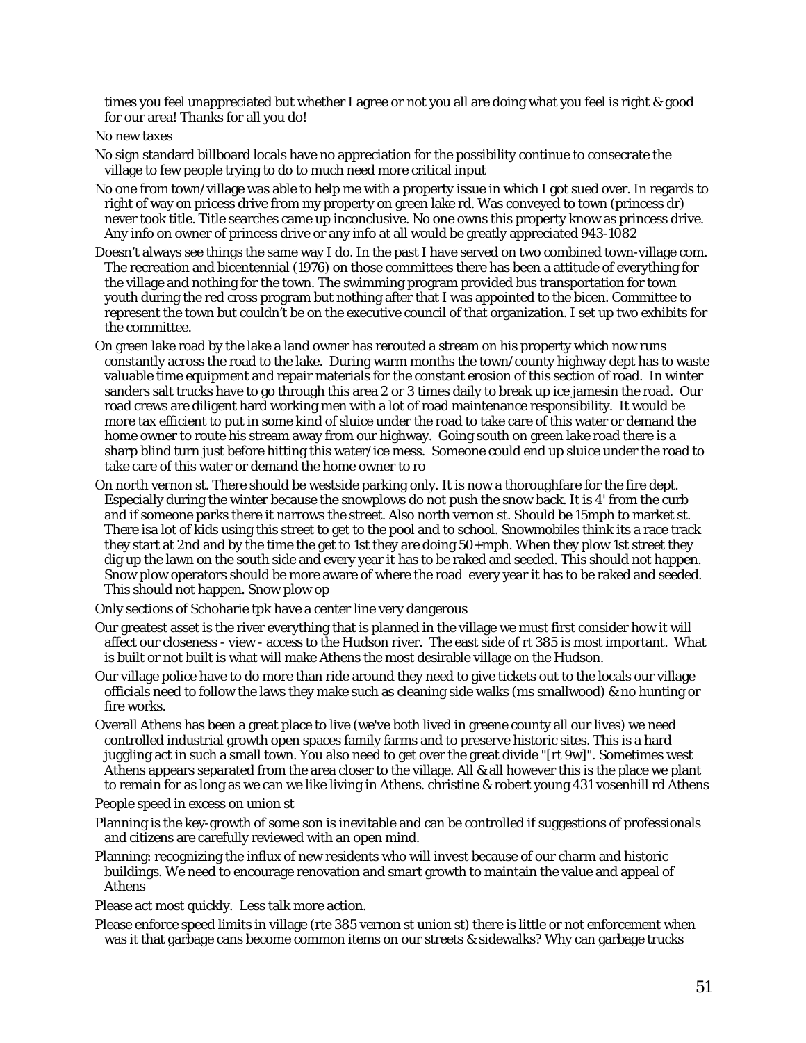times you feel unappreciated but whether I agree or not you all are doing what you feel is right & good for our area! Thanks for all you do!

No new taxes

No sign standard billboard locals have no appreciation for the possibility continue to consecrate the village to few people trying to do to much need more critical input

No one from town/village was able to help me with a property issue in which I got sued over. In regards to right of way on pricess drive from my property on green lake rd. Was conveyed to town (princess dr) never took title. Title searches came up inconclusive. No one owns this property know as princess drive. Any info on owner of princess drive or any info at all would be greatly appreciated 943-1082

Doesn't always see things the same way I do. In the past I have served on two combined town-village com. The recreation and bicentennial (1976) on those committees there has been a attitude of everything for the village and nothing for the town. The swimming program provided bus transportation for town youth during the red cross program but nothing after that I was appointed to the bicen. Committee to represent the town but couldn't be on the executive council of that organization. I set up two exhibits for the committee.

On green lake road by the lake a land owner has rerouted a stream on his property which now runs constantly across the road to the lake. During warm months the town/county highway dept has to waste valuable time equipment and repair materials for the constant erosion of this section of road. In winter sanders salt trucks have to go through this area 2 or 3 times daily to break up ice jamesin the road. Our road crews are diligent hard working men with a lot of road maintenance responsibility. It would be more tax efficient to put in some kind of sluice under the road to take care of this water or demand the home owner to route his stream away from our highway. Going south on green lake road there is a sharp blind turn just before hitting this water/ice mess. Someone could end up sluice under the road to take care of this water or demand the home owner to ro

On north vernon st. There should be westside parking only. It is now a thoroughfare for the fire dept. Especially during the winter because the snowplows do not push the snow back. It is 4' from the curb and if someone parks there it narrows the street. Also north vernon st. Should be 15mph to market st. There isa lot of kids using this street to get to the pool and to school. Snowmobiles think its a race track they start at 2nd and by the time the get to 1st they are doing 50+mph. When they plow 1st street they dig up the lawn on the south side and every year it has to be raked and seeded. This should not happen. Snow plow operators should be more aware of where the road every year it has to be raked and seeded. This should not happen. Snow plow op

Only sections of Schoharie tpk have a center line very dangerous

Our greatest asset is the river everything that is planned in the village we must first consider how it will affect our closeness - view - access to the Hudson river. The east side of rt 385 is most important. What is built or not built is what will make Athens the most desirable village on the Hudson.

Our village police have to do more than ride around they need to give tickets out to the locals our village officials need to follow the laws they make such as cleaning side walks (ms smallwood) & no hunting or fire works.

Overall Athens has been a great place to live (we've both lived in greene county all our lives) we need controlled industrial growth open spaces family farms and to preserve historic sites. This is a hard juggling act in such a small town. You also need to get over the great divide "[rt 9w]". Sometimes west Athens appears separated from the area closer to the village. All & all however this is the place we plant to remain for as long as we can we like living in Athens. christine & robert young 431 vosenhill rd Athens

People speed in excess on union st

Planning is the key-growth of some son is inevitable and can be controlled if suggestions of professionals and citizens are carefully reviewed with an open mind.

Planning: recognizing the influx of new residents who will invest because of our charm and historic buildings. We need to encourage renovation and smart growth to maintain the value and appeal of Athens

Please act most quickly. Less talk more action.

Please enforce speed limits in village (rte 385 vernon st union st) there is little or not enforcement when was it that garbage cans become common items on our streets & sidewalks? Why can garbage trucks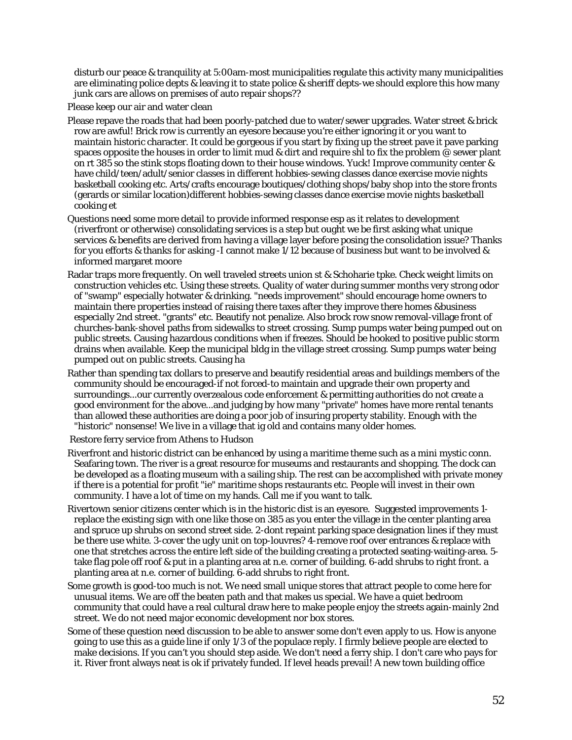disturb our peace & tranquility at 5:00am-most municipalities regulate this activity many municipalities are eliminating police depts & leaving it to state police & sheriff depts-we should explore this how many junk cars are allows on premises of auto repair shops??

Please keep our air and water clean

Please repave the roads that had been poorly-patched due to water/sewer upgrades. Water street & brick row are awful! Brick row is currently an eyesore because you're either ignoring it or you want to maintain historic character. It could be gorgeous if you start by fixing up the street pave it pave parking spaces opposite the houses in order to limit mud & dirt and require shl to fix the problem @ sewer plant on rt 385 so the stink stops floating down to their house windows. Yuck! Improve community center & have child/teen/adult/senior classes in different hobbies-sewing classes dance exercise movie nights basketball cooking etc. Arts/crafts encourage boutiques/clothing shops/baby shop into the store fronts (gerards or similar location)different hobbies-sewing classes dance exercise movie nights basketball cooking et

Questions need some more detail to provide informed response esp as it relates to development (riverfront or otherwise) consolidating services is a step but ought we be first asking what unique services & benefits are derived from having a village layer before posing the consolidation issue? Thanks for you efforts & thanks for asking -I cannot make 1/12 because of business but want to be involved & informed margaret moore

Radar traps more frequently. On well traveled streets union st & Schoharie tpke. Check weight limits on construction vehicles etc. Using these streets. Quality of water during summer months very strong odor of "swamp" especially hotwater & drinking. "needs improvement" should encourage home owners to maintain there properties instead of raising there taxes after they improve there homes &business especially 2nd street. "grants" etc. Beautify not penalize. Also brock row snow removal-village front of churches-bank-shovel paths from sidewalks to street crossing. Sump pumps water being pumped out on public streets. Causing hazardous conditions when if freezes. Should be hooked to positive public storm drains when available. Keep the municipal bldg in the village street crossing. Sump pumps water being pumped out on public streets. Causing ha

Rather than spending tax dollars to preserve and beautify residential areas and buildings members of the community should be encouraged-if not forced-to maintain and upgrade their own property and surroundings...our currently overzealous code enforcement & permitting authorities do not create a good environment for the above...and judging by how many "private" homes have more rental tenants than allowed these authorities are doing a poor job of insuring property stability. Enough with the "historic" nonsense! We live in a village that ig old and contains many older homes.

Restore ferry service from Athens to Hudson

Riverfront and historic district can be enhanced by using a maritime theme such as a mini mystic conn. Seafaring town. The river is a great resource for museums and restaurants and shopping. The dock can be developed as a floating museum with a sailing ship. The rest can be accomplished with private money if there is a potential for profit "ie" maritime shops restaurants etc. People will invest in their own community. I have a lot of time on my hands. Call me if you want to talk.

Rivertown senior citizens center which is in the historic dist is an eyesore. Suggested improvements 1-replace the existing sign with one like those on 385 as you enter the village in the center planting area and spruce up shrubs on second street side. 2-dont repaint parking space designation lines if they must be there use white. 3-cover the ugly unit on top-louvres? 4-remove roof over entrances & replace with one that stretches across the entire left side of the building creating a protected seating-waiting-area. 5-take flag pole off roof & put in a planting area at n.e. corner of building. 6-add shrubs to right front. a planting area at n.e. corner of building. 6-add shrubs to right front.

Some growth is good-too much is not. We need small unique stores that attract people to come here for unusual items. We are off the beaten path and that makes us special. We have a quiet bedroom community that could have a real cultural draw here to make people enjoy the streets again-mainly 2nd street. We do not need major economic development nor box stores.

Some of these question need discussion to be able to answer some don't even apply to us. How is anyone going to use this as a guide line if only 1/3 of the populace reply. I firmly believe people are elected to make decisions. If you can't you should step aside. We don't need a ferry ship. I don't care who pays for it. River front always neat is ok if privately funded. If level heads prevail! A new town building office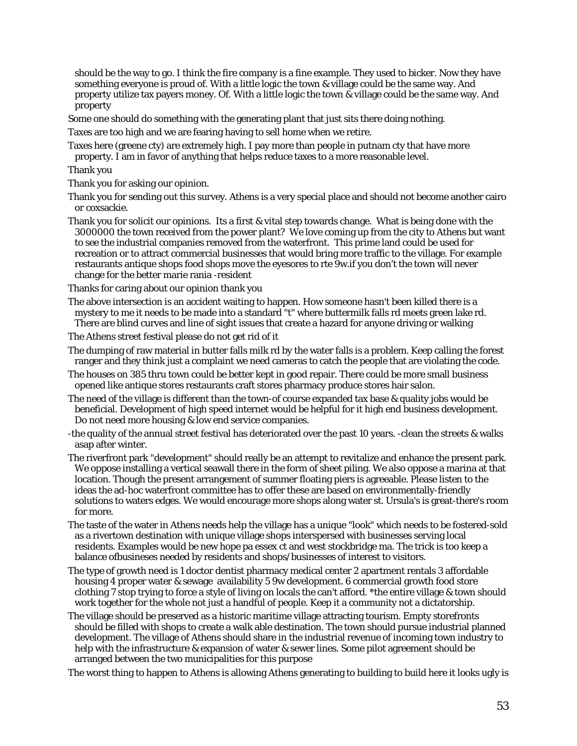should be the way to go. I think the fire company is a fine example. They used to bicker. Now they have something everyone is proud of. With a little logic the town & village could be the same way. And property utilize tax payers money. Of. With a little logic the town & village could be the same way. And property

Some one should do something with the generating plant that just sits there doing nothing.

Taxes are too high and we are fearing having to sell home when we retire.

Taxes here (greene cty) are extremely high. I pay more than people in putnam cty that have more property. I am in favor of anything that helps reduce taxes to a more reasonable level.

Thank you

Thank you for asking our opinion.

Thank you for sending out this survey. Athens is a very special place and should not become another cairo or coxsackie.

Thank you for solicit our opinions. Its a first & vital step towards change. What is being done with the 3000000 the town received from the power plant? We love coming up from the city to Athens but want to see the industrial companies removed from the waterfront. This prime land could be used for recreation or to attract commercial businesses that would bring more traffic to the village. For example restaurants antique shops food shops move the eyesores to rte 9w.if you don't the town will never change for the better marie rania -resident

Thanks for caring about our opinion thank you

The above intersection is an accident waiting to happen. How someone hasn't been killed there is a mystery to me it needs to be made into a standard "t" where buttermilk falls rd meets green lake rd. There are blind curves and line of sight issues that create a hazard for anyone driving or walking

The Athens street festival please do not get rid of it

The dumping of raw material in butter falls milk rd by the water falls is a problem. Keep calling the forest ranger and they think just a complaint we need cameras to catch the people that are violating the code.

The houses on 385 thru town could be better kept in good repair. There could be more small business opened like antique stores restaurants craft stores pharmacy produce stores hair salon.

The need of the village is different than the town-of course expanded tax base & quality jobs would be beneficial. Development of high speed internet would be helpful for it high end business development. Do not need more housing & low end service companies.

-the quality of the annual street festival has deteriorated over the past 10 years. -clean the streets & walks asap after winter.

The riverfront park "development" should really be an attempt to revitalize and enhance the present park. We oppose installing a vertical seawall there in the form of sheet piling. We also oppose a marina at that location. Though the present arrangement of summer floating piers is agreeable. Please listen to the ideas the ad-hoc waterfront committee has to offer these are based on environmentally-friendly solutions to waters edges. We would encourage more shops along water st. Ursula's is great-there's room for more.

The taste of the water in Athens needs help the village has a unique "look" which needs to be fostered-sold as a rivertown destination with unique village shops interspersed with businesses serving local residents. Examples would be new hope pa essex ct and west stockbridge ma. The trick is too keep a balance ofbusineses needed by residents and shops/businesses of interest to visitors.

The type of growth need is 1 doctor dentist pharmacy medical center 2 apartment rentals 3 affordable housing 4 proper water & sewage availability 5 9w development. 6 commercial growth food store clothing 7 stop trying to force a style of living on locals the can't afford. *the entire village & town should work together for the whole not just a handful of people. Keep it a community not a dictatorship.

The village should be preserved as a historic maritime village attracting tourism. Empty storefronts should be filled with shops to create a walk able destination. The town should pursue industrial planned development. The village of Athens should share in the industrial revenue of incoming town industry to help with the infrastructure & expansion of water & sewer lines. Some pilot agreement should be arranged between the two municipalities for this purpose

The worst thing to happen to Athens is allowing Athens generating to building to build here it looks ugly is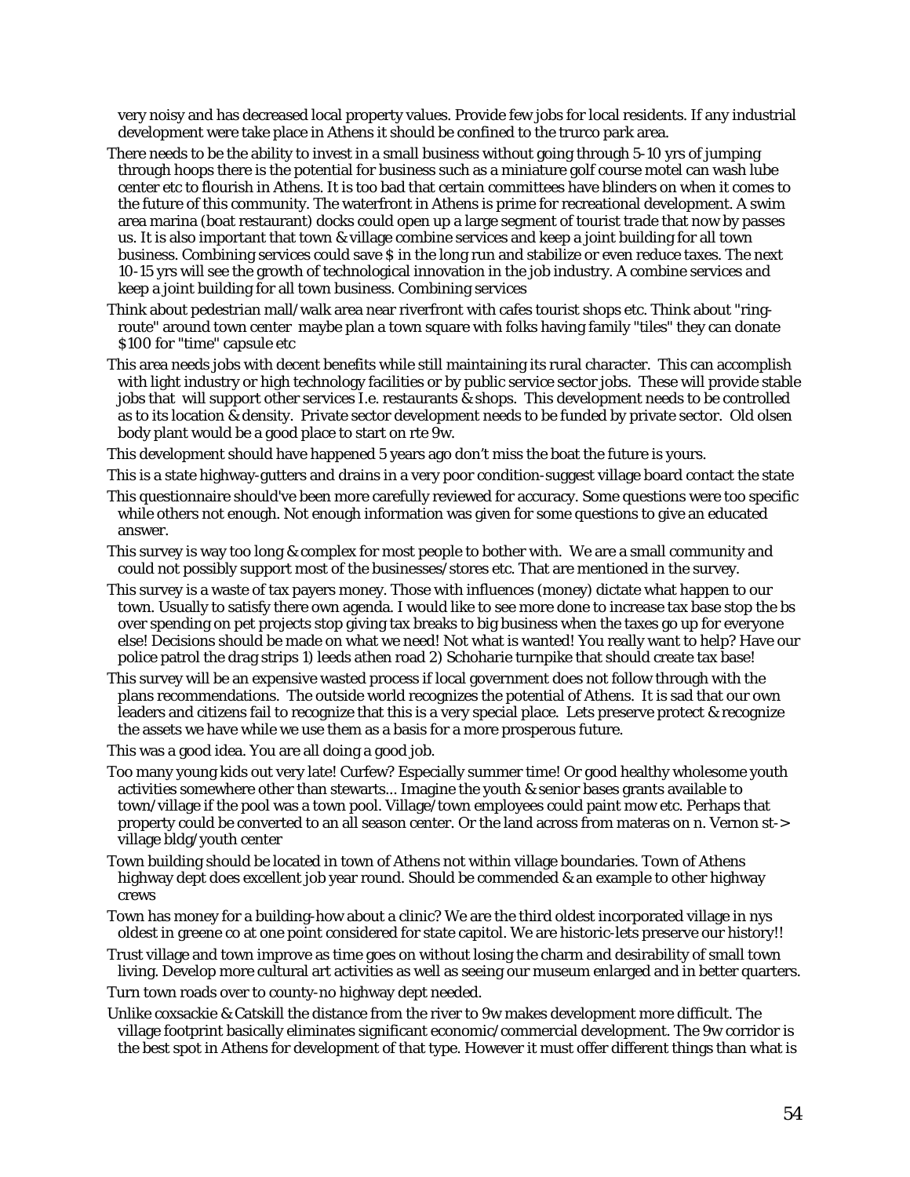very noisy and has decreased local property values. Provide few jobs for local residents. If any industrial development were take place in Athens it should be confined to the trurco park area.

There needs to be the ability to invest in a small business without going through 5-10 yrs of jumping through hoops there is the potential for business such as a miniature golf course motel can wash lube center etc to flourish in Athens. It is too bad that certain committees have blinders on when it comes to the future of this community. The waterfront in Athens is prime for recreational development. A swim area marina (boat restaurant) docks could open up a large segment of tourist trade that now by passes us. It is also important that town & village combine services and keep a joint building for all town business. Combining services could save $ in the long run and stabilize or even reduce taxes. The next 10-15 yrs will see the growth of technological innovation in the job industry. A combine services and keep a joint building for all town business. Combining services

Think about pedestrian mall/walk area near riverfront with cafes tourist shops etc. Think about "ring-route" around town center maybe plan a town square with folks having family "tiles" they can donate $100 for "time" capsule etc

This area needs jobs with decent benefits while still maintaining its rural character. This can accomplish with light industry or high technology facilities or by public service sector jobs. These will provide stable jobs that will support other services I.e. restaurants & shops. This development needs to be controlled as to its location & density. Private sector development needs to be funded by private sector. Old olsen body plant would be a good place to start on rte 9w.

This development should have happened 5 years ago don't miss the boat the future is yours.

This is a state highway-gutters and drains in a very poor condition-suggest village board contact the state

This questionnaire should've been more carefully reviewed for accuracy. Some questions were too specific while others not enough. Not enough information was given for some questions to give an educated answer.

This survey is way too long & complex for most people to bother with. We are a small community and could not possibly support most of the businesses/stores etc. That are mentioned in the survey.

This survey is a waste of tax payers money. Those with influences (money) dictate what happen to our town. Usually to satisfy there own agenda. I would like to see more done to increase tax base stop the bs over spending on pet projects stop giving tax breaks to big business when the taxes go up for everyone else! Decisions should be made on what we need! Not what is wanted! You really want to help? Have our police patrol the drag strips 1) leeds athen road 2) Schoharie turnpike that should create tax base!

This survey will be an expensive wasted process if local government does not follow through with the plans recommendations. The outside world recognizes the potential of Athens. It is sad that our own leaders and citizens fail to recognize that this is a very special place. Lets preserve protect & recognize the assets we have while we use them as a basis for a more prosperous future.

This was a good idea. You are all doing a good job.

Too many young kids out very late! Curfew? Especially summer time! Or good healthy wholesome youth activities somewhere other than stewarts... Imagine the youth & senior bases grants available to town/village if the pool was a town pool. Village/town employees could paint mow etc. Perhaps that property could be converted to an all season center. Or the land across from materas on n. Vernon st-> village bldg/youth center

Town building should be located in town of Athens not within village boundaries. Town of Athens highway dept does excellent job year round. Should be commended & an example to other highway crews

Town has money for a building-how about a clinic? We are the third oldest incorporated village in nys oldest in greene co at one point considered for state capitol. We are historic-lets preserve our history!!

Trust village and town improve as time goes on without losing the charm and desirability of small town living. Develop more cultural art activities as well as seeing our museum enlarged and in better quarters.

Turn town roads over to county-no highway dept needed.

Unlike coxsackie & Catskill the distance from the river to 9w makes development more difficult. The village footprint basically eliminates significant economic/commercial development. The 9w corridor is the best spot in Athens for development of that type. However it must offer different things than what is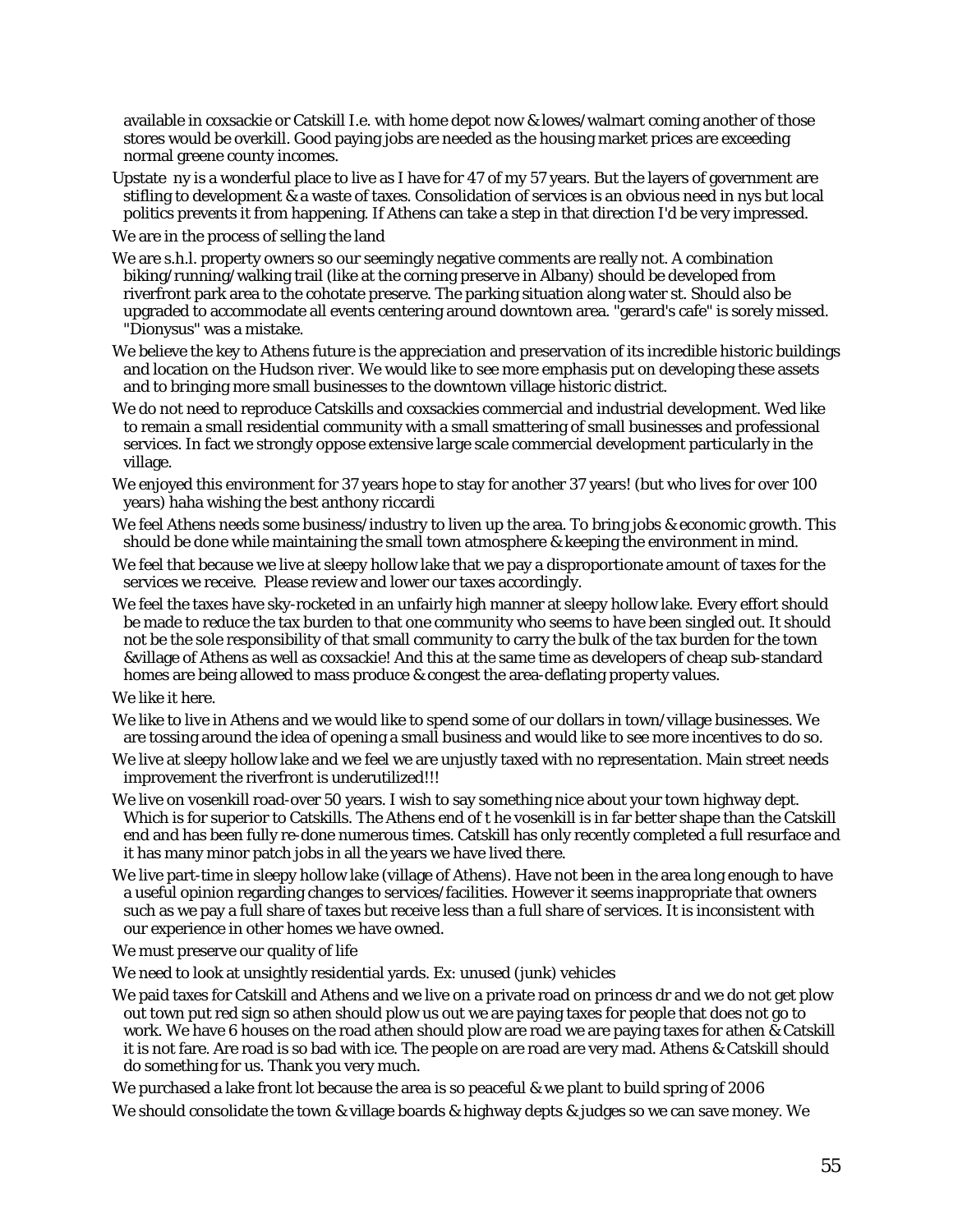available in coxsackie or Catskill I.e. with home depot now & lowes/walmart coming another of those stores would be overkill. Good paying jobs are needed as the housing market prices are exceeding normal greene county incomes.

Upstate ny is a wonderful place to live as I have for 47 of my 57 years. But the layers of government are stifling to development & a waste of taxes. Consolidation of services is an obvious need in nys but local politics prevents it from happening. If Athens can take a step in that direction I'd be very impressed.

We are in the process of selling the land

We are s.h.l. property owners so our seemingly negative comments are really not. A combination biking/running/walking trail (like at the corning preserve in Albany) should be developed from riverfront park area to the cohotate preserve. The parking situation along water st. Should also be upgraded to accommodate all events centering around downtown area. "gerard's cafe" is sorely missed. "Dionysus" was a mistake.

We believe the key to Athens future is the appreciation and preservation of its incredible historic buildings and location on the Hudson river. We would like to see more emphasis put on developing these assets and to bringing more small businesses to the downtown village historic district.

We do not need to reproduce Catskills and coxsackies commercial and industrial development. Wed like to remain a small residential community with a small smattering of small businesses and professional services. In fact we strongly oppose extensive large scale commercial development particularly in the village.

We enjoyed this environment for 37 years hope to stay for another 37 years! (but who lives for over 100 years) haha wishing the best anthony riccardi

We feel Athens needs some business/industry to liven up the area. To bring jobs & economic growth. This should be done while maintaining the small town atmosphere & keeping the environment in mind.

We feel that because we live at sleepy hollow lake that we pay a disproportionate amount of taxes for the services we receive. Please review and lower our taxes accordingly.

We feel the taxes have sky-rocketed in an unfairly high manner at sleepy hollow lake. Every effort should be made to reduce the tax burden to that one community who seems to have been singled out. It should not be the sole responsibility of that small community to carry the bulk of the tax burden for the town &village of Athens as well as coxsackie! And this at the same time as developers of cheap sub-standard homes are being allowed to mass produce & congest the area-deflating property values.

We like it here.

We like to live in Athens and we would like to spend some of our dollars in town/village businesses. We are tossing around the idea of opening a small business and would like to see more incentives to do so.

We live at sleepy hollow lake and we feel we are unjustly taxed with no representation. Main street needs improvement the riverfront is underutilized!!!

We live on vosenkill road-over 50 years. I wish to say something nice about your town highway dept. Which is for superior to Catskills. The Athens end of t he vosenkill is in far better shape than the Catskill end and has been fully re-done numerous times. Catskill has only recently completed a full resurface and it has many minor patch jobs in all the years we have lived there.

We live part-time in sleepy hollow lake (village of Athens). Have not been in the area long enough to have a useful opinion regarding changes to services/facilities. However it seems inappropriate that owners such as we pay a full share of taxes but receive less than a full share of services. It is inconsistent with our experience in other homes we have owned.

We must preserve our quality of life

We need to look at unsightly residential yards. Ex: unused (junk) vehicles

We paid taxes for Catskill and Athens and we live on a private road on princess dr and we do not get plow out town put red sign so athen should plow us out we are paying taxes for people that does not go to work. We have 6 houses on the road athen should plow are road we are paying taxes for athen & Catskill it is not fare. Are road is so bad with ice. The people on are road are very mad. Athens & Catskill should do something for us. Thank you very much.

We purchased a lake front lot because the area is so peaceful & we plant to build spring of 2006

We should consolidate the town & village boards & highway depts & judges so we can save money. We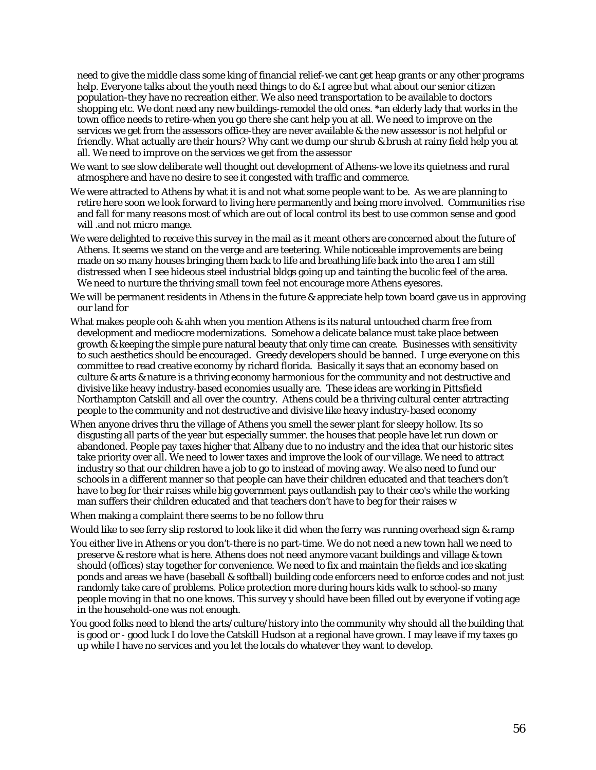need to give the middle class some king of financial relief-we cant get heap grants or any other programs help. Everyone talks about the youth need things to do & I agree but what about our senior citizen population-they have no recreation either. We also need transportation to be available to doctors shopping etc. We dont need any new buildings-remodel the old ones. *an elderly lady that works in the town office needs to retire-when you go there she cant help you at all. We need to improve on the services we get from the assessors office-they are never available & the new assessor is not helpful or friendly. What actually are their hours? Why cant we dump our shrub & brush at rainy field help you at all. We need to improve on the services we get from the assessor

We want to see slow deliberate well thought out development of Athens-we love its quietness and rural atmosphere and have no desire to see it congested with traffic and commerce.

We were attracted to Athens by what it is and not what some people want to be. As we are planning to retire here soon we look forward to living here permanently and being more involved. Communities rise and fall for many reasons most of which are out of local control its best to use common sense and good will .and not micro mange.

We were delighted to receive this survey in the mail as it meant others are concerned about the future of Athens. It seems we stand on the verge and are teetering. While noticeable improvements are being made on so many houses bringing them back to life and breathing life back into the area I am still distressed when I see hideous steel industrial bldgs going up and tainting the bucolic feel of the area. We need to nurture the thriving small town feel not encourage more Athens eyesores.

We will be permanent residents in Athens in the future & appreciate help town board gave us in approving our land for

What makes people ooh & ahh when you mention Athens is its natural untouched charm free from development and mediocre modernizations. Somehow a delicate balance must take place between growth & keeping the simple pure natural beauty that only time can create. Businesses with sensitivity to such aesthetics should be encouraged. Greedy developers should be banned. I urge everyone on this committee to read creative economy by richard florida. Basically it says that an economy based on culture & arts & nature is a thriving economy harmonious for the community and not destructive and divisive like heavy industry-based economies usually are. These ideas are working in Pittsfield Northampton Catskill and all over the country. Athens could be a thriving cultural center atrtracting people to the community and not destructive and divisive like heavy industry-based economy

When anyone drives thru the village of Athens you smell the sewer plant for sleepy hollow. Its so disgusting all parts of the year but especially summer. the houses that people have let run down or abandoned. People pay taxes higher that Albany due to no industry and the idea that our historic sites take priority over all. We need to lower taxes and improve the look of our village. We need to attract industry so that our children have a job to go to instead of moving away. We also need to fund our schools in a different manner so that people can have their children educated and that teachers don't have to beg for their raises while big government pays outlandish pay to their ceo's while the working man suffers their children educated and that teachers don't have to beg for their raises w

When making a complaint there seems to be no follow thru

Would like to see ferry slip restored to look like it did when the ferry was running overhead sign & ramp

You either live in Athens or you don't-there is no part-time. We do not need a new town hall we need to preserve & restore what is here. Athens does not need anymore vacant buildings and village & town should (offices) stay together for convenience. We need to fix and maintain the fields and ice skating ponds and areas we have (baseball & softball) building code enforcers need to enforce codes and not just randomly take care of problems. Police protection more during hours kids walk to school-so many people moving in that no one knows. This survey y should have been filled out by everyone if voting age in the household-one was not enough.

You good folks need to blend the arts/culture/history into the community why should all the building that is good or - good luck I do love the Catskill Hudson at a regional have grown. I may leave if my taxes go up while I have no services and you let the locals do whatever they want to develop.